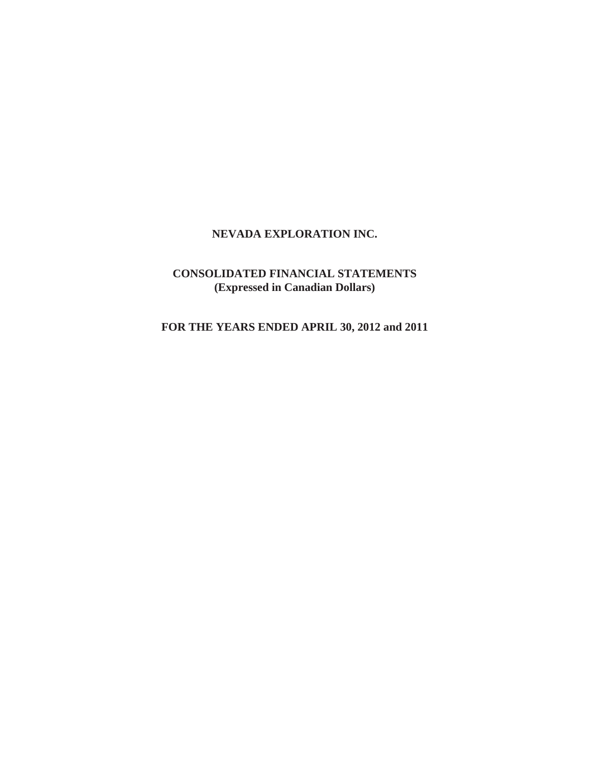# NEVADA EXPLORATION INC.

## CONSOLIDATED FINANCIAL STATEMENTS
**(Expressed in Canadian Dollars)**

## FOR THE YEARS ENDED APRIL 30, 2012 and 2011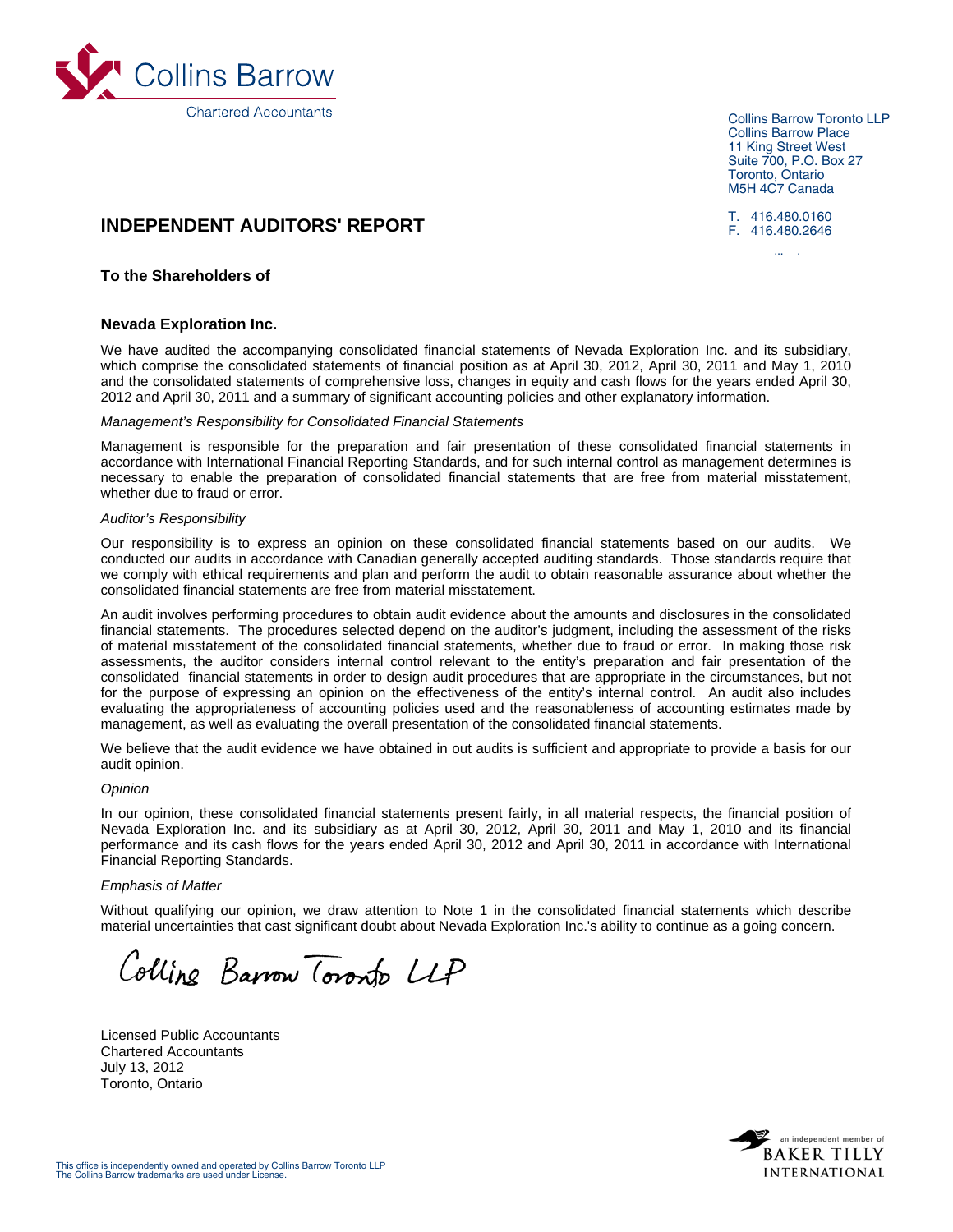Collins Barrow
Chartered Accountants

Collins Barrow Toronto LLP
Collins Barrow Place
11 King Street West
Suite 700, P.O. Box 27
Toronto, Ontario
M5H 4C7 Canada

T. 416.480.0160
F. 416.480.2646

# INDEPENDENT AUDITORS' REPORT

**To the Shareholders of**

**Nevada Exploration Inc.**

We have audited the accompanying consolidated financial statements of Nevada Exploration Inc. and its subsidiary, which comprise the consolidated statements of financial position as at April 30, 2012, April 30, 2011 and May 1, 2010 and the consolidated statements of comprehensive loss, changes in equity and cash flows for the years ended April 30, 2012 and April 30, 2011 and a summary of significant accounting policies and other explanatory information.

*Management's Responsibility for Consolidated Financial Statements*

Management is responsible for the preparation and fair presentation of these consolidated financial statements in accordance with International Financial Reporting Standards, and for such internal control as management determines is necessary to enable the preparation of consolidated financial statements that are free from material misstatement, whether due to fraud or error.

*Auditor's Responsibility*

Our responsibility is to express an opinion on these consolidated financial statements based on our audits. We conducted our audits in accordance with Canadian generally accepted auditing standards. Those standards require that we comply with ethical requirements and plan and perform the audit to obtain reasonable assurance about whether the consolidated financial statements are free from material misstatement.

An audit involves performing procedures to obtain audit evidence about the amounts and disclosures in the consolidated financial statements. The procedures selected depend on the auditor's judgment, including the assessment of the risks of material misstatement of the consolidated financial statements, whether due to fraud or error. In making those risk assessments, the auditor considers internal control relevant to the entity's preparation and fair presentation of the consolidated financial statements in order to design audit procedures that are appropriate in the circumstances, but not for the purpose of expressing an opinion on the effectiveness of the entity's internal control. An audit also includes evaluating the appropriateness of accounting policies used and the reasonableness of accounting estimates made by management, as well as evaluating the overall presentation of the consolidated financial statements.

We believe that the audit evidence we have obtained in out audits is sufficient and appropriate to provide a basis for our audit opinion.

*Opinion*

In our opinion, these consolidated financial statements present fairly, in all material respects, the financial position of Nevada Exploration Inc. and its subsidiary as at April 30, 2012, April 30, 2011 and May 1, 2010 and its financial performance and its cash flows for the years ended April 30, 2012 and April 30, 2011 in accordance with International Financial Reporting Standards.

*Emphasis of Matter*

Without qualifying our opinion, we draw attention to Note 1 in the consolidated financial statements which describe material uncertainties that cast significant doubt about Nevada Exploration Inc.'s ability to continue as a going concern.

Collins Barrow Toronto LLP

Licensed Public Accountants
Chartered Accountants
July 13, 2012
Toronto, Ontario

This office is independently owned and operated by Collins Barrow Toronto LLP
The Collins Barrow trademarks are used under License.

an independent member of BAKER TILLY INTERNATIONAL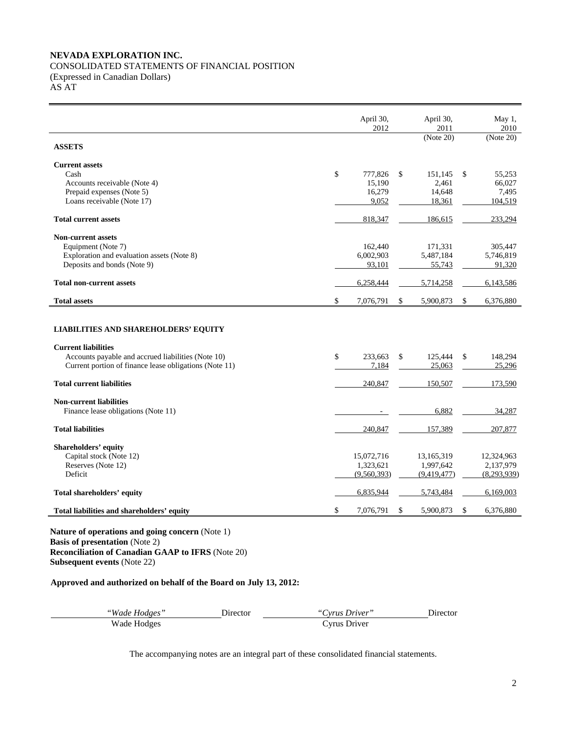**NEVADA EXPLORATION INC.**
CONSOLIDATED STATEMENTS OF FINANCIAL POSITION
(Expressed in Canadian Dollars)
AS AT

| | April 30, 2012 | April 30, 2011 (Note 20) | May 1, 2010 (Note 20) |
|---|---|---|---|
| **ASSETS** | | | |
| **Current assets** | | | |
| Cash | $ 777,826 | $ 151,145 | $ 55,253 |
| Accounts receivable (Note 4) | 15,190 | 2,461 | 66,027 |
| Prepaid expenses (Note 5) | 16,279 | 14,648 | 7,495 |
| Loans receivable (Note 17) | 9,052 | 18,361 | 104,519 |
| **Total current assets** | 818,347 | 186,615 | 233,294 |
| **Non-current assets** | | | |
| Equipment (Note 7) | 162,440 | 171,331 | 305,447 |
| Exploration and evaluation assets (Note 8) | 6,002,903 | 5,487,184 | 5,746,819 |
| Deposits and bonds (Note 9) | 93,101 | 55,743 | 91,320 |
| **Total non-current assets** | 6,258,444 | 5,714,258 | 6,143,586 |
| **Total assets** | $ 7,076,791 | $ 5,900,873 | $ 6,376,880 |
| **LIABILITIES AND SHAREHOLDERS' EQUITY** | | | |
| **Current liabilities** | | | |
| Accounts payable and accrued liabilities (Note 10) | $ 233,663 | $ 125,444 | $ 148,294 |
| Current portion of finance lease obligations (Note 11) | 7,184 | 25,063 | 25,296 |
| **Total current liabilities** | 240,847 | 150,507 | 173,590 |
| **Non-current liabilities** | | | |
| Finance lease obligations (Note 11) | - | 6,882 | 34,287 |
| **Total liabilities** | 240,847 | 157,389 | 207,877 |
| **Shareholders' equity** | | | |
| Capital stock (Note 12) | 15,072,716 | 13,165,319 | 12,324,963 |
| Reserves (Note 12) | 1,323,621 | 1,997,642 | 2,137,979 |
| Deficit | (9,560,393) | (9,419,477) | (8,293,939) |
| **Total shareholders' equity** | 6,835,944 | 5,743,484 | 6,169,003 |
| **Total liabilities and shareholders' equity** | $ 7,076,791 | $ 5,900,873 | $ 6,376,880 |

**Nature of operations and going concern** (Note 1)
**Basis of presentation** (Note 2)
**Reconciliation of Canadian GAAP to IFRS** (Note 20)
**Subsequent events** (Note 22)

**Approved and authorized on behalf of the Board on July 13, 2012:**

| *"Wade Hodges"* Director | *"Cyrus Driver"* Director |
|---|---|
| Wade Hodges | Cyrus Driver |

The accompanying notes are an integral part of these consolidated financial statements.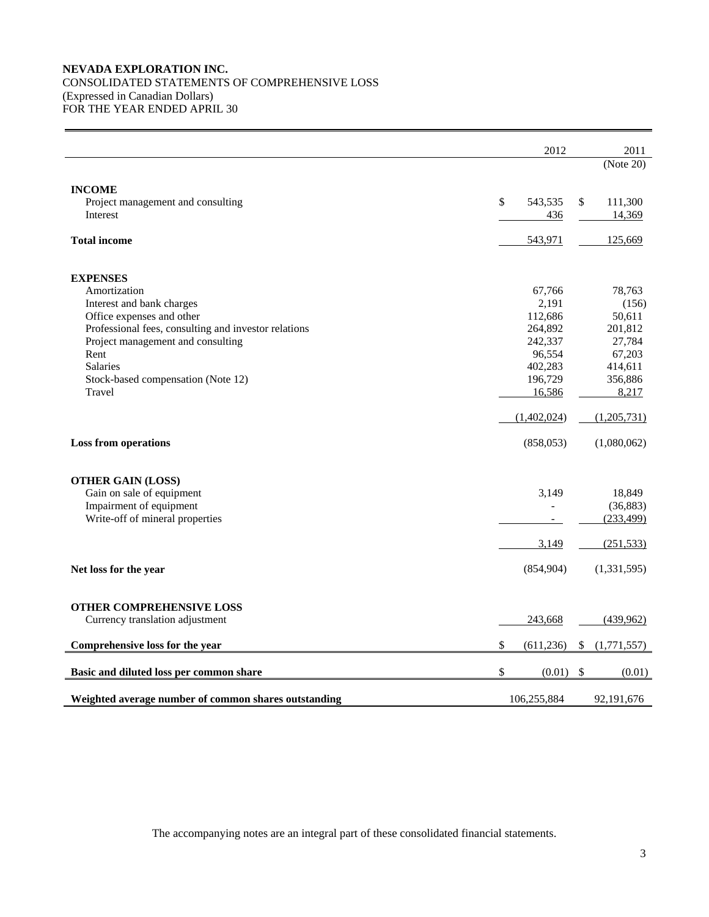**NEVADA EXPLORATION INC.**
CONSOLIDATED STATEMENTS OF COMPREHENSIVE LOSS
(Expressed in Canadian Dollars)
FOR THE YEAR ENDED APRIL 30

| | 2012 | 2011 |
|---|---|---|
| | | (Note 20) |
| **INCOME** | | |
| Project management and consulting | $ 543,535 | $ 111,300 |
| Interest | 436 | 14,369 |
| **Total income** | 543,971 | 125,669 |
| **EXPENSES** | | |
| Amortization | 67,766 | 78,763 |
| Interest and bank charges | 2,191 | (156) |
| Office expenses and other | 112,686 | 50,611 |
| Professional fees, consulting and investor relations | 264,892 | 201,812 |
| Project management and consulting | 242,337 | 27,784 |
| Rent | 96,554 | 67,203 |
| Salaries | 402,283 | 414,611 |
| Stock-based compensation (Note 12) | 196,729 | 356,886 |
| Travel | 16,586 | 8,217 |
| | (1,402,024) | (1,205,731) |
| **Loss from operations** | (858,053) | (1,080,062) |
| **OTHER GAIN (LOSS)** | | |
| Gain on sale of equipment | 3,149 | 18,849 |
| Impairment of equipment | - | (36,883) |
| Write-off of mineral properties | - | (233,499) |
| | 3,149 | (251,533) |
| **Net loss for the year** | (854,904) | (1,331,595) |
| **OTHER COMPREHENSIVE LOSS** | | |
| Currency translation adjustment | 243,668 | (439,962) |
| **Comprehensive loss for the year** | $ (611,236) | $ (1,771,557) |
| **Basic and diluted loss per common share** | $ (0.01) | $ (0.01) |
| **Weighted average number of common shares outstanding** | 106,255,884 | 92,191,676 |

The accompanying notes are an integral part of these consolidated financial statements.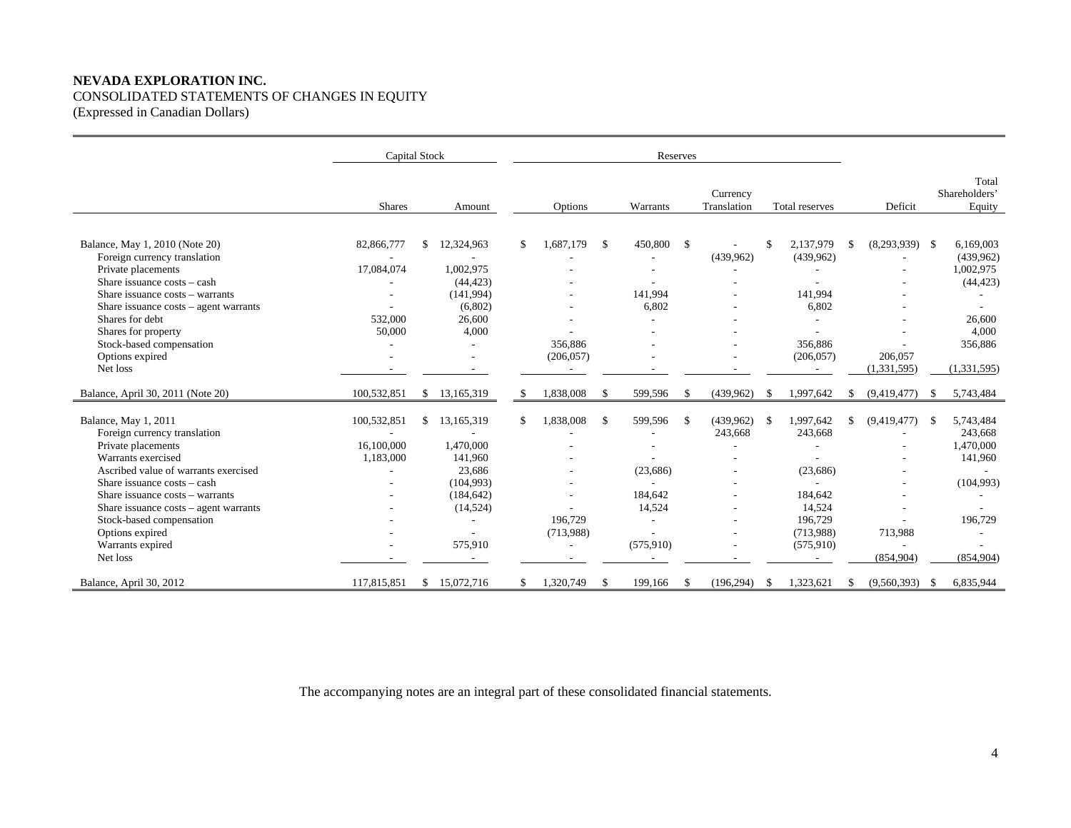**NEVADA EXPLORATION INC.**
CONSOLIDATED STATEMENTS OF CHANGES IN EQUITY
(Expressed in Canadian Dollars)

| | Capital Stock | | Reserves | | | | | |
|---|---|---|---|---|---|---|---|---|
| | Shares | Amount | Options | Warrants | Currency Translation | Total reserves | Deficit | Total Shareholders' Equity |
| Balance, May 1, 2010 (Note 20) | 82,866,777 | $ 12,324,963 | $ 1,687,179 | $ 450,800 | $ - | $ 2,137,979 | $ (8,293,939) | $ 6,169,003 |
| Foreign currency translation | - | - | - | - | (439,962) | (439,962) | - | (439,962) |
| Private placements | 17,084,074 | 1,002,975 | - | - | - | - | - | 1,002,975 |
| Share issuance costs – cash | - | (44,423) | - | - | - | - | - | (44,423) |
| Share issuance costs – warrants | - | (141,994) | - | 141,994 | - | 141,994 | - | - |
| Share issuance costs – agent warrants | - | (6,802) | - | 6,802 | - | 6,802 | - | - |
| Shares for debt | 532,000 | 26,600 | - | - | - | - | - | 26,600 |
| Shares for property | 50,000 | 4,000 | - | - | - | - | - | 4,000 |
| Stock-based compensation | - | - | 356,886 | - | - | 356,886 | - | 356,886 |
| Options expired | - | - | (206,057) | - | - | (206,057) | 206,057 | |
| Net loss | - | - | - | - | - | - | (1,331,595) | (1,331,595) |
| Balance, April 30, 2011 (Note 20) | 100,532,851 | $ 13,165,319 | $ 1,838,008 | $ 599,596 | $ (439,962) | $ 1,997,642 | $ (9,419,477) | $ 5,743,484 |
| Balance, May 1, 2011 | 100,532,851 | $ 13,165,319 | $ 1,838,008 | $ 599,596 | $ (439,962) | $ 1,997,642 | $ (9,419,477) | $ 5,743,484 |
| Foreign currency translation | - | - | - | - | 243,668 | 243,668 | - | 243,668 |
| Private placements | 16,100,000 | 1,470,000 | - | - | - | - | - | 1,470,000 |
| Warrants exercised | 1,183,000 | 141,960 | - | - | - | - | - | 141,960 |
| Ascribed value of warrants exercised | - | 23,686 | - | (23,686) | - | (23,686) | - | - |
| Share issuance costs – cash | - | (104,993) | - | - | - | - | - | (104,993) |
| Share issuance costs – warrants | - | (184,642) | - | 184,642 | - | 184,642 | - | - |
| Share issuance costs – agent warrants | - | (14,524) | - | 14,524 | - | 14,524 | - | - |
| Stock-based compensation | - | - | 196,729 | - | - | 196,729 | - | 196,729 |
| Options expired | - | - | (713,988) | - | - | (713,988) | 713,988 | - |
| Warrants expired | - | 575,910 | - | (575,910) | - | (575,910) | - | - |
| Net loss | - | - | - | - | - | - | (854,904) | (854,904) |
| Balance, April 30, 2012 | 117,815,851 | $ 15,072,716 | $ 1,320,749 | $ 199,166 | $ (196,294) | $ 1,323,621 | $ (9,560,393) | $ 6,835,944 |

The accompanying notes are an integral part of these consolidated financial statements.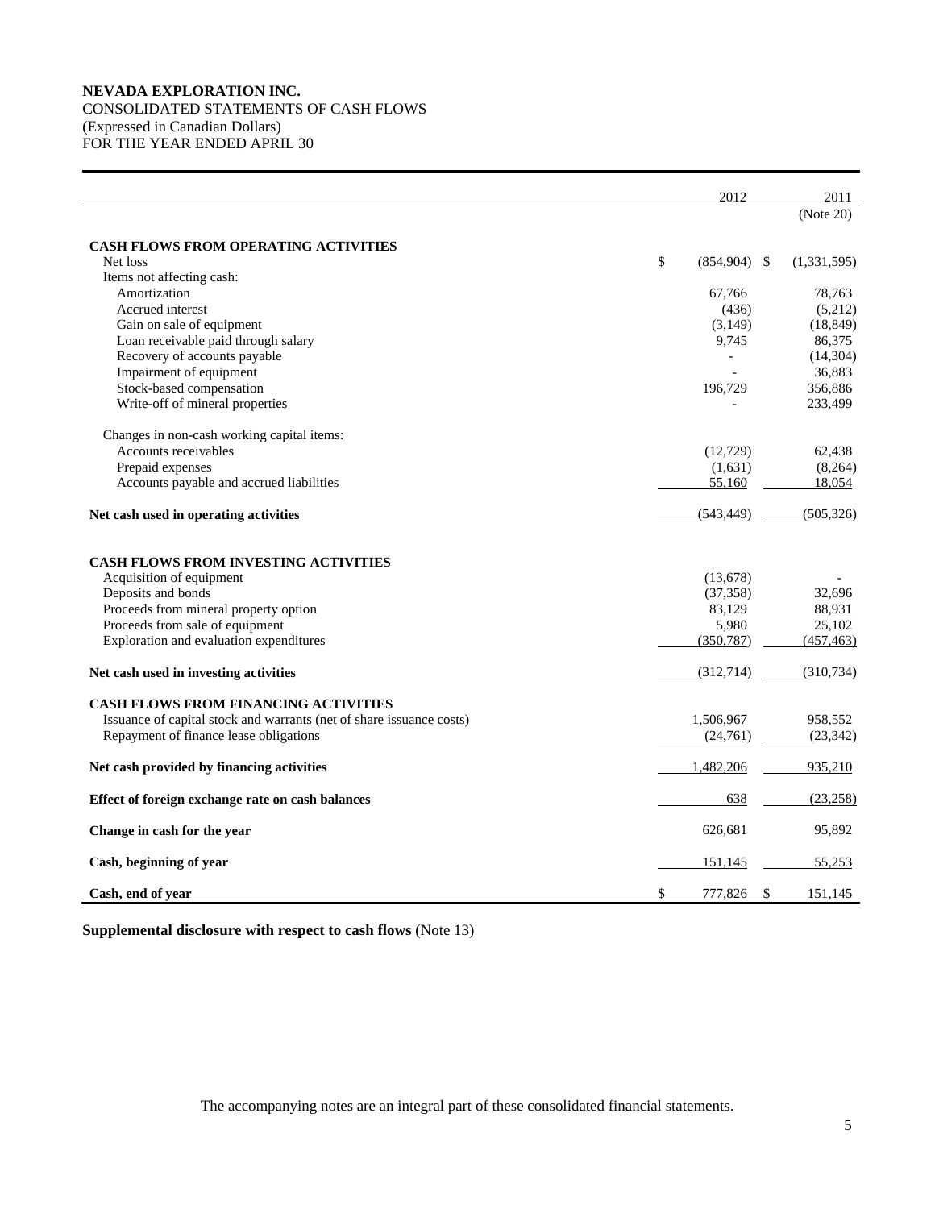**NEVADA EXPLORATION INC.**
CONSOLIDATED STATEMENTS OF CASH FLOWS
(Expressed in Canadian Dollars)
FOR THE YEAR ENDED APRIL 30

| | 2012 | 2011 (Note 20) |
|---|---|---|
| **CASH FLOWS FROM OPERATING ACTIVITIES** | | |
| Net loss | $ (854,904) | $ (1,331,595) |
| Items not affecting cash: | | |
| Amortization | 67,766 | 78,763 |
| Accrued interest | (436) | (5,212) |
| Gain on sale of equipment | (3,149) | (18,849) |
| Loan receivable paid through salary | 9,745 | 86,375 |
| Recovery of accounts payable | - | (14,304) |
| Impairment of equipment | - | 36,883 |
| Stock-based compensation | 196,729 | 356,886 |
| Write-off of mineral properties | - | 233,499 |
| Changes in non-cash working capital items: | | |
| Accounts receivables | (12,729) | 62,438 |
| Prepaid expenses | (1,631) | (8,264) |
| Accounts payable and accrued liabilities | 55,160 | 18,054 |
| **Net cash used in operating activities** | (543,449) | (505,326) |
| **CASH FLOWS FROM INVESTING ACTIVITIES** | | |
| Acquisition of equipment | (13,678) | - |
| Deposits and bonds | (37,358) | 32,696 |
| Proceeds from mineral property option | 83,129 | 88,931 |
| Proceeds from sale of equipment | 5,980 | 25,102 |
| Exploration and evaluation expenditures | (350,787) | (457,463) |
| **Net cash used in investing activities** | (312,714) | (310,734) |
| **CASH FLOWS FROM FINANCING ACTIVITIES** | | |
| Issuance of capital stock and warrants (net of share issuance costs) | 1,506,967 | 958,552 |
| Repayment of finance lease obligations | (24,761) | (23,342) |
| **Net cash provided by financing activities** | 1,482,206 | 935,210 |
| **Effect of foreign exchange rate on cash balances** | 638 | (23,258) |
| **Change in cash for the year** | 626,681 | 95,892 |
| **Cash, beginning of year** | 151,145 | 55,253 |
| **Cash, end of year** | $ 777,826 | $ 151,145 |

**Supplemental disclosure with respect to cash flows** (Note 13)

The accompanying notes are an integral part of these consolidated financial statements.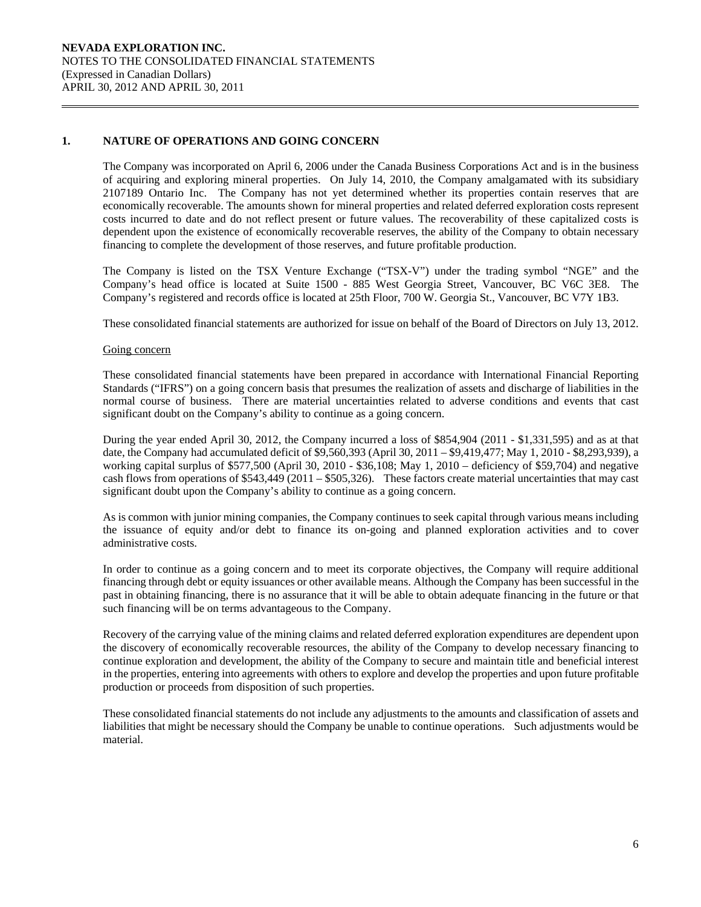**NEVADA EXPLORATION INC.**
NOTES TO THE CONSOLIDATED FINANCIAL STATEMENTS
(Expressed in Canadian Dollars)
APRIL 30, 2012 AND APRIL 30, 2011

## 1. NATURE OF OPERATIONS AND GOING CONCERN

The Company was incorporated on April 6, 2006 under the Canada Business Corporations Act and is in the business of acquiring and exploring mineral properties. On July 14, 2010, the Company amalgamated with its subsidiary 2107189 Ontario Inc. The Company has not yet determined whether its properties contain reserves that are economically recoverable. The amounts shown for mineral properties and related deferred exploration costs represent costs incurred to date and do not reflect present or future values. The recoverability of these capitalized costs is dependent upon the existence of economically recoverable reserves, the ability of the Company to obtain necessary financing to complete the development of those reserves, and future profitable production.

The Company is listed on the TSX Venture Exchange ("TSX-V") under the trading symbol "NGE" and the Company's head office is located at Suite 1500 - 885 West Georgia Street, Vancouver, BC V6C 3E8. The Company's registered and records office is located at 25th Floor, 700 W. Georgia St., Vancouver, BC V7Y 1B3.

These consolidated financial statements are authorized for issue on behalf of the Board of Directors on July 13, 2012.

Going concern

These consolidated financial statements have been prepared in accordance with International Financial Reporting Standards ("IFRS") on a going concern basis that presumes the realization of assets and discharge of liabilities in the normal course of business. There are material uncertainties related to adverse conditions and events that cast significant doubt on the Company's ability to continue as a going concern.

During the year ended April 30, 2012, the Company incurred a loss of $854,904 (2011 - $1,331,595) and as at that date, the Company had accumulated deficit of $9,560,393 (April 30, 2011 – $9,419,477; May 1, 2010 - $8,293,939), a working capital surplus of $577,500 (April 30, 2010 - $36,108; May 1, 2010 – deficiency of $59,704) and negative cash flows from operations of $543,449 (2011 – $505,326). These factors create material uncertainties that may cast significant doubt upon the Company's ability to continue as a going concern.

As is common with junior mining companies, the Company continues to seek capital through various means including the issuance of equity and/or debt to finance its on-going and planned exploration activities and to cover administrative costs.

In order to continue as a going concern and to meet its corporate objectives, the Company will require additional financing through debt or equity issuances or other available means. Although the Company has been successful in the past in obtaining financing, there is no assurance that it will be able to obtain adequate financing in the future or that such financing will be on terms advantageous to the Company.

Recovery of the carrying value of the mining claims and related deferred exploration expenditures are dependent upon the discovery of economically recoverable resources, the ability of the Company to develop necessary financing to continue exploration and development, the ability of the Company to secure and maintain title and beneficial interest in the properties, entering into agreements with others to explore and develop the properties and upon future profitable production or proceeds from disposition of such properties.

These consolidated financial statements do not include any adjustments to the amounts and classification of assets and liabilities that might be necessary should the Company be unable to continue operations. Such adjustments would be material.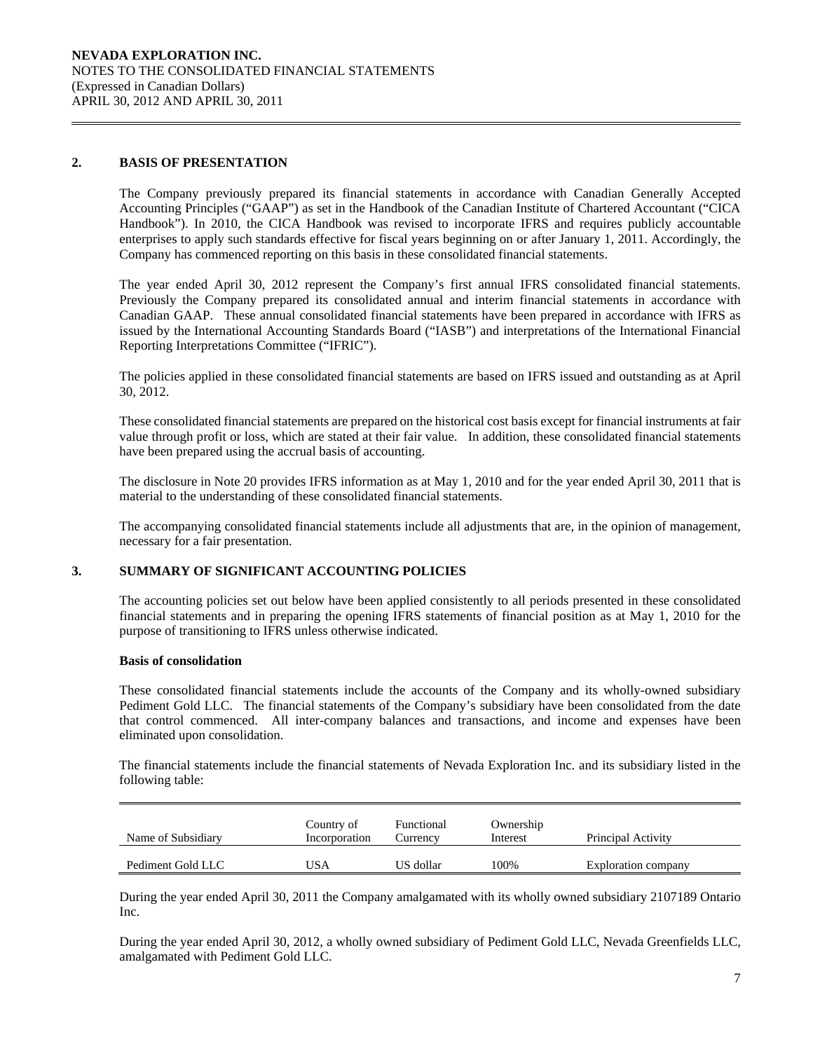## 2. BASIS OF PRESENTATION

The Company previously prepared its financial statements in accordance with Canadian Generally Accepted Accounting Principles ("GAAP") as set in the Handbook of the Canadian Institute of Chartered Accountant ("CICA Handbook"). In 2010, the CICA Handbook was revised to incorporate IFRS and requires publicly accountable enterprises to apply such standards effective for fiscal years beginning on or after January 1, 2011. Accordingly, the Company has commenced reporting on this basis in these consolidated financial statements.

The year ended April 30, 2012 represent the Company's first annual IFRS consolidated financial statements. Previously the Company prepared its consolidated annual and interim financial statements in accordance with Canadian GAAP. These annual consolidated financial statements have been prepared in accordance with IFRS as issued by the International Accounting Standards Board ("IASB") and interpretations of the International Financial Reporting Interpretations Committee ("IFRIC").

The policies applied in these consolidated financial statements are based on IFRS issued and outstanding as at April 30, 2012.

These consolidated financial statements are prepared on the historical cost basis except for financial instruments at fair value through profit or loss, which are stated at their fair value. In addition, these consolidated financial statements have been prepared using the accrual basis of accounting.

The disclosure in Note 20 provides IFRS information as at May 1, 2010 and for the year ended April 30, 2011 that is material to the understanding of these consolidated financial statements.

The accompanying consolidated financial statements include all adjustments that are, in the opinion of management, necessary for a fair presentation.

## 3. SUMMARY OF SIGNIFICANT ACCOUNTING POLICIES

The accounting policies set out below have been applied consistently to all periods presented in these consolidated financial statements and in preparing the opening IFRS statements of financial position as at May 1, 2010 for the purpose of transitioning to IFRS unless otherwise indicated.

### Basis of consolidation

These consolidated financial statements include the accounts of the Company and its wholly-owned subsidiary Pediment Gold LLC. The financial statements of the Company's subsidiary have been consolidated from the date that control commenced. All inter-company balances and transactions, and income and expenses have been eliminated upon consolidation.

The financial statements include the financial statements of Nevada Exploration Inc. and its subsidiary listed in the following table:

| Name of Subsidiary | Country of Incorporation | Functional Currency | Ownership Interest | Principal Activity |
|---|---|---|---|---|
| Pediment Gold LLC | USA | US dollar | 100% | Exploration company |

During the year ended April 30, 2011 the Company amalgamated with its wholly owned subsidiary 2107189 Ontario Inc.

During the year ended April 30, 2012, a wholly owned subsidiary of Pediment Gold LLC, Nevada Greenfields LLC, amalgamated with Pediment Gold LLC.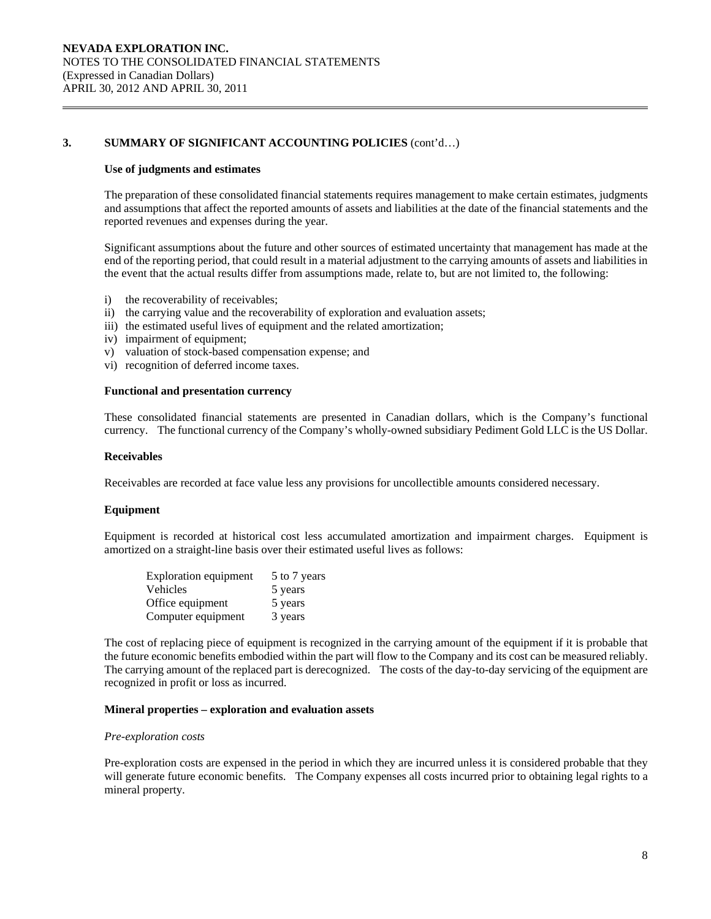## 3. SUMMARY OF SIGNIFICANT ACCOUNTING POLICIES (cont'd…)

### Use of judgments and estimates

The preparation of these consolidated financial statements requires management to make certain estimates, judgments and assumptions that affect the reported amounts of assets and liabilities at the date of the financial statements and the reported revenues and expenses during the year.

Significant assumptions about the future and other sources of estimated uncertainty that management has made at the end of the reporting period, that could result in a material adjustment to the carrying amounts of assets and liabilities in the event that the actual results differ from assumptions made, relate to, but are not limited to, the following:

i) the recoverability of receivables;
ii) the carrying value and the recoverability of exploration and evaluation assets;
iii) the estimated useful lives of equipment and the related amortization;
iv) impairment of equipment;
v) valuation of stock-based compensation expense; and
vi) recognition of deferred income taxes.

### Functional and presentation currency

These consolidated financial statements are presented in Canadian dollars, which is the Company's functional currency. The functional currency of the Company's wholly-owned subsidiary Pediment Gold LLC is the US Dollar.

### Receivables

Receivables are recorded at face value less any provisions for uncollectible amounts considered necessary.

### Equipment

Equipment is recorded at historical cost less accumulated amortization and impairment charges. Equipment is amortized on a straight-line basis over their estimated useful lives as follows:

| | |
|---|---|
| Exploration equipment | 5 to 7 years |
| Vehicles | 5 years |
| Office equipment | 5 years |
| Computer equipment | 3 years |

The cost of replacing piece of equipment is recognized in the carrying amount of the equipment if it is probable that the future economic benefits embodied within the part will flow to the Company and its cost can be measured reliably. The carrying amount of the replaced part is derecognized. The costs of the day-to-day servicing of the equipment are recognized in profit or loss as incurred.

### Mineral properties – exploration and evaluation assets

*Pre-exploration costs*

Pre-exploration costs are expensed in the period in which they are incurred unless it is considered probable that they will generate future economic benefits. The Company expenses all costs incurred prior to obtaining legal rights to a mineral property.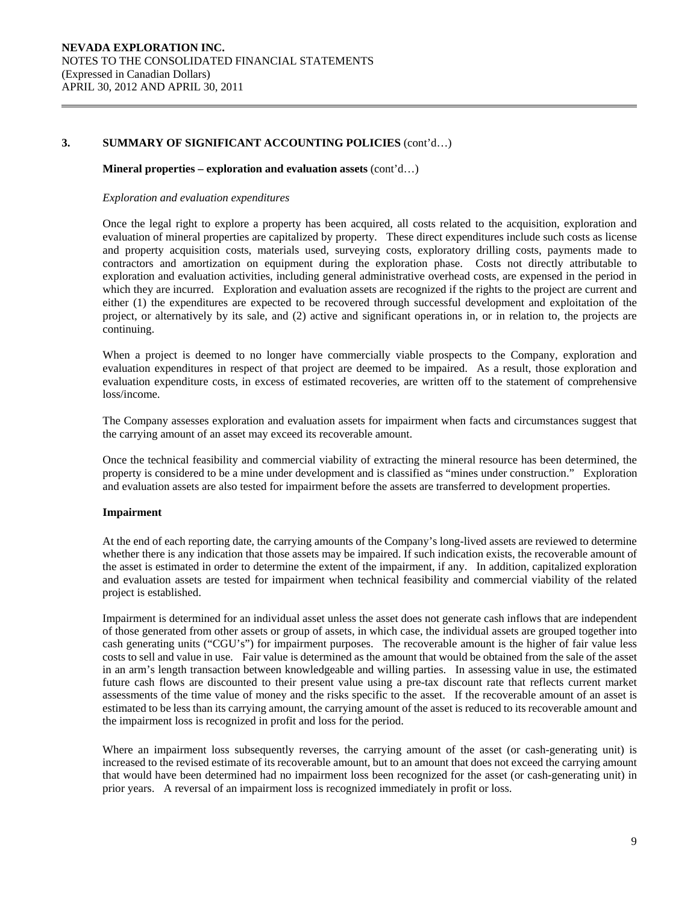## 3. SUMMARY OF SIGNIFICANT ACCOUNTING POLICIES (cont'd…)

**Mineral properties – exploration and evaluation assets** (cont'd…)

*Exploration and evaluation expenditures*

Once the legal right to explore a property has been acquired, all costs related to the acquisition, exploration and evaluation of mineral properties are capitalized by property. These direct expenditures include such costs as license and property acquisition costs, materials used, surveying costs, exploratory drilling costs, payments made to contractors and amortization on equipment during the exploration phase. Costs not directly attributable to exploration and evaluation activities, including general administrative overhead costs, are expensed in the period in which they are incurred. Exploration and evaluation assets are recognized if the rights to the project are current and either (1) the expenditures are expected to be recovered through successful development and exploitation of the project, or alternatively by its sale, and (2) active and significant operations in, or in relation to, the projects are continuing.

When a project is deemed to no longer have commercially viable prospects to the Company, exploration and evaluation expenditures in respect of that project are deemed to be impaired. As a result, those exploration and evaluation expenditure costs, in excess of estimated recoveries, are written off to the statement of comprehensive loss/income.

The Company assesses exploration and evaluation assets for impairment when facts and circumstances suggest that the carrying amount of an asset may exceed its recoverable amount.

Once the technical feasibility and commercial viability of extracting the mineral resource has been determined, the property is considered to be a mine under development and is classified as "mines under construction." Exploration and evaluation assets are also tested for impairment before the assets are transferred to development properties.

**Impairment**

At the end of each reporting date, the carrying amounts of the Company's long-lived assets are reviewed to determine whether there is any indication that those assets may be impaired. If such indication exists, the recoverable amount of the asset is estimated in order to determine the extent of the impairment, if any. In addition, capitalized exploration and evaluation assets are tested for impairment when technical feasibility and commercial viability of the related project is established.

Impairment is determined for an individual asset unless the asset does not generate cash inflows that are independent of those generated from other assets or group of assets, in which case, the individual assets are grouped together into cash generating units ("CGU's") for impairment purposes. The recoverable amount is the higher of fair value less costs to sell and value in use. Fair value is determined as the amount that would be obtained from the sale of the asset in an arm's length transaction between knowledgeable and willing parties. In assessing value in use, the estimated future cash flows are discounted to their present value using a pre-tax discount rate that reflects current market assessments of the time value of money and the risks specific to the asset. If the recoverable amount of an asset is estimated to be less than its carrying amount, the carrying amount of the asset is reduced to its recoverable amount and the impairment loss is recognized in profit and loss for the period.

Where an impairment loss subsequently reverses, the carrying amount of the asset (or cash-generating unit) is increased to the revised estimate of its recoverable amount, but to an amount that does not exceed the carrying amount that would have been determined had no impairment loss been recognized for the asset (or cash-generating unit) in prior years. A reversal of an impairment loss is recognized immediately in profit or loss.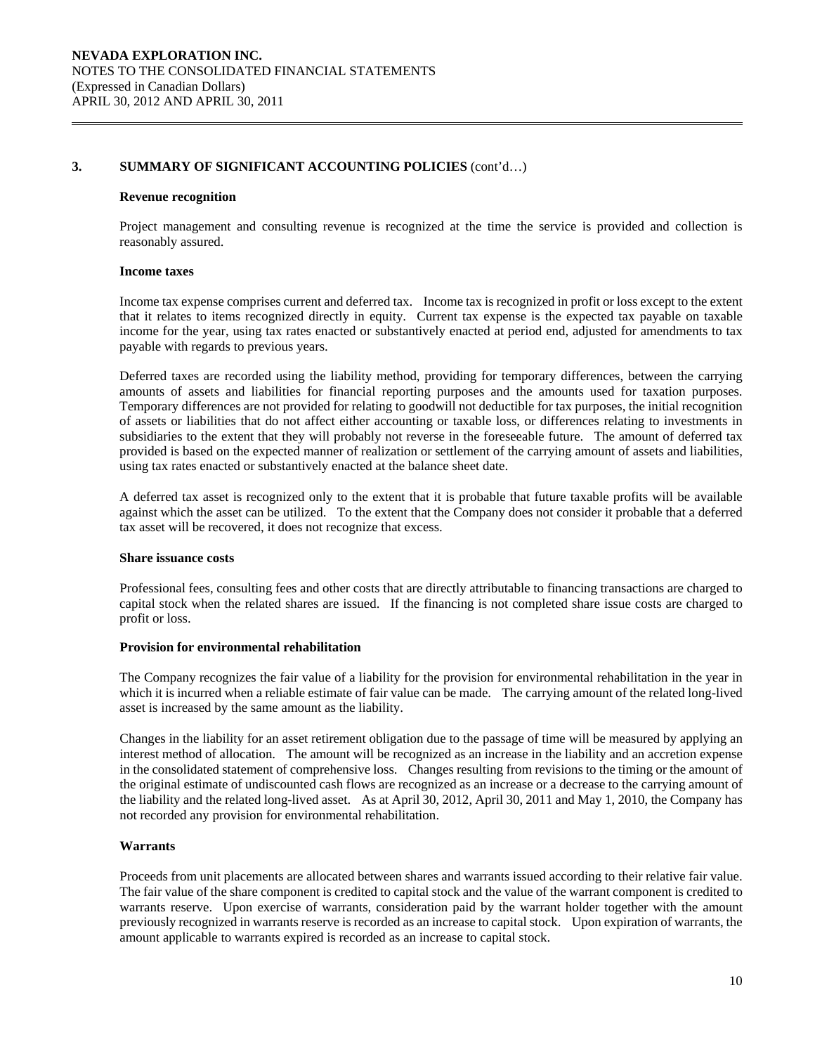## 3. SUMMARY OF SIGNIFICANT ACCOUNTING POLICIES (cont'd…)

**Revenue recognition**

Project management and consulting revenue is recognized at the time the service is provided and collection is reasonably assured.

**Income taxes**

Income tax expense comprises current and deferred tax. Income tax is recognized in profit or loss except to the extent that it relates to items recognized directly in equity. Current tax expense is the expected tax payable on taxable income for the year, using tax rates enacted or substantively enacted at period end, adjusted for amendments to tax payable with regards to previous years.

Deferred taxes are recorded using the liability method, providing for temporary differences, between the carrying amounts of assets and liabilities for financial reporting purposes and the amounts used for taxation purposes. Temporary differences are not provided for relating to goodwill not deductible for tax purposes, the initial recognition of assets or liabilities that do not affect either accounting or taxable loss, or differences relating to investments in subsidiaries to the extent that they will probably not reverse in the foreseeable future. The amount of deferred tax provided is based on the expected manner of realization or settlement of the carrying amount of assets and liabilities, using tax rates enacted or substantively enacted at the balance sheet date.

A deferred tax asset is recognized only to the extent that it is probable that future taxable profits will be available against which the asset can be utilized. To the extent that the Company does not consider it probable that a deferred tax asset will be recovered, it does not recognize that excess.

**Share issuance costs**

Professional fees, consulting fees and other costs that are directly attributable to financing transactions are charged to capital stock when the related shares are issued. If the financing is not completed share issue costs are charged to profit or loss.

**Provision for environmental rehabilitation**

The Company recognizes the fair value of a liability for the provision for environmental rehabilitation in the year in which it is incurred when a reliable estimate of fair value can be made. The carrying amount of the related long-lived asset is increased by the same amount as the liability.

Changes in the liability for an asset retirement obligation due to the passage of time will be measured by applying an interest method of allocation. The amount will be recognized as an increase in the liability and an accretion expense in the consolidated statement of comprehensive loss. Changes resulting from revisions to the timing or the amount of the original estimate of undiscounted cash flows are recognized as an increase or a decrease to the carrying amount of the liability and the related long-lived asset. As at April 30, 2012, April 30, 2011 and May 1, 2010, the Company has not recorded any provision for environmental rehabilitation.

**Warrants**

Proceeds from unit placements are allocated between shares and warrants issued according to their relative fair value. The fair value of the share component is credited to capital stock and the value of the warrant component is credited to warrants reserve. Upon exercise of warrants, consideration paid by the warrant holder together with the amount previously recognized in warrants reserve is recorded as an increase to capital stock. Upon expiration of warrants, the amount applicable to warrants expired is recorded as an increase to capital stock.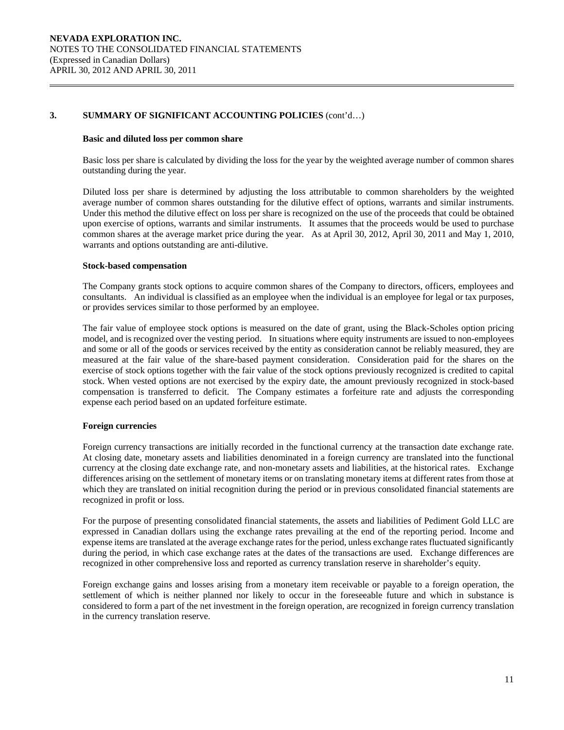## 3. SUMMARY OF SIGNIFICANT ACCOUNTING POLICIES (cont'd…)

### Basic and diluted loss per common share

Basic loss per share is calculated by dividing the loss for the year by the weighted average number of common shares outstanding during the year.

Diluted loss per share is determined by adjusting the loss attributable to common shareholders by the weighted average number of common shares outstanding for the dilutive effect of options, warrants and similar instruments. Under this method the dilutive effect on loss per share is recognized on the use of the proceeds that could be obtained upon exercise of options, warrants and similar instruments. It assumes that the proceeds would be used to purchase common shares at the average market price during the year. As at April 30, 2012, April 30, 2011 and May 1, 2010, warrants and options outstanding are anti-dilutive.

### Stock-based compensation

The Company grants stock options to acquire common shares of the Company to directors, officers, employees and consultants. An individual is classified as an employee when the individual is an employee for legal or tax purposes, or provides services similar to those performed by an employee.

The fair value of employee stock options is measured on the date of grant, using the Black-Scholes option pricing model, and is recognized over the vesting period. In situations where equity instruments are issued to non-employees and some or all of the goods or services received by the entity as consideration cannot be reliably measured, they are measured at the fair value of the share-based payment consideration. Consideration paid for the shares on the exercise of stock options together with the fair value of the stock options previously recognized is credited to capital stock. When vested options are not exercised by the expiry date, the amount previously recognized in stock-based compensation is transferred to deficit. The Company estimates a forfeiture rate and adjusts the corresponding expense each period based on an updated forfeiture estimate.

### Foreign currencies

Foreign currency transactions are initially recorded in the functional currency at the transaction date exchange rate. At closing date, monetary assets and liabilities denominated in a foreign currency are translated into the functional currency at the closing date exchange rate, and non-monetary assets and liabilities, at the historical rates. Exchange differences arising on the settlement of monetary items or on translating monetary items at different rates from those at which they are translated on initial recognition during the period or in previous consolidated financial statements are recognized in profit or loss.

For the purpose of presenting consolidated financial statements, the assets and liabilities of Pediment Gold LLC are expressed in Canadian dollars using the exchange rates prevailing at the end of the reporting period. Income and expense items are translated at the average exchange rates for the period, unless exchange rates fluctuated significantly during the period, in which case exchange rates at the dates of the transactions are used. Exchange differences are recognized in other comprehensive loss and reported as currency translation reserve in shareholder's equity.

Foreign exchange gains and losses arising from a monetary item receivable or payable to a foreign operation, the settlement of which is neither planned nor likely to occur in the foreseeable future and which in substance is considered to form a part of the net investment in the foreign operation, are recognized in foreign currency translation in the currency translation reserve.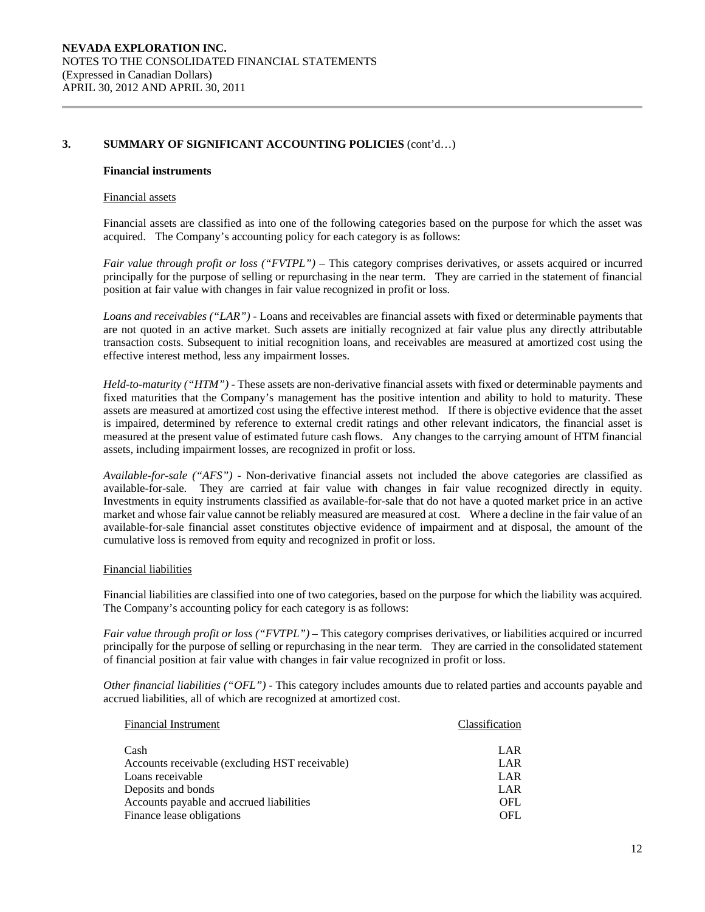## 3. SUMMARY OF SIGNIFICANT ACCOUNTING POLICIES (cont'd…)

### Financial instruments

Financial assets

Financial assets are classified as into one of the following categories based on the purpose for which the asset was acquired. The Company's accounting policy for each category is as follows:

*Fair value through profit or loss ("FVTPL")* – This category comprises derivatives, or assets acquired or incurred principally for the purpose of selling or repurchasing in the near term. They are carried in the statement of financial position at fair value with changes in fair value recognized in profit or loss.

*Loans and receivables ("LAR")* - Loans and receivables are financial assets with fixed or determinable payments that are not quoted in an active market. Such assets are initially recognized at fair value plus any directly attributable transaction costs. Subsequent to initial recognition loans, and receivables are measured at amortized cost using the effective interest method, less any impairment losses.

*Held-to-maturity ("HTM")* - These assets are non-derivative financial assets with fixed or determinable payments and fixed maturities that the Company's management has the positive intention and ability to hold to maturity. These assets are measured at amortized cost using the effective interest method. If there is objective evidence that the asset is impaired, determined by reference to external credit ratings and other relevant indicators, the financial asset is measured at the present value of estimated future cash flows. Any changes to the carrying amount of HTM financial assets, including impairment losses, are recognized in profit or loss.

*Available-for-sale ("AFS")* - Non-derivative financial assets not included the above categories are classified as available-for-sale. They are carried at fair value with changes in fair value recognized directly in equity. Investments in equity instruments classified as available-for-sale that do not have a quoted market price in an active market and whose fair value cannot be reliably measured are measured at cost. Where a decline in the fair value of an available-for-sale financial asset constitutes objective evidence of impairment and at disposal, the amount of the cumulative loss is removed from equity and recognized in profit or loss.

Financial liabilities

Financial liabilities are classified into one of two categories, based on the purpose for which the liability was acquired. The Company's accounting policy for each category is as follows:

*Fair value through profit or loss ("FVTPL")* – This category comprises derivatives, or liabilities acquired or incurred principally for the purpose of selling or repurchasing in the near term. They are carried in the consolidated statement of financial position at fair value with changes in fair value recognized in profit or loss.

*Other financial liabilities ("OFL")* - This category includes amounts due to related parties and accounts payable and accrued liabilities, all of which are recognized at amortized cost.

| Financial Instrument | Classification |
|---|---|
| Cash | LAR |
| Accounts receivable (excluding HST receivable) | LAR |
| Loans receivable | LAR |
| Deposits and bonds | LAR |
| Accounts payable and accrued liabilities | OFL |
| Finance lease obligations | OFL |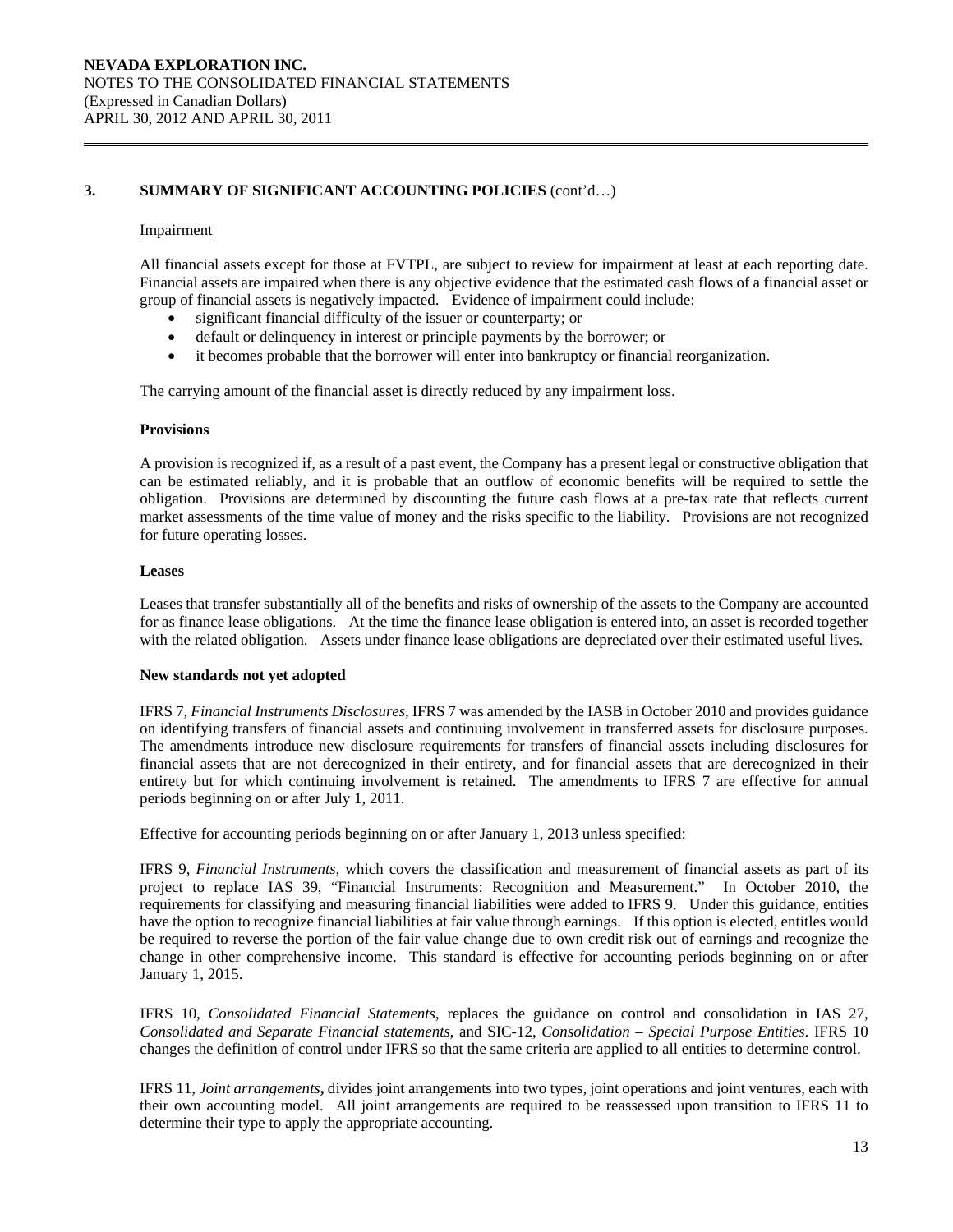## 3. SUMMARY OF SIGNIFICANT ACCOUNTING POLICIES (cont'd…)

Impairment

All financial assets except for those at FVTPL, are subject to review for impairment at least at each reporting date. Financial assets are impaired when there is any objective evidence that the estimated cash flows of a financial asset or group of financial assets is negatively impacted. Evidence of impairment could include:

- significant financial difficulty of the issuer or counterparty; or
- default or delinquency in interest or principle payments by the borrower; or
- it becomes probable that the borrower will enter into bankruptcy or financial reorganization.

The carrying amount of the financial asset is directly reduced by any impairment loss.

**Provisions**

A provision is recognized if, as a result of a past event, the Company has a present legal or constructive obligation that can be estimated reliably, and it is probable that an outflow of economic benefits will be required to settle the obligation. Provisions are determined by discounting the future cash flows at a pre-tax rate that reflects current market assessments of the time value of money and the risks specific to the liability. Provisions are not recognized for future operating losses.

**Leases**

Leases that transfer substantially all of the benefits and risks of ownership of the assets to the Company are accounted for as finance lease obligations. At the time the finance lease obligation is entered into, an asset is recorded together with the related obligation. Assets under finance lease obligations are depreciated over their estimated useful lives.

**New standards not yet adopted**

IFRS 7, *Financial Instruments Disclosures*, IFRS 7 was amended by the IASB in October 2010 and provides guidance on identifying transfers of financial assets and continuing involvement in transferred assets for disclosure purposes. The amendments introduce new disclosure requirements for transfers of financial assets including disclosures for financial assets that are not derecognized in their entirety, and for financial assets that are derecognized in their entirety but for which continuing involvement is retained. The amendments to IFRS 7 are effective for annual periods beginning on or after July 1, 2011.

Effective for accounting periods beginning on or after January 1, 2013 unless specified:

IFRS 9, *Financial Instruments*, which covers the classification and measurement of financial assets as part of its project to replace IAS 39, "Financial Instruments: Recognition and Measurement." In October 2010, the requirements for classifying and measuring financial liabilities were added to IFRS 9. Under this guidance, entitles have the option to recognize financial liabilities at fair value through earnings. If this option is elected, entitles would be required to reverse the portion of the fair value change due to own credit risk out of earnings and recognize the change in other comprehensive income. This standard is effective for accounting periods beginning on or after January 1, 2015.

IFRS 10, *Consolidated Financial Statements*, replaces the guidance on control and consolidation in IAS 27, *Consolidated and Separate Financial statements*, and SIC-12, *Consolidation – Special Purpose Entities*. IFRS 10 changes the definition of control under IFRS so that the same criteria are applied to all entities to determine control.

IFRS 11, *Joint arrangements***,** divides joint arrangements into two types, joint operations and joint ventures, each with their own accounting model. All joint arrangements are required to be reassessed upon transition to IFRS 11 to determine their type to apply the appropriate accounting.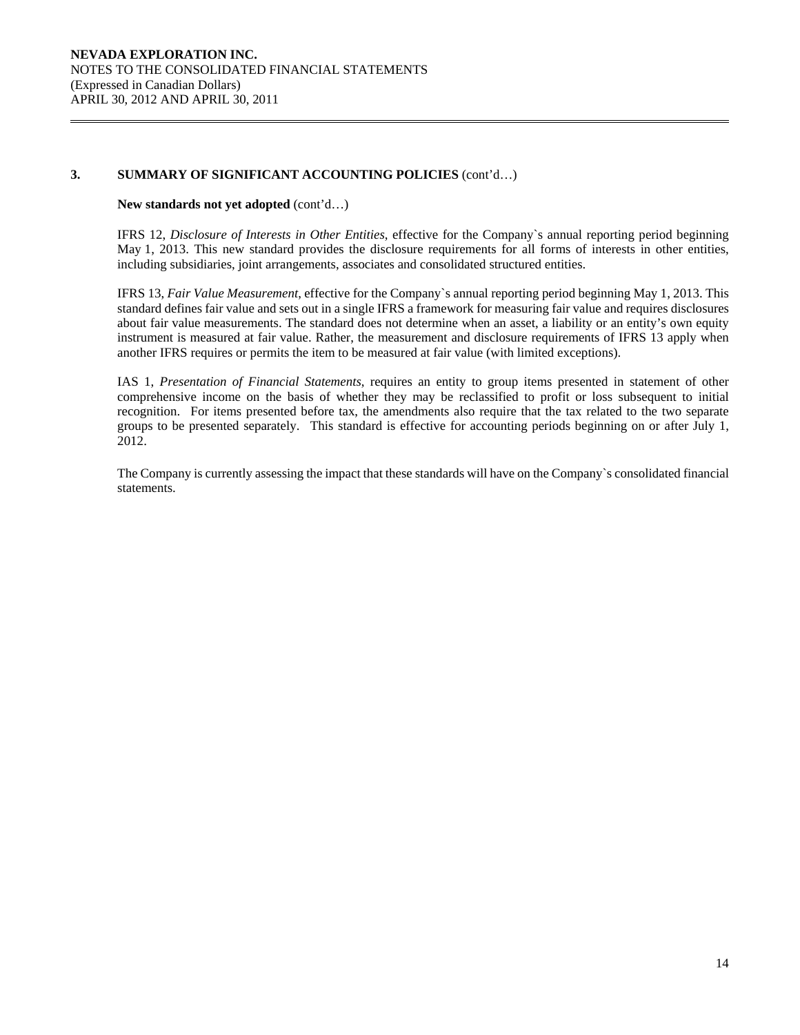## 3. SUMMARY OF SIGNIFICANT ACCOUNTING POLICIES (cont'd…)

**New standards not yet adopted** (cont'd…)

IFRS 12, *Disclosure of Interests in Other Entities*, effective for the Company`s annual reporting period beginning May 1, 2013. This new standard provides the disclosure requirements for all forms of interests in other entities, including subsidiaries, joint arrangements, associates and consolidated structured entities.

IFRS 13, *Fair Value Measurement*, effective for the Company`s annual reporting period beginning May 1, 2013. This standard defines fair value and sets out in a single IFRS a framework for measuring fair value and requires disclosures about fair value measurements. The standard does not determine when an asset, a liability or an entity's own equity instrument is measured at fair value. Rather, the measurement and disclosure requirements of IFRS 13 apply when another IFRS requires or permits the item to be measured at fair value (with limited exceptions).

IAS 1, *Presentation of Financial Statements*, requires an entity to group items presented in statement of other comprehensive income on the basis of whether they may be reclassified to profit or loss subsequent to initial recognition. For items presented before tax, the amendments also require that the tax related to the two separate groups to be presented separately. This standard is effective for accounting periods beginning on or after July 1, 2012.

The Company is currently assessing the impact that these standards will have on the Company`s consolidated financial statements.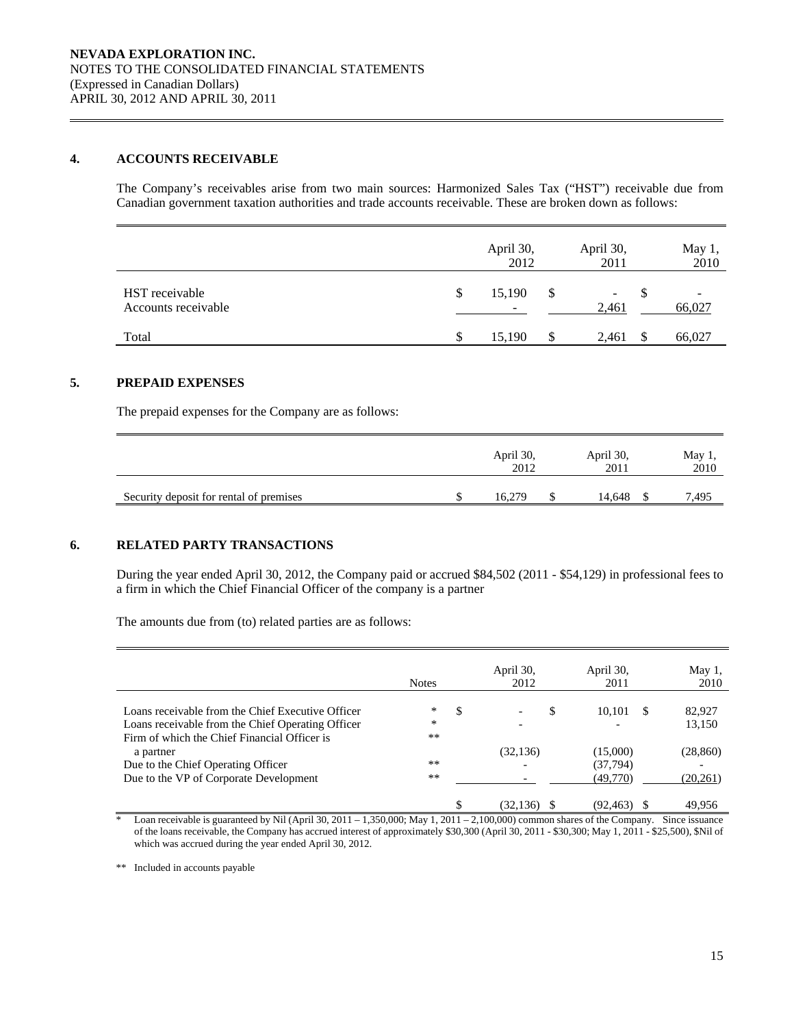NEVADA EXPLORATION INC.
NOTES TO THE CONSOLIDATED FINANCIAL STATEMENTS
(Expressed in Canadian Dollars)
APRIL 30, 2012 AND APRIL 30, 2011

## 4. ACCOUNTS RECEIVABLE

The Company's receivables arise from two main sources: Harmonized Sales Tax ("HST") receivable due from Canadian government taxation authorities and trade accounts receivable. These are broken down as follows:

| | April 30, 2012 | April 30, 2011 | May 1, 2010 |
|---|---|---|---|
| HST receivable | $ 15,190 | $ - | $ - |
| Accounts receivable | - | 2,461 | 66,027 |
| Total | $ 15,190 | $ 2,461 | $ 66,027 |

## 5. PREPAID EXPENSES

The prepaid expenses for the Company are as follows:

| | April 30, 2012 | April 30, 2011 | May 1, 2010 |
|---|---|---|---|
| Security deposit for rental of premises | $ 16,279 | $ 14,648 | $ 7,495 |

## 6. RELATED PARTY TRANSACTIONS

During the year ended April 30, 2012, the Company paid or accrued $84,502 (2011 - $54,129) in professional fees to a firm in which the Chief Financial Officer of the company is a partner

The amounts due from (to) related parties are as follows:

| | Notes | April 30, 2012 | April 30, 2011 | May 1, 2010 |
|---|---|---|---|---|
| Loans receivable from the Chief Executive Officer | * | $ - | $ 10,101 | $ 82,927 |
| Loans receivable from the Chief Operating Officer | * | - | - | 13,150 |
| Firm of which the Chief Financial Officer is a partner | ** | (32,136) | (15,000) | (28,860) |
| Due to the Chief Operating Officer | ** | - | (37,794) | - |
| Due to the VP of Corporate Development | ** | - | (49,770) | (20,261) |
| | | $ (32,136) | $ (92,463) | $ 49,956 |

\* Loan receivable is guaranteed by Nil (April 30, 2011 – 1,350,000; May 1, 2011 – 2,100,000) common shares of the Company. Since issuance of the loans receivable, the Company has accrued interest of approximately $30,300 (April 30, 2011 - $30,300; May 1, 2011 - $25,500), $Nil of which was accrued during the year ended April 30, 2012.

\** Included in accounts payable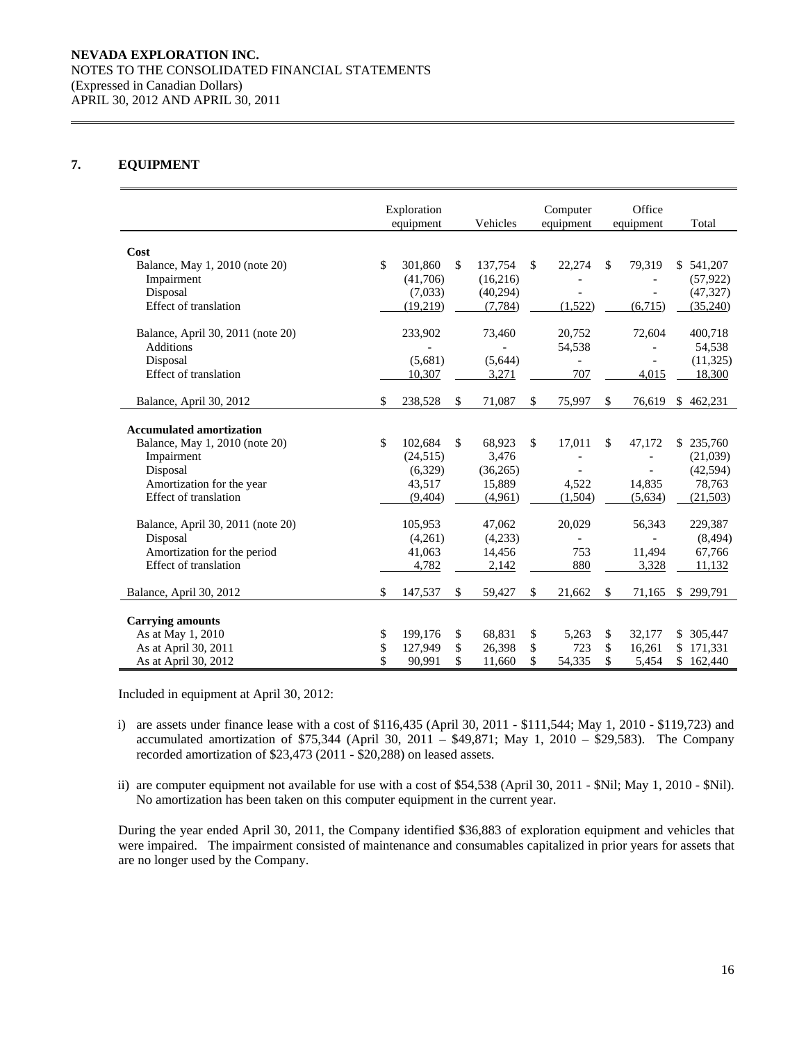NEVADA EXPLORATION INC.
NOTES TO THE CONSOLIDATED FINANCIAL STATEMENTS
(Expressed in Canadian Dollars)
APRIL 30, 2012 AND APRIL 30, 2011

## 7. EQUIPMENT

| | Exploration equipment | Vehicles | Computer equipment | Office equipment | Total |
|---|---|---|---|---|---|
| **Cost** | | | | | |
| Balance, May 1, 2010 (note 20) | $ 301,860 | $ 137,754 | $ 22,274 | $ 79,319 | $ 541,207 |
| Impairment | (41,706) | (16,216) | - | - | (57,922) |
| Disposal | (7,033) | (40,294) | - | - | (47,327) |
| Effect of translation | (19,219) | (7,784) | (1,522) | (6,715) | (35,240) |
| Balance, April 30, 2011 (note 20) | 233,902 | 73,460 | 20,752 | 72,604 | 400,718 |
| Additions | - | - | 54,538 | - | 54,538 |
| Disposal | (5,681) | (5,644) | - | - | (11,325) |
| Effect of translation | 10,307 | 3,271 | 707 | 4,015 | 18,300 |
| Balance, April 30, 2012 | $ 238,528 | $ 71,087 | $ 75,997 | $ 76,619 | $ 462,231 |
| **Accumulated amortization** | | | | | |
| Balance, May 1, 2010 (note 20) | $ 102,684 | $ 68,923 | $ 17,011 | $ 47,172 | $ 235,760 |
| Impairment | (24,515) | 3,476 | - | - | (21,039) |
| Disposal | (6,329) | (36,265) | - | - | (42,594) |
| Amortization for the year | 43,517 | 15,889 | 4,522 | 14,835 | 78,763 |
| Effect of translation | (9,404) | (4,961) | (1,504) | (5,634) | (21,503) |
| Balance, April 30, 2011 (note 20) | 105,953 | 47,062 | 20,029 | 56,343 | 229,387 |
| Disposal | (4,261) | (4,233) | - | - | (8,494) |
| Amortization for the period | 41,063 | 14,456 | 753 | 11,494 | 67,766 |
| Effect of translation | 4,782 | 2,142 | 880 | 3,328 | 11,132 |
| Balance, April 30, 2012 | $ 147,537 | $ 59,427 | $ 21,662 | $ 71,165 | $ 299,791 |
| **Carrying amounts** | | | | | |
| As at May 1, 2010 | $ 199,176 | $ 68,831 | $ 5,263 | $ 32,177 | $ 305,447 |
| As at April 30, 2011 | $ 127,949 | $ 26,398 | $ 723 | $ 16,261 | $ 171,331 |
| As at April 30, 2012 | $ 90,991 | $ 11,660 | $ 54,335 | $ 5,454 | $ 162,440 |

Included in equipment at April 30, 2012:

i) are assets under finance lease with a cost of $116,435 (April 30, 2011 - $111,544; May 1, 2010 - $119,723) and accumulated amortization of $75,344 (April 30, 2011 – $49,871; May 1, 2010 – $29,583). The Company recorded amortization of $23,473 (2011 - $20,288) on leased assets.

ii) are computer equipment not available for use with a cost of $54,538 (April 30, 2011 - $Nil; May 1, 2010 - $Nil). No amortization has been taken on this computer equipment in the current year.

During the year ended April 30, 2011, the Company identified $36,883 of exploration equipment and vehicles that were impaired. The impairment consisted of maintenance and consumables capitalized in prior years for assets that are no longer used by the Company.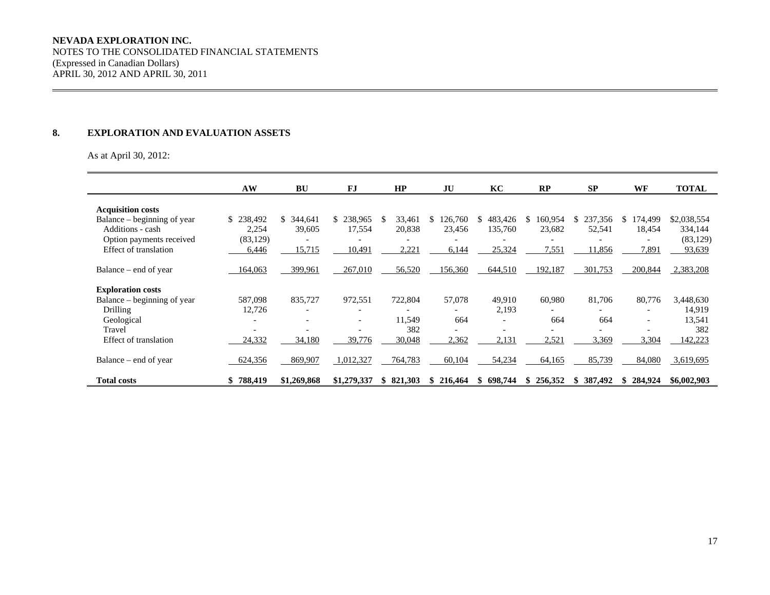**NEVADA EXPLORATION INC.**
NOTES TO THE CONSOLIDATED FINANCIAL STATEMENTS
(Expressed in Canadian Dollars)
APRIL 30, 2012 AND APRIL 30, 2011

## 8. EXPLORATION AND EVALUATION ASSETS

As at April 30, 2012:

| | AW | BU | FJ | HP | JU | KC | RP | SP | WF | TOTAL |
|---|---|---|---|---|---|---|---|---|---|---|
| **Acquisition costs** | | | | | | | | | | |
| Balance – beginning of year | $ 238,492 | $ 344,641 | $ 238,965 | $ 33,461 | $ 126,760 | $ 483,426 | $ 160,954 | $ 237,356 | $ 174,499 | $2,038,554 |
| Additions - cash | 2,254 | 39,605 | 17,554 | 20,838 | 23,456 | 135,760 | 23,682 | 52,541 | 18,454 | 334,144 |
| Option payments received | (83,129) | - | - | - | - | - | - | - | - | (83,129) |
| Effect of translation | 6,446 | 15,715 | 10,491 | 2,221 | 6,144 | 25,324 | 7,551 | 11,856 | 7,891 | 93,639 |
| Balance – end of year | 164,063 | 399,961 | 267,010 | 56,520 | 156,360 | 644,510 | 192,187 | 301,753 | 200,844 | 2,383,208 |
| **Exploration costs** | | | | | | | | | | |
| Balance – beginning of year | 587,098 | 835,727 | 972,551 | 722,804 | 57,078 | 49,910 | 60,980 | 81,706 | 80,776 | 3,448,630 |
| Drilling | 12,726 | - | - | - | - | 2,193 | - | - | - | 14,919 |
| Geological | - | - | - | 11,549 | 664 | - | 664 | 664 | - | 13,541 |
| Travel | - | - | - | 382 | - | - | - | - | - | 382 |
| Effect of translation | 24,332 | 34,180 | 39,776 | 30,048 | 2,362 | 2,131 | 2,521 | 3,369 | 3,304 | 142,223 |
| Balance – end of year | 624,356 | 869,907 | 1,012,327 | 764,783 | 60,104 | 54,234 | 64,165 | 85,739 | 84,080 | 3,619,695 |
| **Total costs** | **$ 788,419** | **$1,269,868** | **$1,279,337** | **$ 821,303** | **$ 216,464** | **$ 698,744** | **$ 256,352** | **$ 387,492** | **$ 284,924** | **$6,002,903** |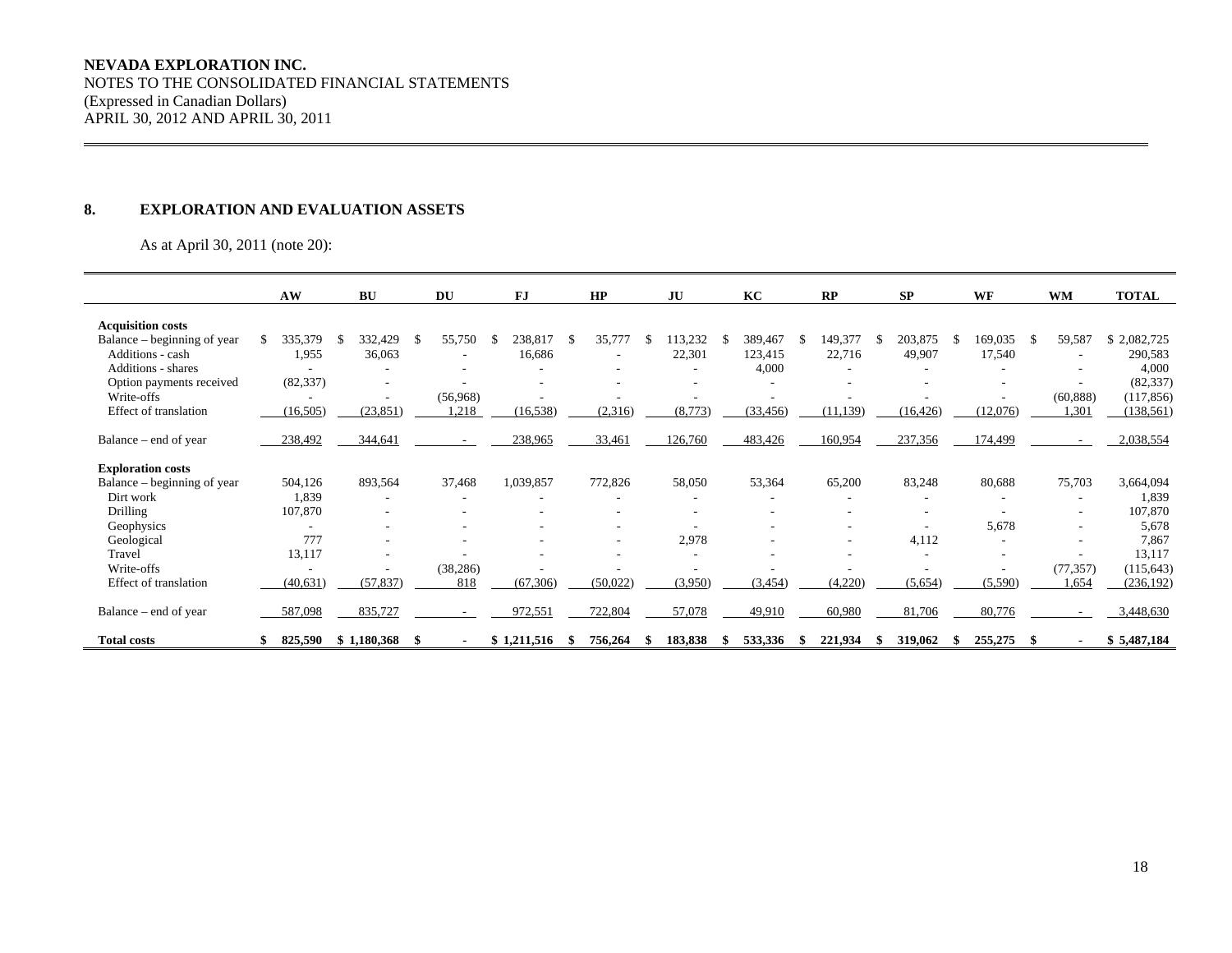**NEVADA EXPLORATION INC.**
NOTES TO THE CONSOLIDATED FINANCIAL STATEMENTS
(Expressed in Canadian Dollars)
APRIL 30, 2012 AND APRIL 30, 2011

## 8. EXPLORATION AND EVALUATION ASSETS

As at April 30, 2011 (note 20):

| | AW | BU | DU | FJ | HP | JU | KC | RP | SP | WF | WM | TOTAL |
|---|---|---|---|---|---|---|---|---|---|---|---|---|
| **Acquisition costs** | | | | | | | | | | | | |
| Balance – beginning of year | $ 335,379 | $ 332,429 | $ 55,750 | $ 238,817 | $ 35,777 | $ 113,232 | $ 389,467 | $ 149,377 | $ 203,875 | $ 169,035 | $ 59,587 | $ 2,082,725 |
| Additions - cash | 1,955 | 36,063 | - | 16,686 | - | 22,301 | 123,415 | 22,716 | 49,907 | 17,540 | - | 290,583 |
| Additions - shares | - | - | - | - | - | - | 4,000 | - | - | - | - | 4,000 |
| Option payments received | (82,337) | - | - | - | - | - | - | - | - | - | - | (82,337) |
| Write-offs | - | - | (56,968) | - | - | - | - | - | - | - | (60,888) | (117,856) |
| Effect of translation | (16,505) | (23,851) | 1,218 | (16,538) | (2,316) | (8,773) | (33,456) | (11,139) | (16,426) | (12,076) | 1,301 | (138,561) |
| Balance – end of year | 238,492 | 344,641 | - | 238,965 | 33,461 | 126,760 | 483,426 | 160,954 | 237,356 | 174,499 | - | 2,038,554 |
| **Exploration costs** | | | | | | | | | | | | |
| Balance – beginning of year | 504,126 | 893,564 | 37,468 | 1,039,857 | 772,826 | 58,050 | 53,364 | 65,200 | 83,248 | 80,688 | 75,703 | 3,664,094 |
| Dirt work | 1,839 | - | - | - | - | - | - | - | - | - | - | 1,839 |
| Drilling | 107,870 | - | - | - | - | - | - | - | - | - | - | 107,870 |
| Geophysics | - | - | - | - | - | - | - | - | - | 5,678 | - | 5,678 |
| Geological | 777 | - | - | - | - | 2,978 | - | - | 4,112 | - | - | 7,867 |
| Travel | 13,117 | - | - | - | - | - | - | - | - | - | - | 13,117 |
| Write-offs | - | - | (38,286) | - | - | - | - | - | - | - | (77,357) | (115,643) |
| Effect of translation | (40,631) | (57,837) | 818 | (67,306) | (50,022) | (3,950) | (3,454) | (4,220) | (5,654) | (5,590) | 1,654 | (236,192) |
| Balance – end of year | 587,098 | 835,727 | - | 972,551 | 722,804 | 57,078 | 49,910 | 60,980 | 81,706 | 80,776 | - | 3,448,630 |
| **Total costs** | **$ 825,590** | **$ 1,180,368** | **$ -** | **$ 1,211,516** | **$ 756,264** | **$ 183,838** | **$ 533,336** | **$ 221,934** | **$ 319,062** | **$ 255,275** | **$ -** | **$ 5,487,184** |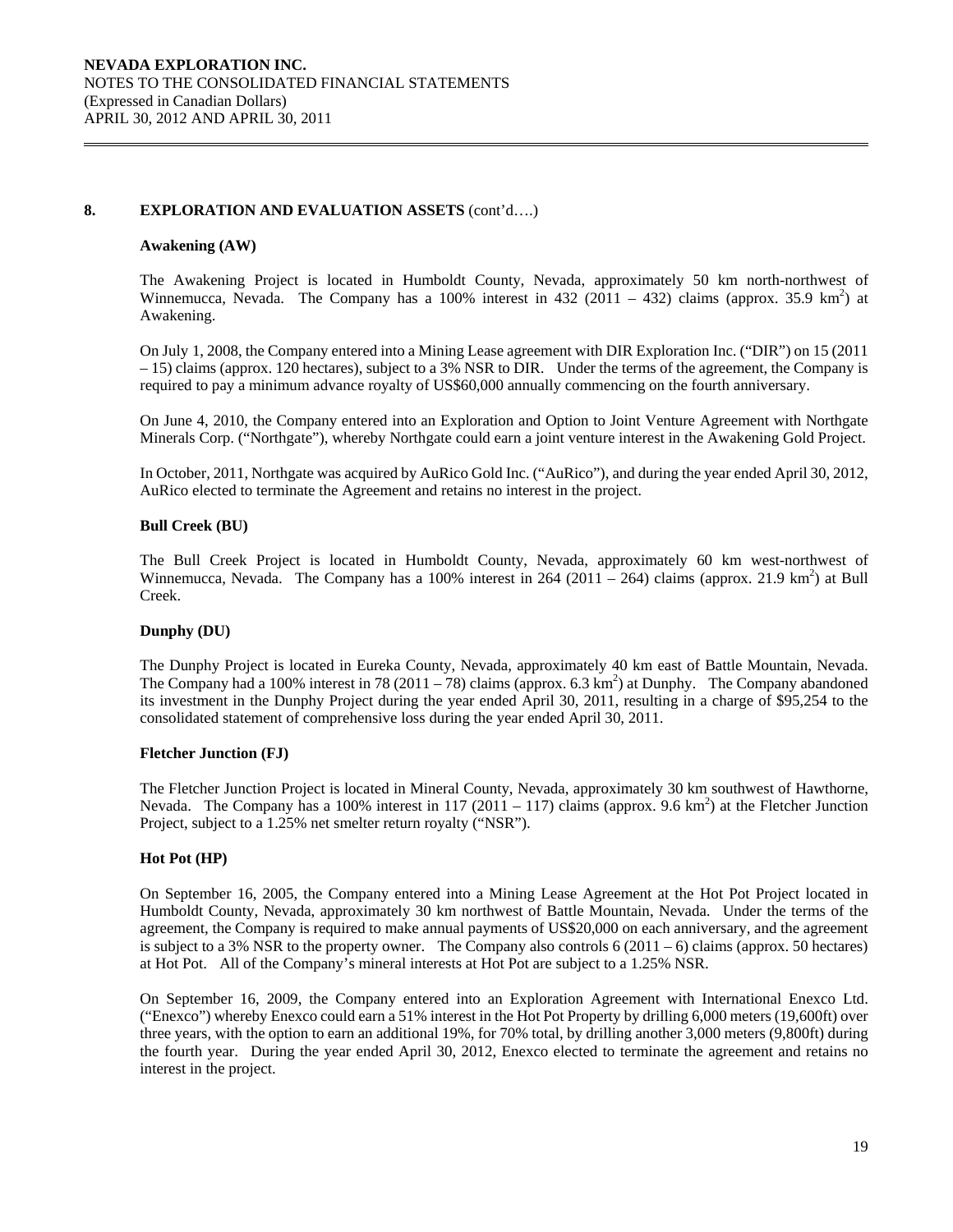## 8. EXPLORATION AND EVALUATION ASSETS (cont'd….)

### Awakening (AW)

The Awakening Project is located in Humboldt County, Nevada, approximately 50 km north-northwest of Winnemucca, Nevada. The Company has a 100% interest in 432 (2011 – 432) claims (approx. 35.9 km$^2$) at Awakening.

On July 1, 2008, the Company entered into a Mining Lease agreement with DIR Exploration Inc. ("DIR") on 15 (2011 – 15) claims (approx. 120 hectares), subject to a 3% NSR to DIR. Under the terms of the agreement, the Company is required to pay a minimum advance royalty of US$60,000 annually commencing on the fourth anniversary.

On June 4, 2010, the Company entered into an Exploration and Option to Joint Venture Agreement with Northgate Minerals Corp. ("Northgate"), whereby Northgate could earn a joint venture interest in the Awakening Gold Project.

In October, 2011, Northgate was acquired by AuRico Gold Inc. ("AuRico"), and during the year ended April 30, 2012, AuRico elected to terminate the Agreement and retains no interest in the project.

### Bull Creek (BU)

The Bull Creek Project is located in Humboldt County, Nevada, approximately 60 km west-northwest of Winnemucca, Nevada. The Company has a 100% interest in 264 (2011 – 264) claims (approx. 21.9 km$^2$) at Bull Creek.

### Dunphy (DU)

The Dunphy Project is located in Eureka County, Nevada, approximately 40 km east of Battle Mountain, Nevada. The Company had a 100% interest in 78 (2011 – 78) claims (approx. 6.3 km$^2$) at Dunphy. The Company abandoned its investment in the Dunphy Project during the year ended April 30, 2011, resulting in a charge of $95,254 to the consolidated statement of comprehensive loss during the year ended April 30, 2011.

### Fletcher Junction (FJ)

The Fletcher Junction Project is located in Mineral County, Nevada, approximately 30 km southwest of Hawthorne, Nevada. The Company has a 100% interest in 117 (2011 – 117) claims (approx. 9.6 km$^2$) at the Fletcher Junction Project, subject to a 1.25% net smelter return royalty ("NSR").

### Hot Pot (HP)

On September 16, 2005, the Company entered into a Mining Lease Agreement at the Hot Pot Project located in Humboldt County, Nevada, approximately 30 km northwest of Battle Mountain, Nevada. Under the terms of the agreement, the Company is required to make annual payments of US$20,000 on each anniversary, and the agreement is subject to a 3% NSR to the property owner. The Company also controls 6 (2011 – 6) claims (approx. 50 hectares) at Hot Pot. All of the Company's mineral interests at Hot Pot are subject to a 1.25% NSR.

On September 16, 2009, the Company entered into an Exploration Agreement with International Enexco Ltd. ("Enexco") whereby Enexco could earn a 51% interest in the Hot Pot Property by drilling 6,000 meters (19,600ft) over three years, with the option to earn an additional 19%, for 70% total, by drilling another 3,000 meters (9,800ft) during the fourth year. During the year ended April 30, 2012, Enexco elected to terminate the agreement and retains no interest in the project.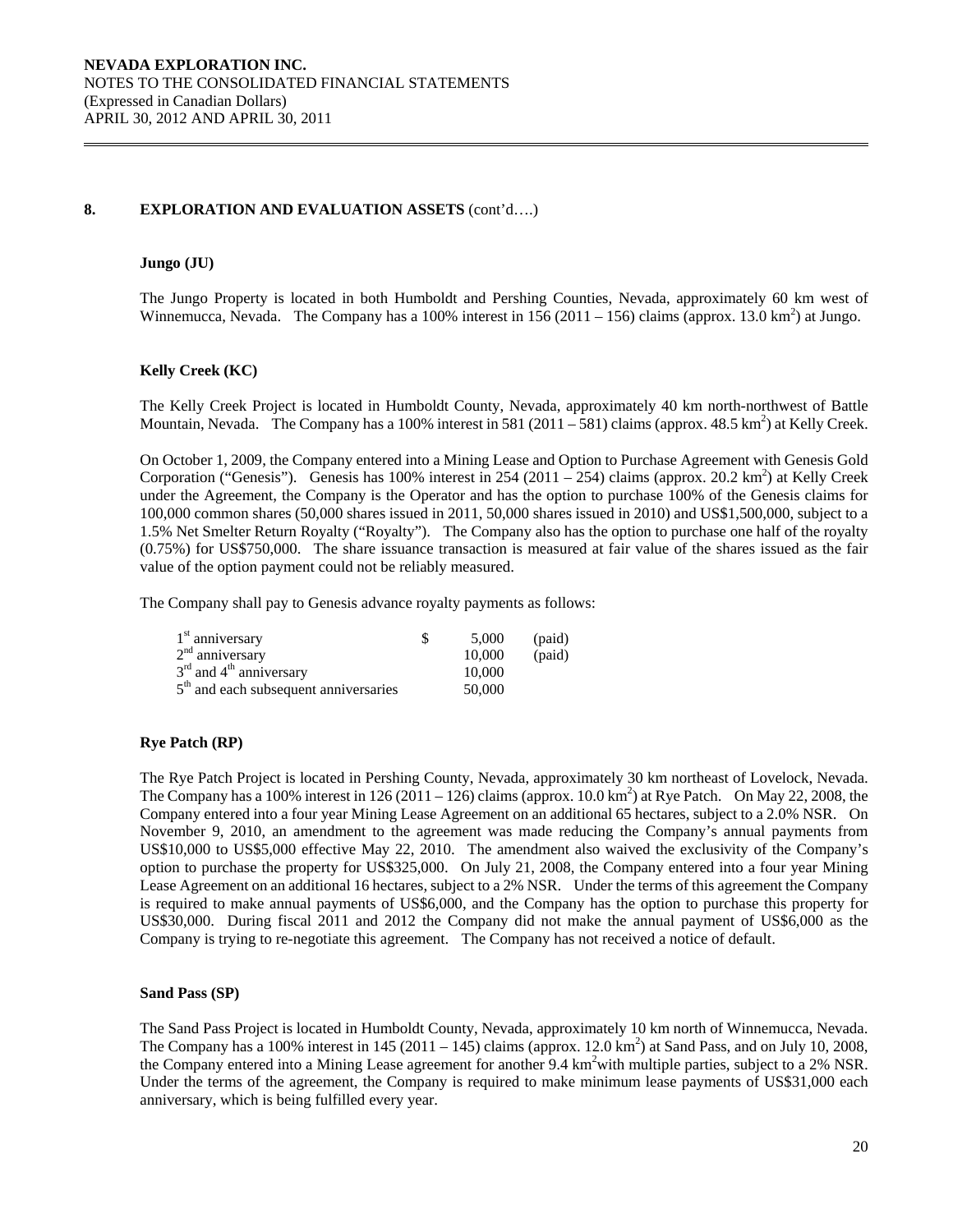## 8. EXPLORATION AND EVALUATION ASSETS (cont'd….)

### Jungo (JU)

The Jungo Property is located in both Humboldt and Pershing Counties, Nevada, approximately 60 km west of Winnemucca, Nevada. The Company has a 100% interest in 156 (2011 – 156) claims (approx. 13.0 km$^2$) at Jungo.

### Kelly Creek (KC)

The Kelly Creek Project is located in Humboldt County, Nevada, approximately 40 km north-northwest of Battle Mountain, Nevada. The Company has a 100% interest in 581 (2011 – 581) claims (approx. 48.5 km$^2$) at Kelly Creek.

On October 1, 2009, the Company entered into a Mining Lease and Option to Purchase Agreement with Genesis Gold Corporation ("Genesis"). Genesis has 100% interest in 254 (2011 – 254) claims (approx. 20.2 km$^2$) at Kelly Creek under the Agreement, the Company is the Operator and has the option to purchase 100% of the Genesis claims for 100,000 common shares (50,000 shares issued in 2011, 50,000 shares issued in 2010) and US$1,500,000, subject to a 1.5% Net Smelter Return Royalty ("Royalty"). The Company also has the option to purchase one half of the royalty (0.75%) for US$750,000. The share issuance transaction is measured at fair value of the shares issued as the fair value of the option payment could not be reliably measured.

The Company shall pay to Genesis advance royalty payments as follows:

| | | | |
|---|---|---|---|
| 1st anniversary | $ | 5,000 | (paid) |
| 2nd anniversary | | 10,000 | (paid) |
| 3rd and 4th anniversary | | 10,000 | |
| 5th and each subsequent anniversaries | | 50,000 | |

### Rye Patch (RP)

The Rye Patch Project is located in Pershing County, Nevada, approximately 30 km northeast of Lovelock, Nevada. The Company has a 100% interest in 126 (2011 – 126) claims (approx. 10.0 km$^2$) at Rye Patch. On May 22, 2008, the Company entered into a four year Mining Lease Agreement on an additional 65 hectares, subject to a 2.0% NSR. On November 9, 2010, an amendment to the agreement was made reducing the Company's annual payments from US$10,000 to US$5,000 effective May 22, 2010. The amendment also waived the exclusivity of the Company's option to purchase the property for US$325,000. On July 21, 2008, the Company entered into a four year Mining Lease Agreement on an additional 16 hectares, subject to a 2% NSR. Under the terms of this agreement the Company is required to make annual payments of US$6,000, and the Company has the option to purchase this property for US$30,000. During fiscal 2011 and 2012 the Company did not make the annual payment of US$6,000 as the Company is trying to re-negotiate this agreement. The Company has not received a notice of default.

### Sand Pass (SP)

The Sand Pass Project is located in Humboldt County, Nevada, approximately 10 km north of Winnemucca, Nevada. The Company has a 100% interest in 145 (2011 – 145) claims (approx. 12.0 km$^2$) at Sand Pass, and on July 10, 2008, the Company entered into a Mining Lease agreement for another 9.4 km$^2$with multiple parties, subject to a 2% NSR. Under the terms of the agreement, the Company is required to make minimum lease payments of US$31,000 each anniversary, which is being fulfilled every year.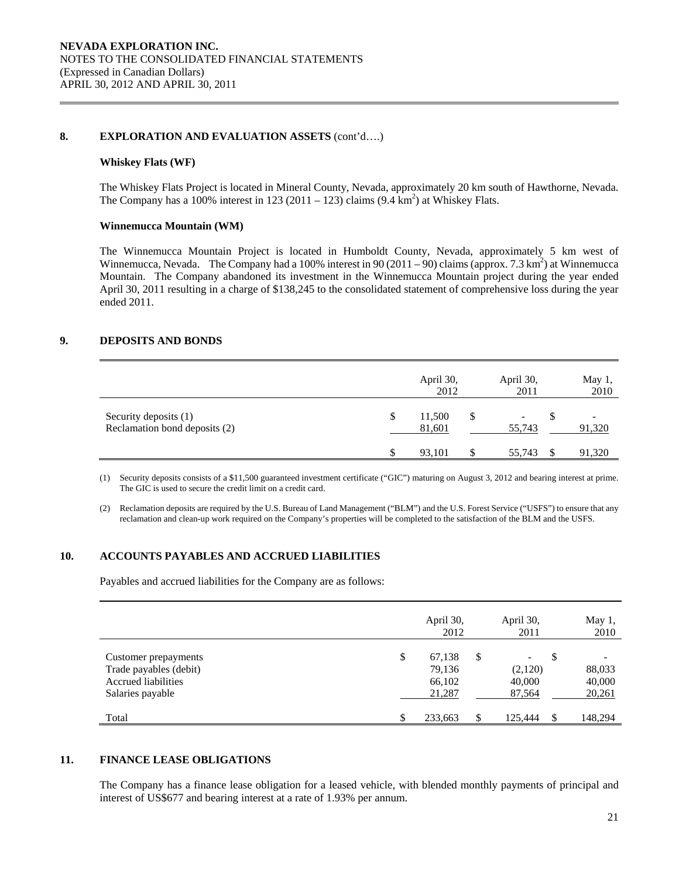## 8. EXPLORATION AND EVALUATION ASSETS (cont'd….)

**Whiskey Flats (WF)**

The Whiskey Flats Project is located in Mineral County, Nevada, approximately 20 km south of Hawthorne, Nevada. The Company has a 100% interest in 123 (2011 – 123) claims (9.4 km$^2$) at Whiskey Flats.

**Winnemucca Mountain (WM)**

The Winnemucca Mountain Project is located in Humboldt County, Nevada, approximately 5 km west of Winnemucca, Nevada. The Company had a 100% interest in 90 (2011 – 90) claims (approx. 7.3 km$^2$) at Winnemucca Mountain. The Company abandoned its investment in the Winnemucca Mountain project during the year ended April 30, 2011 resulting in a charge of $138,245 to the consolidated statement of comprehensive loss during the year ended 2011.

## 9. DEPOSITS AND BONDS

| | April 30, 2012 | April 30, 2011 | May 1, 2010 |
|---|---|---|---|
| Security deposits (1) | $ 11,500 | $ - | $ - |
| Reclamation bond deposits (2) | 81,601 | 55,743 | 91,320 |
| | $ 93,101 | $ 55,743 | $ 91,320 |

(1) Security deposits consists of a $11,500 guaranteed investment certificate ("GIC") maturing on August 3, 2012 and bearing interest at prime. The GIC is used to secure the credit limit on a credit card.

(2) Reclamation deposits are required by the U.S. Bureau of Land Management ("BLM") and the U.S. Forest Service ("USFS") to ensure that any reclamation and clean-up work required on the Company's properties will be completed to the satisfaction of the BLM and the USFS.

## 10. ACCOUNTS PAYABLES AND ACCRUED LIABILITIES

Payables and accrued liabilities for the Company are as follows:

| | April 30, 2012 | April 30, 2011 | May 1, 2010 |
|---|---|---|---|
| Customer prepayments | $ 67,138 | $ - | $ - |
| Trade payables (debit) | 79,136 | (2,120) | 88,033 |
| Accrued liabilities | 66,102 | 40,000 | 40,000 |
| Salaries payable | 21,287 | 87,564 | 20,261 |
| Total | $ 233,663 | $ 125,444 | $ 148,294 |

## 11. FINANCE LEASE OBLIGATIONS

The Company has a finance lease obligation for a leased vehicle, with blended monthly payments of principal and interest of US$677 and bearing interest at a rate of 1.93% per annum.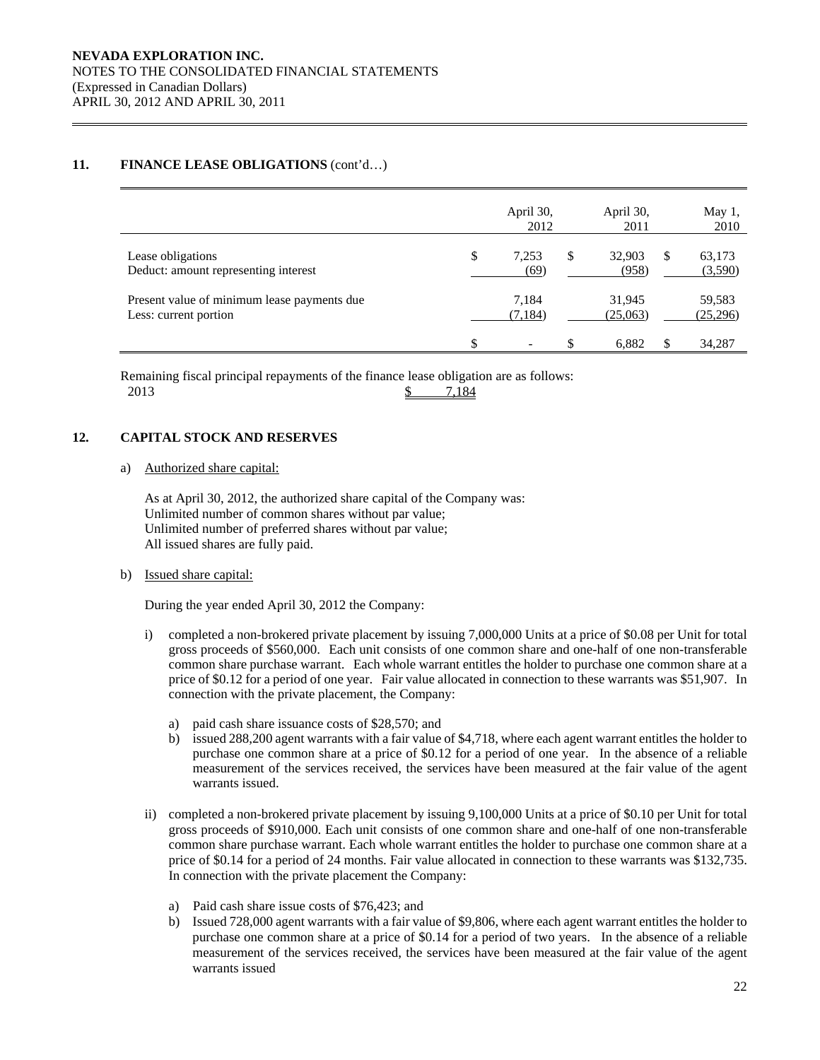NEVADA EXPLORATION INC.
NOTES TO THE CONSOLIDATED FINANCIAL STATEMENTS
(Expressed in Canadian Dollars)
APRIL 30, 2012 AND APRIL 30, 2011

## 11. FINANCE LEASE OBLIGATIONS (cont'd…)

| | April 30, 2012 | April 30, 2011 | May 1, 2010 |
|---|---|---|---|
| Lease obligations | $ 7,253 | $ 32,903 | $ 63,173 |
| Deduct: amount representing interest | (69) | (958) | (3,590) |
| Present value of minimum lease payments due | 7,184 | 31,945 | 59,583 |
| Less: current portion | (7,184) | (25,063) | (25,296) |
| | $ - | $ 6,882 | $ 34,287 |

Remaining fiscal principal repayments of the finance lease obligation are as follows:

| | |
|---|---|
| 2013 | $ 7,184 |

## 12. CAPITAL STOCK AND RESERVES

a) Authorized share capital:

As at April 30, 2012, the authorized share capital of the Company was:
Unlimited number of common shares without par value;
Unlimited number of preferred shares without par value;
All issued shares are fully paid.

b) Issued share capital:

During the year ended April 30, 2012 the Company:

i) completed a non-brokered private placement by issuing 7,000,000 Units at a price of $0.08 per Unit for total gross proceeds of $560,000. Each unit consists of one common share and one-half of one non-transferable common share purchase warrant. Each whole warrant entitles the holder to purchase one common share at a price of $0.12 for a period of one year. Fair value allocated in connection to these warrants was $51,907. In connection with the private placement, the Company:

   a) paid cash share issuance costs of $28,570; and
   b) issued 288,200 agent warrants with a fair value of $4,718, where each agent warrant entitles the holder to purchase one common share at a price of $0.12 for a period of one year. In the absence of a reliable measurement of the services received, the services have been measured at the fair value of the agent warrants issued.

ii) completed a non-brokered private placement by issuing 9,100,000 Units at a price of $0.10 per Unit for total gross proceeds of $910,000. Each unit consists of one common share and one-half of one non-transferable common share purchase warrant. Each whole warrant entitles the holder to purchase one common share at a price of $0.14 for a period of 24 months. Fair value allocated in connection to these warrants was $132,735. In connection with the private placement the Company:

   a) Paid cash share issue costs of $76,423; and
   b) Issued 728,000 agent warrants with a fair value of $9,806, where each agent warrant entitles the holder to purchase one common share at a price of $0.14 for a period of two years. In the absence of a reliable measurement of the services received, the services have been measured at the fair value of the agent warrants issued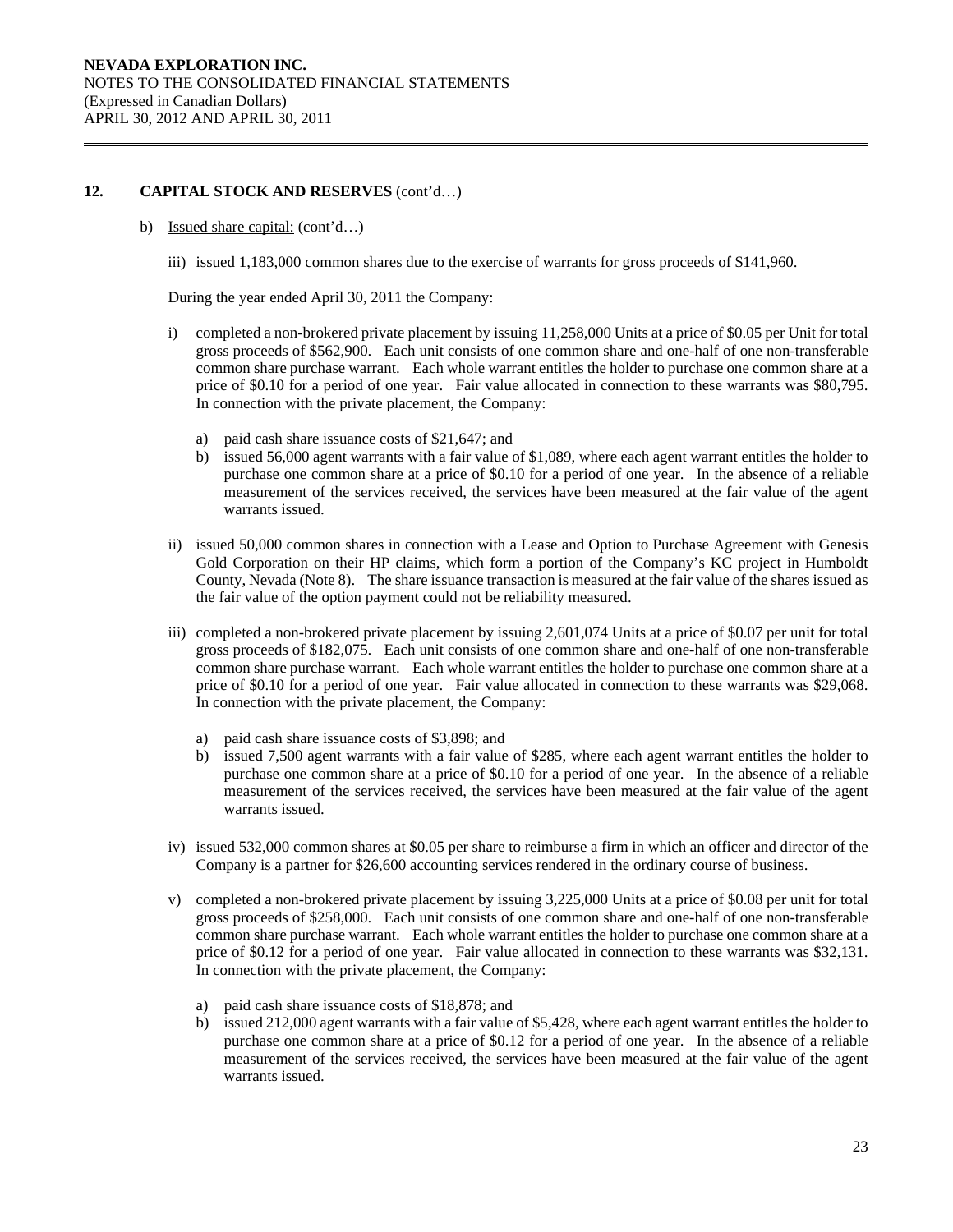## 12. CAPITAL STOCK AND RESERVES (cont'd…)

b) Issued share capital: (cont'd…)

iii) issued 1,183,000 common shares due to the exercise of warrants for gross proceeds of $141,960.

During the year ended April 30, 2011 the Company:

i) completed a non-brokered private placement by issuing 11,258,000 Units at a price of $0.05 per Unit for total gross proceeds of $562,900. Each unit consists of one common share and one-half of one non-transferable common share purchase warrant. Each whole warrant entitles the holder to purchase one common share at a price of $0.10 for a period of one year. Fair value allocated in connection to these warrants was $80,795. In connection with the private placement, the Company:

   a) paid cash share issuance costs of $21,647; and
   b) issued 56,000 agent warrants with a fair value of $1,089, where each agent warrant entitles the holder to purchase one common share at a price of $0.10 for a period of one year. In the absence of a reliable measurement of the services received, the services have been measured at the fair value of the agent warrants issued.

ii) issued 50,000 common shares in connection with a Lease and Option to Purchase Agreement with Genesis Gold Corporation on their HP claims, which form a portion of the Company's KC project in Humboldt County, Nevada (Note 8). The share issuance transaction is measured at the fair value of the shares issued as the fair value of the option payment could not be reliability measured.

iii) completed a non-brokered private placement by issuing 2,601,074 Units at a price of $0.07 per unit for total gross proceeds of $182,075. Each unit consists of one common share and one-half of one non-transferable common share purchase warrant. Each whole warrant entitles the holder to purchase one common share at a price of $0.10 for a period of one year. Fair value allocated in connection to these warrants was $29,068. In connection with the private placement, the Company:

   a) paid cash share issuance costs of $3,898; and
   b) issued 7,500 agent warrants with a fair value of $285, where each agent warrant entitles the holder to purchase one common share at a price of $0.10 for a period of one year. In the absence of a reliable measurement of the services received, the services have been measured at the fair value of the agent warrants issued.

iv) issued 532,000 common shares at $0.05 per share to reimburse a firm in which an officer and director of the Company is a partner for $26,600 accounting services rendered in the ordinary course of business.

v) completed a non-brokered private placement by issuing 3,225,000 Units at a price of $0.08 per unit for total gross proceeds of $258,000. Each unit consists of one common share and one-half of one non-transferable common share purchase warrant. Each whole warrant entitles the holder to purchase one common share at a price of $0.12 for a period of one year. Fair value allocated in connection to these warrants was $32,131. In connection with the private placement, the Company:

   a) paid cash share issuance costs of $18,878; and
   b) issued 212,000 agent warrants with a fair value of $5,428, where each agent warrant entitles the holder to purchase one common share at a price of $0.12 for a period of one year. In the absence of a reliable measurement of the services received, the services have been measured at the fair value of the agent warrants issued.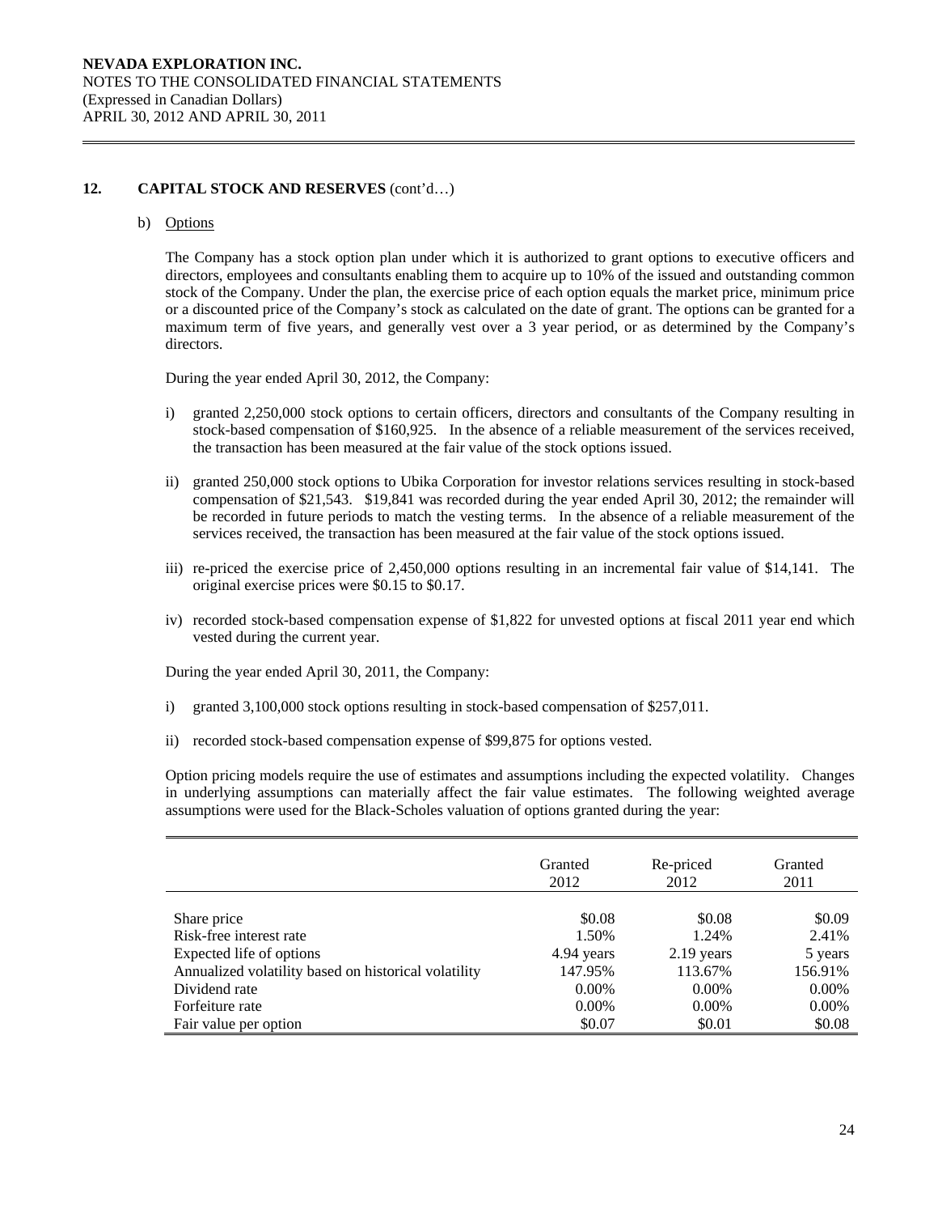## 12. CAPITAL STOCK AND RESERVES (cont'd…)

b) Options

The Company has a stock option plan under which it is authorized to grant options to executive officers and directors, employees and consultants enabling them to acquire up to 10% of the issued and outstanding common stock of the Company. Under the plan, the exercise price of each option equals the market price, minimum price or a discounted price of the Company's stock as calculated on the date of grant. The options can be granted for a maximum term of five years, and generally vest over a 3 year period, or as determined by the Company's directors.

During the year ended April 30, 2012, the Company:

i) granted 2,250,000 stock options to certain officers, directors and consultants of the Company resulting in stock-based compensation of $160,925. In the absence of a reliable measurement of the services received, the transaction has been measured at the fair value of the stock options issued.

ii) granted 250,000 stock options to Ubika Corporation for investor relations services resulting in stock-based compensation of $21,543. $19,841 was recorded during the year ended April 30, 2012; the remainder will be recorded in future periods to match the vesting terms. In the absence of a reliable measurement of the services received, the transaction has been measured at the fair value of the stock options issued.

iii) re-priced the exercise price of 2,450,000 options resulting in an incremental fair value of $14,141. The original exercise prices were $0.15 to $0.17.

iv) recorded stock-based compensation expense of $1,822 for unvested options at fiscal 2011 year end which vested during the current year.

During the year ended April 30, 2011, the Company:

i) granted 3,100,000 stock options resulting in stock-based compensation of $257,011.

ii) recorded stock-based compensation expense of $99,875 for options vested.

Option pricing models require the use of estimates and assumptions including the expected volatility. Changes in underlying assumptions can materially affect the fair value estimates. The following weighted average assumptions were used for the Black-Scholes valuation of options granted during the year:

| | Granted 2012 | Re-priced 2012 | Granted 2011 |
|---|---|---|---|
| Share price | $0.08 | $0.08 | $0.09 |
| Risk-free interest rate | 1.50% | 1.24% | 2.41% |
| Expected life of options | 4.94 years | 2.19 years | 5 years |
| Annualized volatility based on historical volatility | 147.95% | 113.67% | 156.91% |
| Dividend rate | 0.00% | 0.00% | 0.00% |
| Forfeiture rate | 0.00% | 0.00% | 0.00% |
| Fair value per option | $0.07 | $0.01 | $0.08 |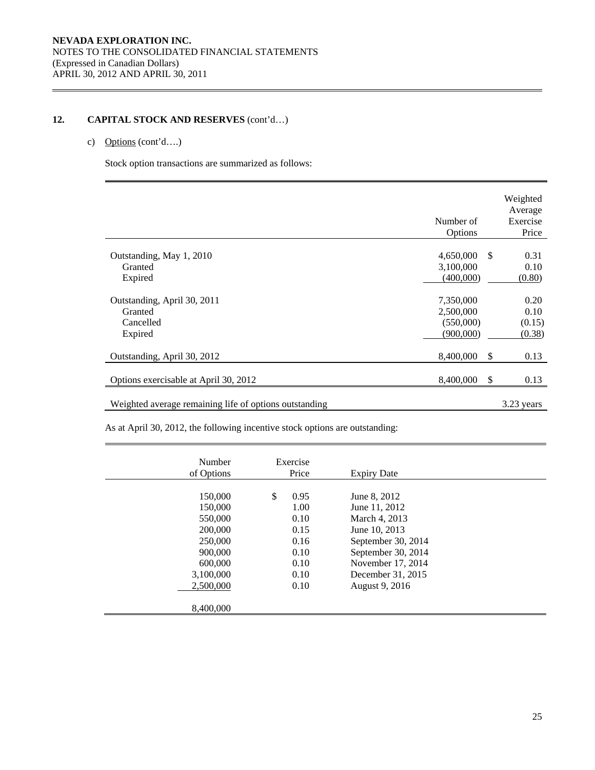## 12. CAPITAL STOCK AND RESERVES (cont'd…)

c) Options (cont'd….)

Stock option transactions are summarized as follows:

| | Number of Options | Weighted Average Exercise Price |
|---|---|---|
| Outstanding, May 1, 2010 | 4,650,000 | $ 0.31 |
| Granted | 3,100,000 | 0.10 |
| Expired | (400,000) | (0.80) |
| Outstanding, April 30, 2011 | 7,350,000 | 0.20 |
| Granted | 2,500,000 | 0.10 |
| Cancelled | (550,000) | (0.15) |
| Expired | (900,000) | (0.38) |
| Outstanding, April 30, 2012 | 8,400,000 | $ 0.13 |
| Options exercisable at April 30, 2012 | 8,400,000 | $ 0.13 |
| Weighted average remaining life of options outstanding | | 3.23 years |

As at April 30, 2012, the following incentive stock options are outstanding:

| Number of Options | Exercise Price | Expiry Date |
|---|---|---|
| 150,000 | $ 0.95 | June 8, 2012 |
| 150,000 | 1.00 | June 11, 2012 |
| 550,000 | 0.10 | March 4, 2013 |
| 200,000 | 0.15 | June 10, 2013 |
| 250,000 | 0.16 | September 30, 2014 |
| 900,000 | 0.10 | September 30, 2014 |
| 600,000 | 0.10 | November 17, 2014 |
| 3,100,000 | 0.10 | December 31, 2015 |
| 2,500,000 | 0.10 | August 9, 2016 |
| 8,400,000 | | |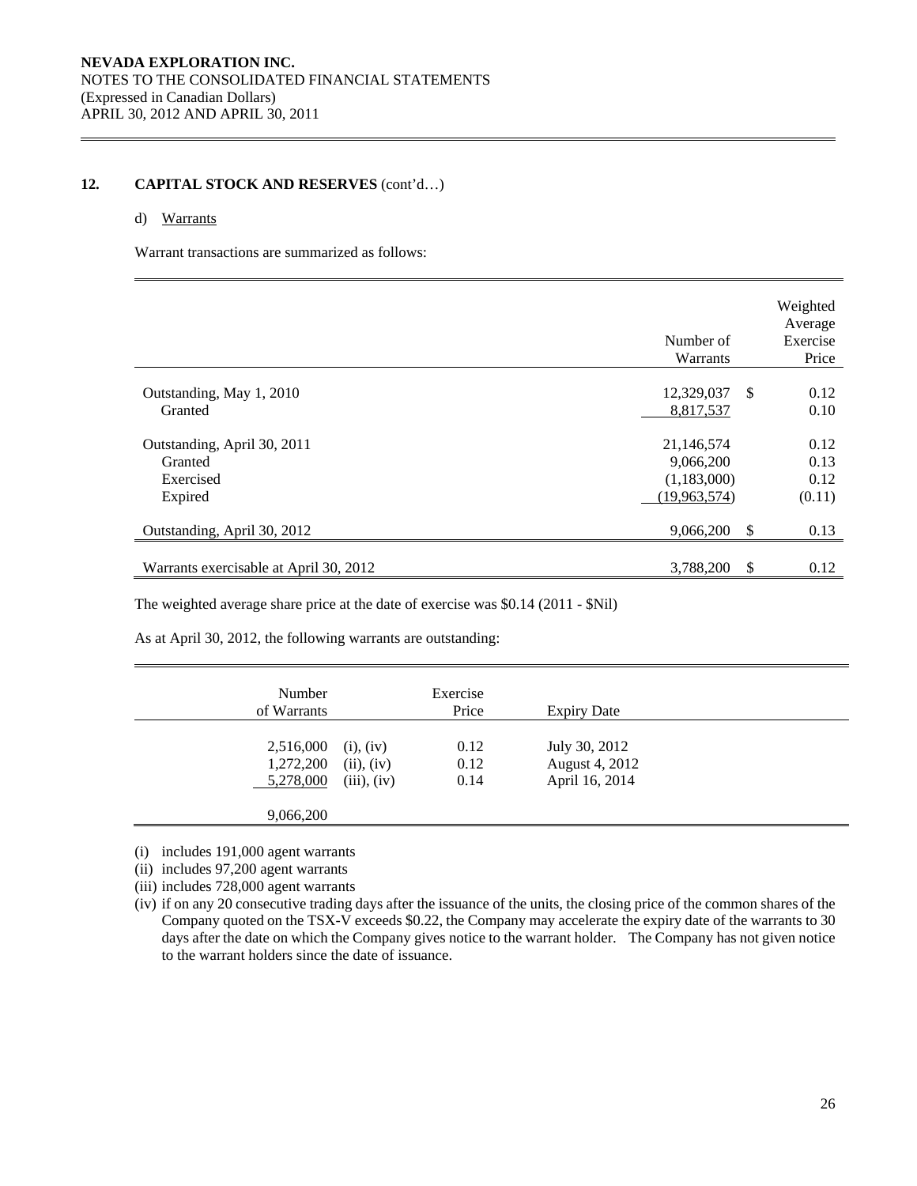## 12. CAPITAL STOCK AND RESERVES (cont'd…)

### d) Warrants

Warrant transactions are summarized as follows:

| | Number of Warrants | Weighted Average Exercise Price |
|---|---|---|
| Outstanding, May 1, 2010 | 12,329,037 | $ 0.12 |
| Granted | 8,817,537 | 0.10 |
| Outstanding, April 30, 2011 | 21,146,574 | 0.12 |
| Granted | 9,066,200 | 0.13 |
| Exercised | (1,183,000) | 0.12 |
| Expired | (19,963,574) | (0.11) |
| Outstanding, April 30, 2012 | 9,066,200 | $ 0.13 |
| Warrants exercisable at April 30, 2012 | 3,788,200 | $ 0.12 |

The weighted average share price at the date of exercise was $0.14 (2011 - $Nil)

As at April 30, 2012, the following warrants are outstanding:

| Number of Warrants | | Exercise Price | Expiry Date |
|---|---|---|---|
| 2,516,000 | (i), (iv) | 0.12 | July 30, 2012 |
| 1,272,200 | (ii), (iv) | 0.12 | August 4, 2012 |
| 5,278,000 | (iii), (iv) | 0.14 | April 16, 2014 |
| 9,066,200 | | | |

(i) includes 191,000 agent warrants

(ii) includes 97,200 agent warrants

(iii) includes 728,000 agent warrants

(iv) if on any 20 consecutive trading days after the issuance of the units, the closing price of the common shares of the Company quoted on the TSX-V exceeds $0.22, the Company may accelerate the expiry date of the warrants to 30 days after the date on which the Company gives notice to the warrant holder. The Company has not given notice to the warrant holders since the date of issuance.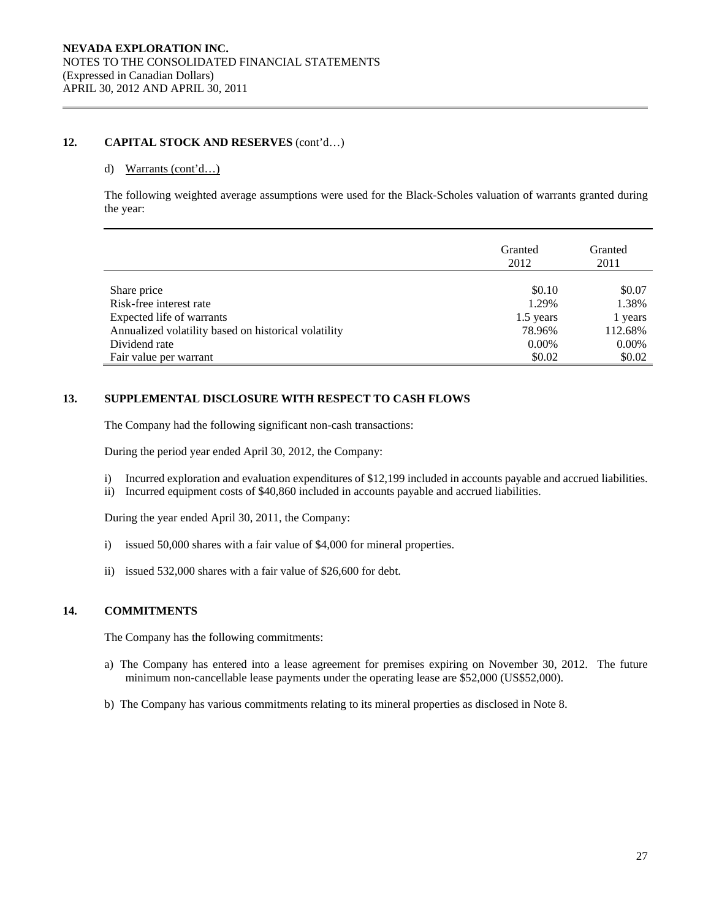## 12. CAPITAL STOCK AND RESERVES (cont'd…)

d) Warrants (cont'd…)

The following weighted average assumptions were used for the Black-Scholes valuation of warrants granted during the year:

| | Granted 2012 | Granted 2011 |
|---|---|---|
| Share price | $0.10 | $0.07 |
| Risk-free interest rate | 1.29% | 1.38% |
| Expected life of warrants | 1.5 years | 1 years |
| Annualized volatility based on historical volatility | 78.96% | 112.68% |
| Dividend rate | 0.00% | 0.00% |
| Fair value per warrant | $0.02 | $0.02 |

## 13. SUPPLEMENTAL DISCLOSURE WITH RESPECT TO CASH FLOWS

The Company had the following significant non-cash transactions:

During the period year ended April 30, 2012, the Company:

i) Incurred exploration and evaluation expenditures of $12,199 included in accounts payable and accrued liabilities.
ii) Incurred equipment costs of $40,860 included in accounts payable and accrued liabilities.

During the year ended April 30, 2011, the Company:

i) issued 50,000 shares with a fair value of $4,000 for mineral properties.

ii) issued 532,000 shares with a fair value of $26,600 for debt.

## 14. COMMITMENTS

The Company has the following commitments:

a) The Company has entered into a lease agreement for premises expiring on November 30, 2012. The future minimum non-cancellable lease payments under the operating lease are $52,000 (US$52,000).

b) The Company has various commitments relating to its mineral properties as disclosed in Note 8.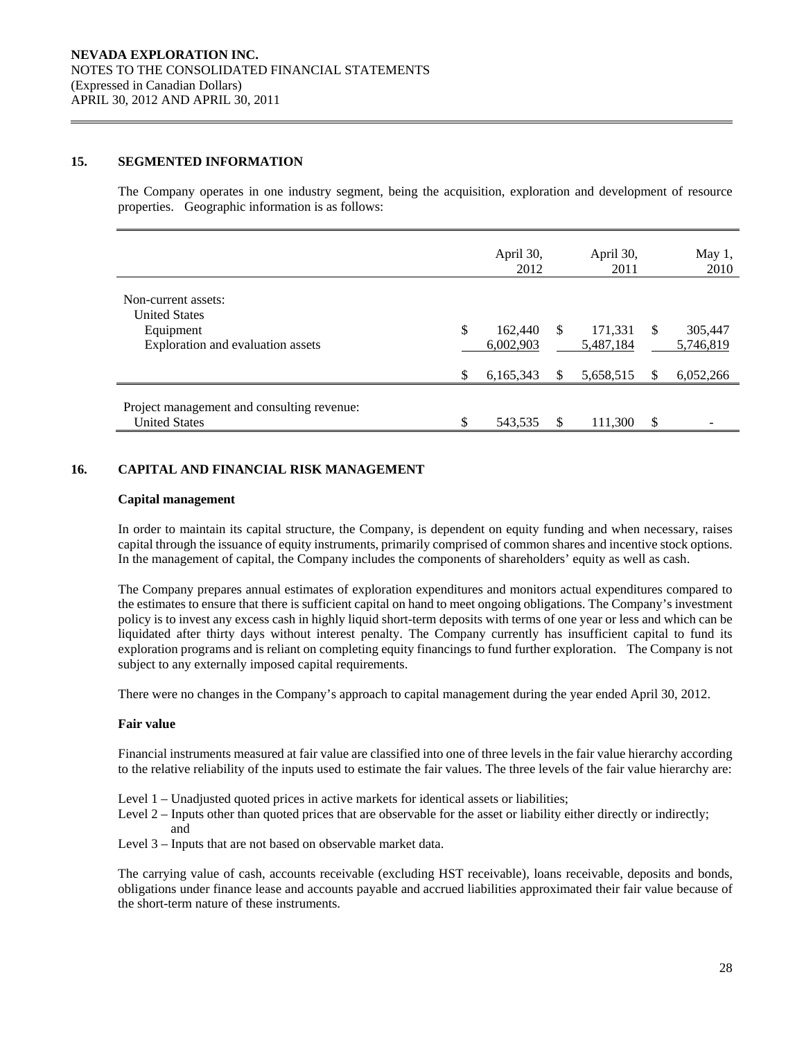## 15. SEGMENTED INFORMATION

The Company operates in one industry segment, being the acquisition, exploration and development of resource properties. Geographic information is as follows:

| | April 30, 2012 | April 30, 2011 | May 1, 2010 |
|---|---|---|---|
| Non-current assets: | | | |
| United States | | | |
| Equipment | $ 162,440 | $ 171,331 | $ 305,447 |
| Exploration and evaluation assets | 6,002,903 | 5,487,184 | 5,746,819 |
| | $ 6,165,343 | $ 5,658,515 | $ 6,052,266 |
| Project management and consulting revenue: | | | |
| United States | $ 543,535 | $ 111,300 | $ - |

## 16. CAPITAL AND FINANCIAL RISK MANAGEMENT

### Capital management

In order to maintain its capital structure, the Company, is dependent on equity funding and when necessary, raises capital through the issuance of equity instruments, primarily comprised of common shares and incentive stock options. In the management of capital, the Company includes the components of shareholders' equity as well as cash.

The Company prepares annual estimates of exploration expenditures and monitors actual expenditures compared to the estimates to ensure that there is sufficient capital on hand to meet ongoing obligations. The Company's investment policy is to invest any excess cash in highly liquid short-term deposits with terms of one year or less and which can be liquidated after thirty days without interest penalty. The Company currently has insufficient capital to fund its exploration programs and is reliant on completing equity financings to fund further exploration. The Company is not subject to any externally imposed capital requirements.

There were no changes in the Company's approach to capital management during the year ended April 30, 2012.

### Fair value

Financial instruments measured at fair value are classified into one of three levels in the fair value hierarchy according to the relative reliability of the inputs used to estimate the fair values. The three levels of the fair value hierarchy are:

- Level 1 – Unadjusted quoted prices in active markets for identical assets or liabilities;
- Level 2 – Inputs other than quoted prices that are observable for the asset or liability either directly or indirectly; and
- Level 3 – Inputs that are not based on observable market data.

The carrying value of cash, accounts receivable (excluding HST receivable), loans receivable, deposits and bonds, obligations under finance lease and accounts payable and accrued liabilities approximated their fair value because of the short-term nature of these instruments.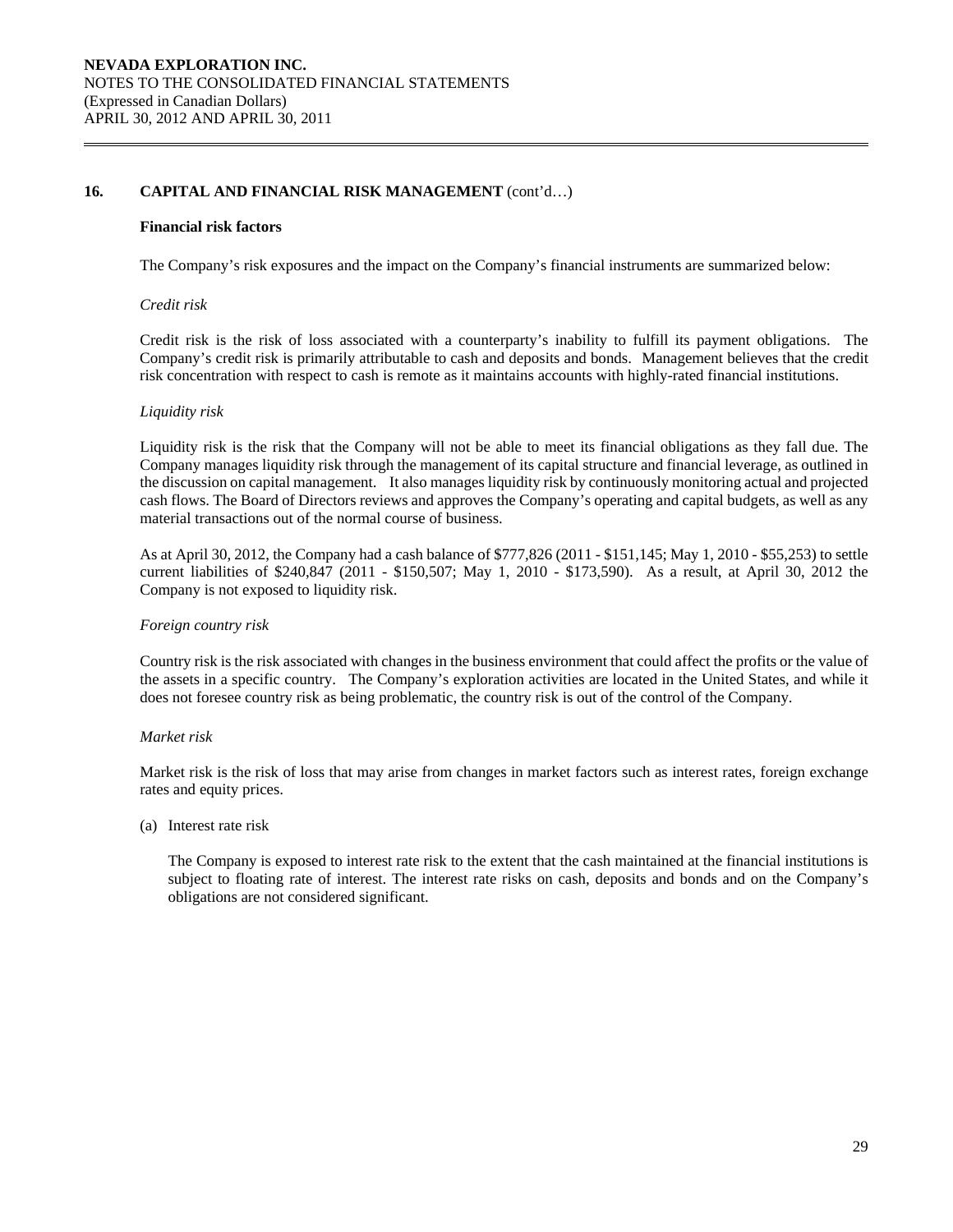## 16. CAPITAL AND FINANCIAL RISK MANAGEMENT (cont'd…)

**Financial risk factors**

The Company's risk exposures and the impact on the Company's financial instruments are summarized below:

*Credit risk*

Credit risk is the risk of loss associated with a counterparty's inability to fulfill its payment obligations. The Company's credit risk is primarily attributable to cash and deposits and bonds. Management believes that the credit risk concentration with respect to cash is remote as it maintains accounts with highly-rated financial institutions.

*Liquidity risk*

Liquidity risk is the risk that the Company will not be able to meet its financial obligations as they fall due. The Company manages liquidity risk through the management of its capital structure and financial leverage, as outlined in the discussion on capital management. It also manages liquidity risk by continuously monitoring actual and projected cash flows. The Board of Directors reviews and approves the Company's operating and capital budgets, as well as any material transactions out of the normal course of business.

As at April 30, 2012, the Company had a cash balance of $777,826 (2011 - $151,145; May 1, 2010 - $55,253) to settle current liabilities of $240,847 (2011 - $150,507; May 1, 2010 - $173,590). As a result, at April 30, 2012 the Company is not exposed to liquidity risk.

*Foreign country risk*

Country risk is the risk associated with changes in the business environment that could affect the profits or the value of the assets in a specific country. The Company's exploration activities are located in the United States, and while it does not foresee country risk as being problematic, the country risk is out of the control of the Company.

*Market risk*

Market risk is the risk of loss that may arise from changes in market factors such as interest rates, foreign exchange rates and equity prices.

(a) Interest rate risk

The Company is exposed to interest rate risk to the extent that the cash maintained at the financial institutions is subject to floating rate of interest. The interest rate risks on cash, deposits and bonds and on the Company's obligations are not considered significant.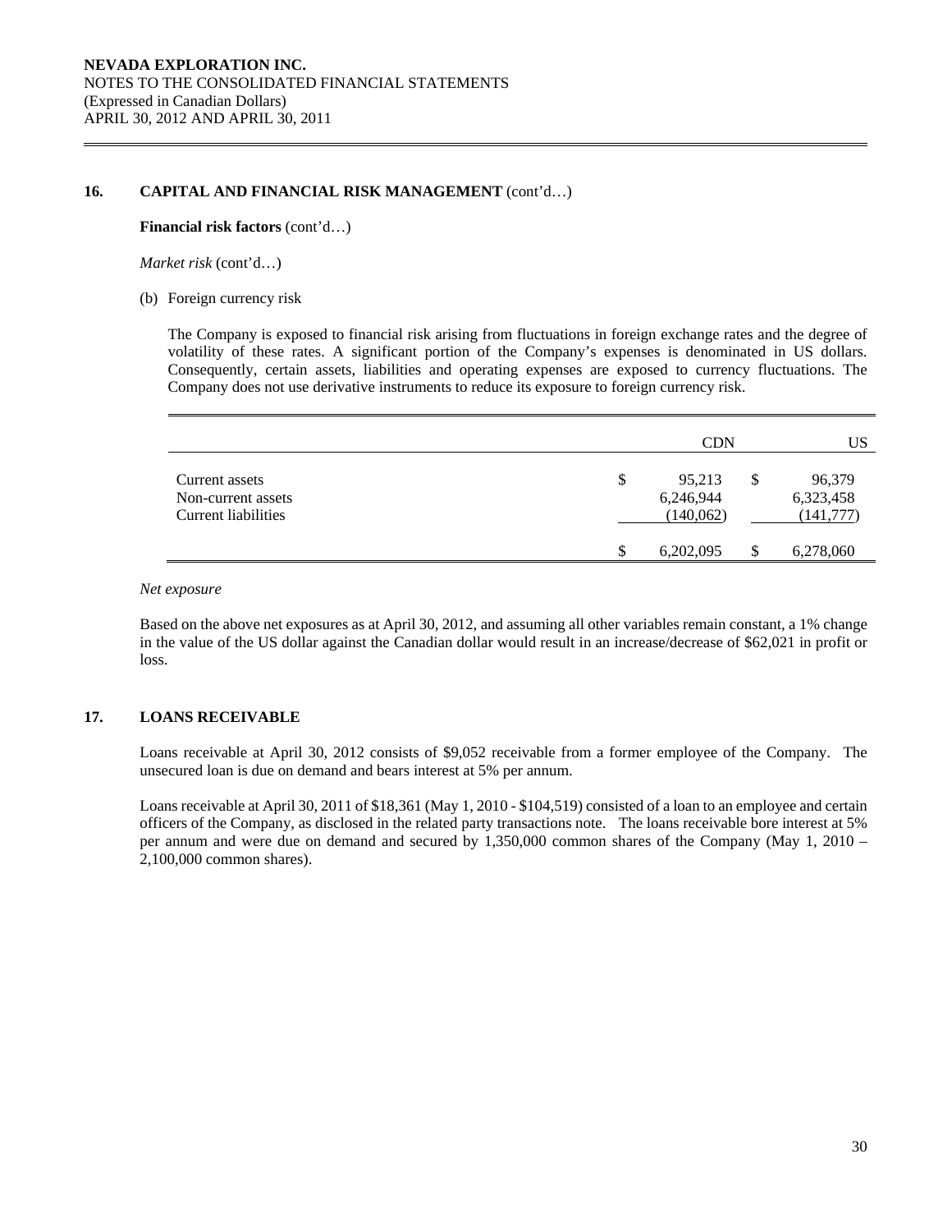### 16. CAPITAL AND FINANCIAL RISK MANAGEMENT (cont'd…)

**Financial risk factors** (cont'd…)

*Market risk* (cont'd…)

(b) Foreign currency risk

The Company is exposed to financial risk arising from fluctuations in foreign exchange rates and the degree of volatility of these rates. A significant portion of the Company's expenses is denominated in US dollars. Consequently, certain assets, liabilities and operating expenses are exposed to currency fluctuations. The Company does not use derivative instruments to reduce its exposure to foreign currency risk.

| | CDN | US |
|---|---|---|
| Current assets | $ 95,213 | $ 96,379 |
| Non-current assets | 6,246,944 | 6,323,458 |
| Current liabilities | (140,062) | (141,777) |
| | $ 6,202,095 | $ 6,278,060 |

*Net exposure*

Based on the above net exposures as at April 30, 2012, and assuming all other variables remain constant, a 1% change in the value of the US dollar against the Canadian dollar would result in an increase/decrease of $62,021 in profit or loss.

### 17. LOANS RECEIVABLE

Loans receivable at April 30, 2012 consists of $9,052 receivable from a former employee of the Company. The unsecured loan is due on demand and bears interest at 5% per annum.

Loans receivable at April 30, 2011 of $18,361 (May 1, 2010 - $104,519) consisted of a loan to an employee and certain officers of the Company, as disclosed in the related party transactions note. The loans receivable bore interest at 5% per annum and were due on demand and secured by 1,350,000 common shares of the Company (May 1, 2010 – 2,100,000 common shares).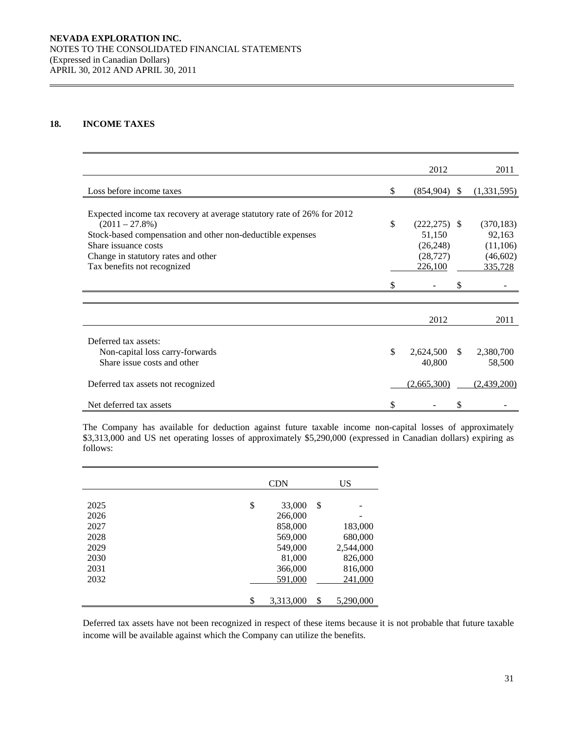## 18. INCOME TAXES

| | | 2012 | | 2011 |
|---|---|---|---|---|
| Loss before income taxes | $ | (854,904) | $ | (1,331,595) |
| Expected income tax recovery at average statutory rate of 26% for 2012 (2011 – 27.8%) | $ | (222,275) | $ | (370,183) |
| Stock-based compensation and other non-deductible expenses | | 51,150 | | 92,163 |
| Share issuance costs | | (26,248) | | (11,106) |
| Change in statutory rates and other | | (28,727) | | (46,602) |
| Tax benefits not recognized | | 226,100 | | 335,728 |
| | $ | - | $ | - |

| | | 2012 | | 2011 |
|---|---|---|---|---|
| Deferred tax assets: | | | | |
| Non-capital loss carry-forwards | $ | 2,624,500 | $ | 2,380,700 |
| Share issue costs and other | | 40,800 | | 58,500 |
| Deferred tax assets not recognized | | (2,665,300) | | (2,439,200) |
| Net deferred tax assets | $ | - | $ | - |

The Company has available for deduction against future taxable income non-capital losses of approximately $3,313,000 and US net operating losses of approximately $5,290,000 (expressed in Canadian dollars) expiring as follows:

| | | CDN | | US |
|---|---|---|---|---|
| 2025 | $ | 33,000 | $ | - |
| 2026 | | 266,000 | | - |
| 2027 | | 858,000 | | 183,000 |
| 2028 | | 569,000 | | 680,000 |
| 2029 | | 549,000 | | 2,544,000 |
| 2030 | | 81,000 | | 826,000 |
| 2031 | | 366,000 | | 816,000 |
| 2032 | | 591,000 | | 241,000 |
| | $ | 3,313,000 | $ | 5,290,000 |

Deferred tax assets have not been recognized in respect of these items because it is not probable that future taxable income will be available against which the Company can utilize the benefits.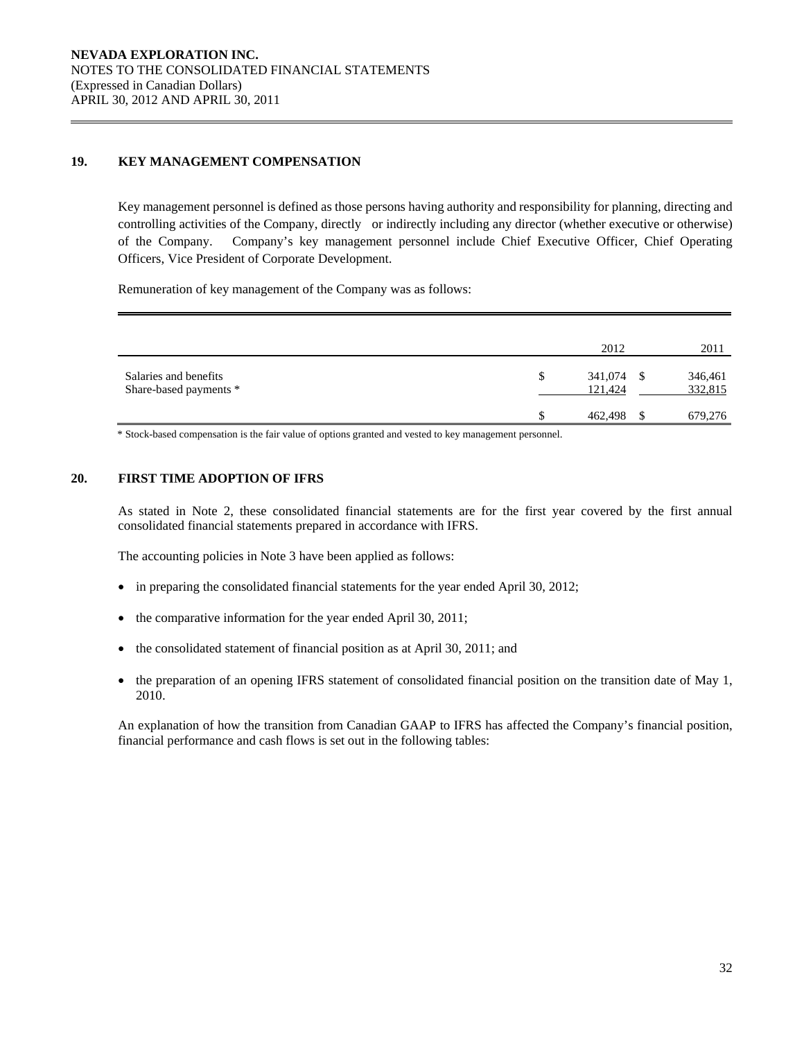**NEVADA EXPLORATION INC.**
NOTES TO THE CONSOLIDATED FINANCIAL STATEMENTS
(Expressed in Canadian Dollars)
APRIL 30, 2012 AND APRIL 30, 2011

## 19. KEY MANAGEMENT COMPENSATION

Key management personnel is defined as those persons having authority and responsibility for planning, directing and controlling activities of the Company, directly or indirectly including any director (whether executive or otherwise) of the Company. Company's key management personnel include Chief Executive Officer, Chief Operating Officers, Vice President of Corporate Development.

Remuneration of key management of the Company was as follows:

| | 2012 | 2011 |
|---|---|---|
| Salaries and benefits | $ 341,074 | $ 346,461 |
| Share-based payments * | 121,424 | 332,815 |
| | $ 462,498 | $ 679,276 |

\* Stock-based compensation is the fair value of options granted and vested to key management personnel.

## 20. FIRST TIME ADOPTION OF IFRS

As stated in Note 2, these consolidated financial statements are for the first year covered by the first annual consolidated financial statements prepared in accordance with IFRS.

The accounting policies in Note 3 have been applied as follows:

- in preparing the consolidated financial statements for the year ended April 30, 2012;
- the comparative information for the year ended April 30, 2011;
- the consolidated statement of financial position as at April 30, 2011; and
- the preparation of an opening IFRS statement of consolidated financial position on the transition date of May 1, 2010.

An explanation of how the transition from Canadian GAAP to IFRS has affected the Company's financial position, financial performance and cash flows is set out in the following tables: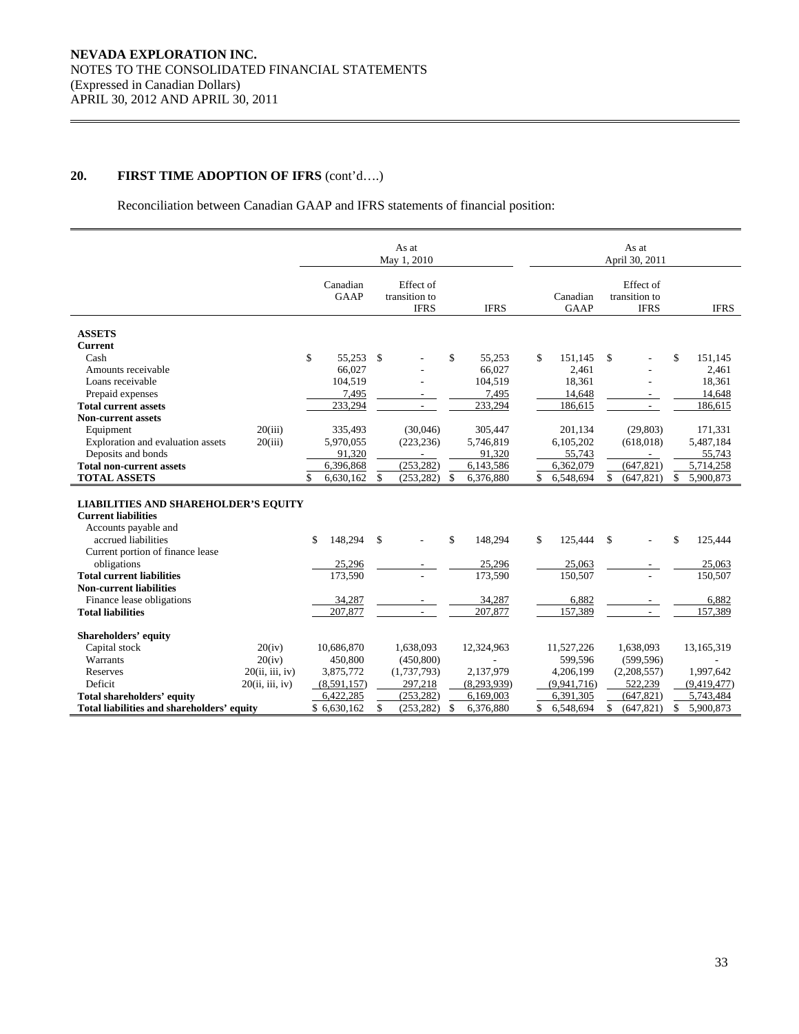**NEVADA EXPLORATION INC.**
NOTES TO THE CONSOLIDATED FINANCIAL STATEMENTS
(Expressed in Canadian Dollars)
APRIL 30, 2012 AND APRIL 30, 2011

## 20. FIRST TIME ADOPTION OF IFRS (cont'd….)

Reconciliation between Canadian GAAP and IFRS statements of financial position:

| | | As at May 1, 2010 | | | As at April 30, 2011 | | |
|---|---|---|---|---|---|---|---|
| | | Canadian GAAP | Effect of transition to IFRS | IFRS | Canadian GAAP | Effect of transition to IFRS | IFRS |
| **ASSETS** | | | | | | | |
| **Current** | | | | | | | |
| Cash | | $ 55,253 | $ - | $ 55,253 | $ 151,145 | $ - | $ 151,145 |
| Amounts receivable | | 66,027 | - | 66,027 | 2,461 | - | 2,461 |
| Loans receivable | | 104,519 | - | 104,519 | 18,361 | - | 18,361 |
| Prepaid expenses | | 7,495 | - | 7,495 | 14,648 | - | 14,648 |
| **Total current assets** | | 233,294 | - | 233,294 | 186,615 | - | 186,615 |
| **Non-current assets** | | | | | | | |
| Equipment | 20(iii) | 335,493 | (30,046) | 305,447 | 201,134 | (29,803) | 171,331 |
| Exploration and evaluation assets | 20(iii) | 5,970,055 | (223,236) | 5,746,819 | 6,105,202 | (618,018) | 5,487,184 |
| Deposits and bonds | | 91,320 | - | 91,320 | 55,743 | - | 55,743 |
| **Total non-current assets** | | 6,396,868 | (253,282) | 6,143,586 | 6,362,079 | (647,821) | 5,714,258 |
| **TOTAL ASSETS** | | $ 6,630,162 | $ (253,282) | $ 6,376,880 | $ 6,548,694 | $ (647,821) | $ 5,900,873 |
| **LIABILITIES AND SHAREHOLDER'S EQUITY** | | | | | | | |
| **Current liabilities** | | | | | | | |
| Accounts payable and accrued liabilities | | $ 148,294 | $ - | $ 148,294 | $ 125,444 | $ - | $ 125,444 |
| Current portion of finance lease obligations | | 25,296 | - | 25,296 | 25,063 | - | 25,063 |
| **Total current liabilities** | | 173,590 | - | 173,590 | 150,507 | - | 150,507 |
| **Non-current liabilities** | | | | | | | |
| Finance lease obligations | | 34,287 | - | 34,287 | 6,882 | - | 6,882 |
| **Total liabilities** | | 207,877 | - | 207,877 | 157,389 | - | 157,389 |
| **Shareholders' equity** | | | | | | | |
| Capital stock | 20(iv) | 10,686,870 | 1,638,093 | 12,324,963 | 11,527,226 | 1,638,093 | 13,165,319 |
| Warrants | 20(iv) | 450,800 | (450,800) | - | 599,596 | (599,596) | - |
| Reserves | 20(ii, iii, iv) | 3,875,772 | (1,737,793) | 2,137,979 | 4,206,199 | (2,208,557) | 1,997,642 |
| Deficit | 20(ii, iii, iv) | (8,591,157) | 297,218 | (8,293,939) | (9,941,716) | 522,239 | (9,419,477) |
| **Total shareholders' equity** | | 6,422,285 | (253,282) | 6,169,003 | 6,391,305 | (647,821) | 5,743,484 |
| **Total liabilities and shareholders' equity** | | $ 6,630,162 | $ (253,282) | $ 6,376,880 | $ 6,548,694 | $ (647,821) | $ 5,900,873 |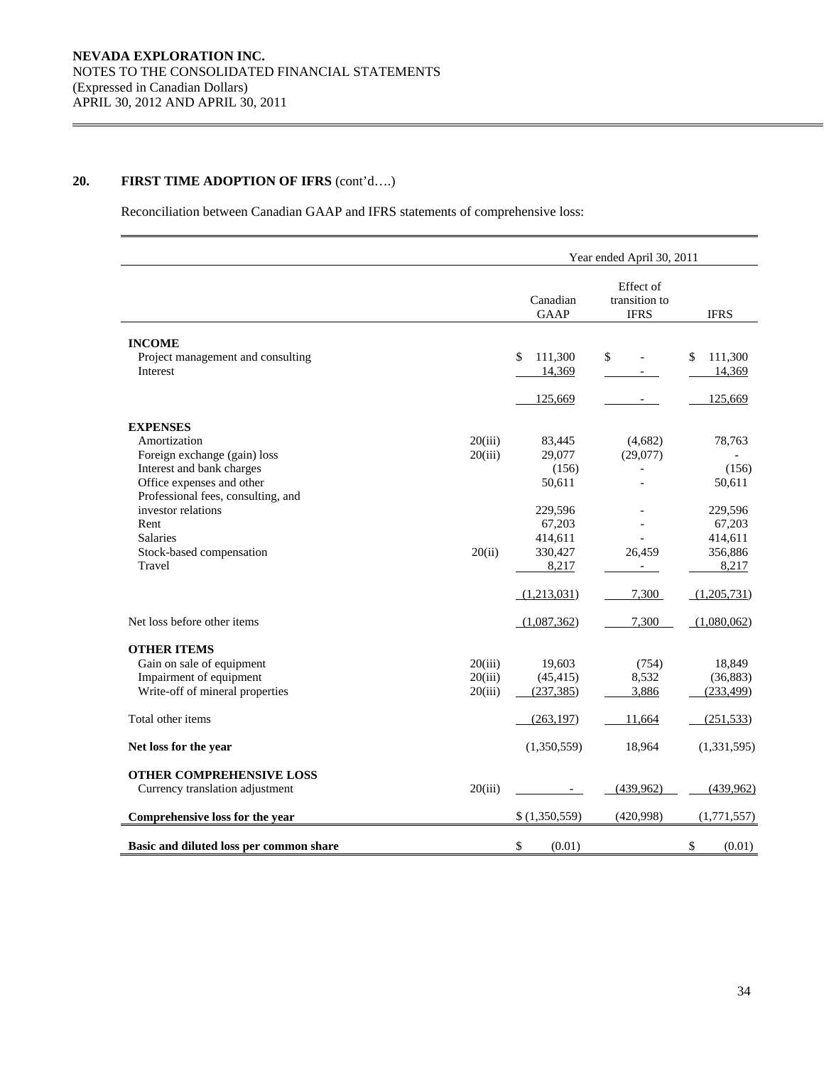**NEVADA EXPLORATION INC.**
NOTES TO THE CONSOLIDATED FINANCIAL STATEMENTS
(Expressed in Canadian Dollars)
APRIL 30, 2012 AND APRIL 30, 2011

## 20. FIRST TIME ADOPTION OF IFRS (cont'd….)

Reconciliation between Canadian GAAP and IFRS statements of comprehensive loss:

| | | Year ended April 30, 2011 | | |
|---|---|---|---|---|
| | | Canadian GAAP | Effect of transition to IFRS | IFRS |
| **INCOME** | | | | |
| Project management and consulting | | $ 111,300 | $ - | $ 111,300 |
| Interest | | 14,369 | - | 14,369 |
| | | 125,669 | - | 125,669 |
| **EXPENSES** | | | | |
| Amortization | 20(iii) | 83,445 | (4,682) | 78,763 |
| Foreign exchange (gain) loss | 20(iii) | 29,077 | (29,077) | - |
| Interest and bank charges | | (156) | - | (156) |
| Office expenses and other | | 50,611 | - | 50,611 |
| Professional fees, consulting, and investor relations | | 229,596 | - | 229,596 |
| Rent | | 67,203 | - | 67,203 |
| Salaries | | 414,611 | - | 414,611 |
| Stock-based compensation | 20(ii) | 330,427 | 26,459 | 356,886 |
| Travel | | 8,217 | - | 8,217 |
| | | (1,213,031) | 7,300 | (1,205,731) |
| Net loss before other items | | (1,087,362) | 7,300 | (1,080,062) |
| **OTHER ITEMS** | | | | |
| Gain on sale of equipment | 20(iii) | 19,603 | (754) | 18,849 |
| Impairment of equipment | 20(iii) | (45,415) | 8,532 | (36,883) |
| Write-off of mineral properties | 20(iii) | (237,385) | 3,886 | (233,499) |
| Total other items | | (263,197) | 11,664 | (251,533) |
| **Net loss for the year** | | (1,350,559) | 18,964 | (1,331,595) |
| **OTHER COMPREHENSIVE LOSS** | | | | |
| Currency translation adjustment | 20(iii) | - | (439,962) | (439,962) |
| **Comprehensive loss for the year** | | $ (1,350,559) | (420,998) | (1,771,557) |
| **Basic and diluted loss per common share** | | $ (0.01) | | $ (0.01) |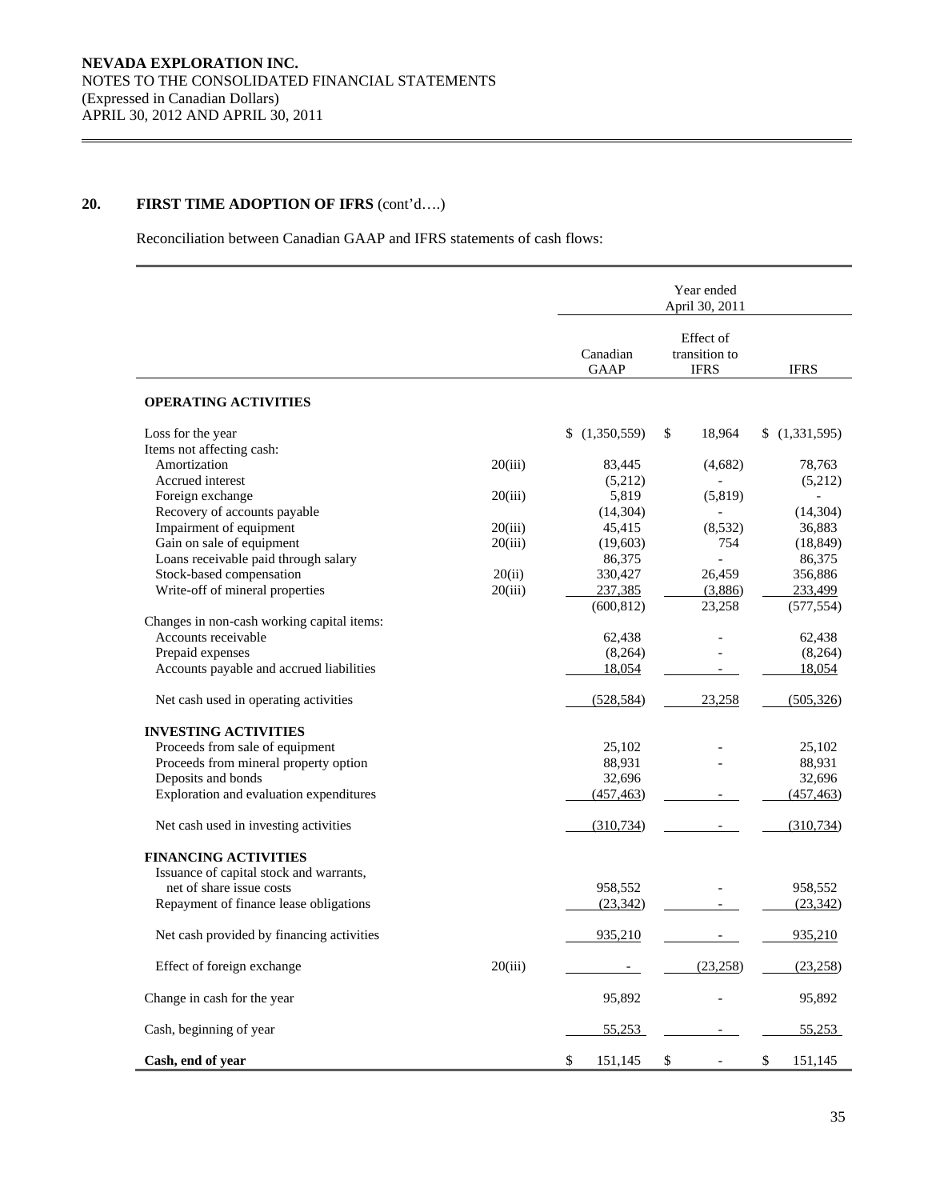## 20. FIRST TIME ADOPTION OF IFRS (cont'd….)

Reconciliation between Canadian GAAP and IFRS statements of cash flows:

| | | Year ended April 30, 2011 | | |
|---|---|---|---|---|
| | | Canadian GAAP | Effect of transition to IFRS | IFRS |
| **OPERATING ACTIVITIES** | | | | |
| Loss for the year | | $ (1,350,559) | $ 18,964 | $ (1,331,595) |
| Items not affecting cash: | | | | |
| Amortization | 20(iii) | 83,445 | (4,682) | 78,763 |
| Accrued interest | | (5,212) | - | (5,212) |
| Foreign exchange | 20(iii) | 5,819 | (5,819) | - |
| Recovery of accounts payable | | (14,304) | - | (14,304) |
| Impairment of equipment | 20(iii) | 45,415 | (8,532) | 36,883 |
| Gain on sale of equipment | 20(iii) | (19,603) | 754 | (18,849) |
| Loans receivable paid through salary | | 86,375 | - | 86,375 |
| Stock-based compensation | 20(ii) | 330,427 | 26,459 | 356,886 |
| Write-off of mineral properties | 20(iii) | 237,385 | (3,886) | 233,499 |
| | | (600,812) | 23,258 | (577,554) |
| Changes in non-cash working capital items: | | | | |
| Accounts receivable | | 62,438 | - | 62,438 |
| Prepaid expenses | | (8,264) | - | (8,264) |
| Accounts payable and accrued liabilities | | 18,054 | - | 18,054 |
| Net cash used in operating activities | | (528,584) | 23,258 | (505,326) |
| **INVESTING ACTIVITIES** | | | | |
| Proceeds from sale of equipment | | 25,102 | - | 25,102 |
| Proceeds from mineral property option | | 88,931 | - | 88,931 |
| Deposits and bonds | | 32,696 | - | 32,696 |
| Exploration and evaluation expenditures | | (457,463) | - | (457,463) |
| Net cash used in investing activities | | (310,734) | - | (310,734) |
| **FINANCING ACTIVITIES** | | | | |
| Issuance of capital stock and warrants, net of share issue costs | | 958,552 | - | 958,552 |
| Repayment of finance lease obligations | | (23,342) | - | (23,342) |
| Net cash provided by financing activities | | 935,210 | - | 935,210 |
| Effect of foreign exchange | 20(iii) | - | (23,258) | (23,258) |
| Change in cash for the year | | 95,892 | - | 95,892 |
| Cash, beginning of year | | 55,253 | - | 55,253 |
| **Cash, end of year** | | $ 151,145 | $ - | $ 151,145 |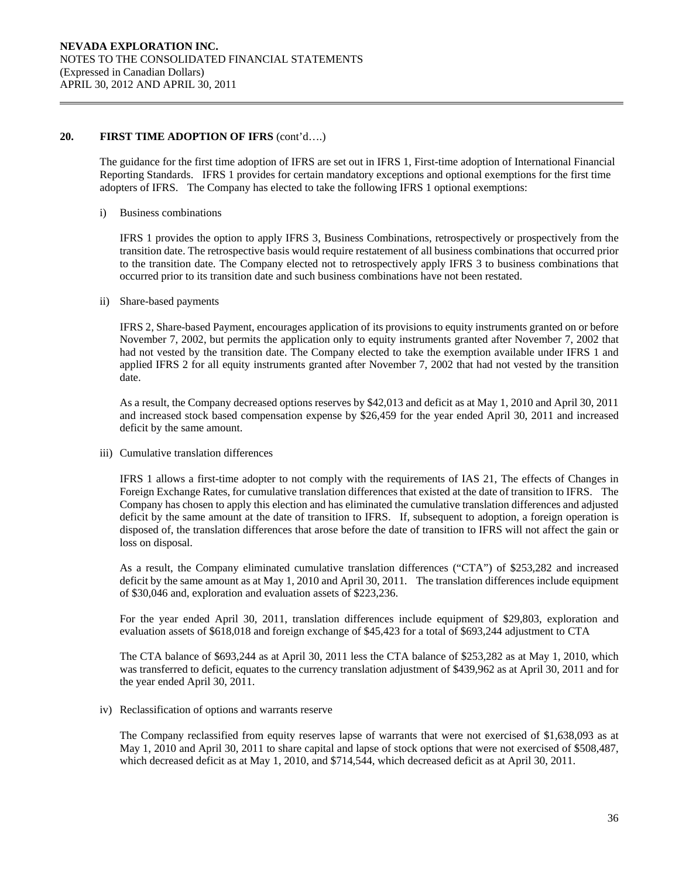## 20. FIRST TIME ADOPTION OF IFRS (cont'd….)

The guidance for the first time adoption of IFRS are set out in IFRS 1, First-time adoption of International Financial Reporting Standards. IFRS 1 provides for certain mandatory exceptions and optional exemptions for the first time adopters of IFRS. The Company has elected to take the following IFRS 1 optional exemptions:

i) Business combinations

IFRS 1 provides the option to apply IFRS 3, Business Combinations, retrospectively or prospectively from the transition date. The retrospective basis would require restatement of all business combinations that occurred prior to the transition date. The Company elected not to retrospectively apply IFRS 3 to business combinations that occurred prior to its transition date and such business combinations have not been restated.

ii) Share-based payments

IFRS 2, Share-based Payment, encourages application of its provisions to equity instruments granted on or before November 7, 2002, but permits the application only to equity instruments granted after November 7, 2002 that had not vested by the transition date. The Company elected to take the exemption available under IFRS 1 and applied IFRS 2 for all equity instruments granted after November 7, 2002 that had not vested by the transition date.

As a result, the Company decreased options reserves by \$42,013 and deficit as at May 1, 2010 and April 30, 2011 and increased stock based compensation expense by \$26,459 for the year ended April 30, 2011 and increased deficit by the same amount.

iii) Cumulative translation differences

IFRS 1 allows a first-time adopter to not comply with the requirements of IAS 21, The effects of Changes in Foreign Exchange Rates, for cumulative translation differences that existed at the date of transition to IFRS. The Company has chosen to apply this election and has eliminated the cumulative translation differences and adjusted deficit by the same amount at the date of transition to IFRS. If, subsequent to adoption, a foreign operation is disposed of, the translation differences that arose before the date of transition to IFRS will not affect the gain or loss on disposal.

As a result, the Company eliminated cumulative translation differences ("CTA") of \$253,282 and increased deficit by the same amount as at May 1, 2010 and April 30, 2011. The translation differences include equipment of \$30,046 and, exploration and evaluation assets of \$223,236.

For the year ended April 30, 2011, translation differences include equipment of \$29,803, exploration and evaluation assets of \$618,018 and foreign exchange of \$45,423 for a total of \$693,244 adjustment to CTA

The CTA balance of \$693,244 as at April 30, 2011 less the CTA balance of \$253,282 as at May 1, 2010, which was transferred to deficit, equates to the currency translation adjustment of \$439,962 as at April 30, 2011 and for the year ended April 30, 2011.

iv) Reclassification of options and warrants reserve

The Company reclassified from equity reserves lapse of warrants that were not exercised of \$1,638,093 as at May 1, 2010 and April 30, 2011 to share capital and lapse of stock options that were not exercised of \$508,487, which decreased deficit as at May 1, 2010, and \$714,544, which decreased deficit as at April 30, 2011.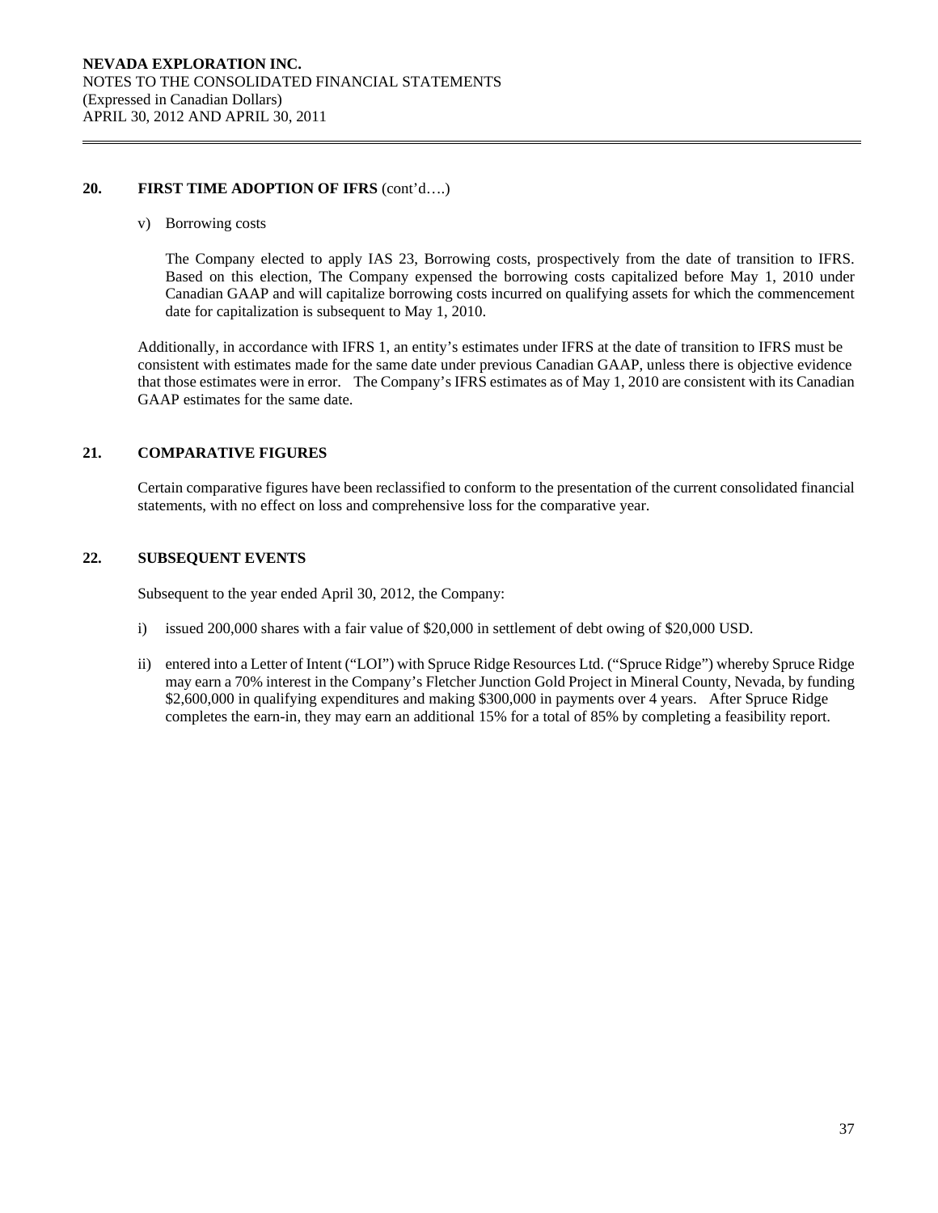## 20. FIRST TIME ADOPTION OF IFRS (cont'd….)

v) Borrowing costs

The Company elected to apply IAS 23, Borrowing costs, prospectively from the date of transition to IFRS. Based on this election, The Company expensed the borrowing costs capitalized before May 1, 2010 under Canadian GAAP and will capitalize borrowing costs incurred on qualifying assets for which the commencement date for capitalization is subsequent to May 1, 2010.

Additionally, in accordance with IFRS 1, an entity's estimates under IFRS at the date of transition to IFRS must be consistent with estimates made for the same date under previous Canadian GAAP, unless there is objective evidence that those estimates were in error. The Company's IFRS estimates as of May 1, 2010 are consistent with its Canadian GAAP estimates for the same date.

## 21. COMPARATIVE FIGURES

Certain comparative figures have been reclassified to conform to the presentation of the current consolidated financial statements, with no effect on loss and comprehensive loss for the comparative year.

## 22. SUBSEQUENT EVENTS

Subsequent to the year ended April 30, 2012, the Company:

i) issued 200,000 shares with a fair value of $20,000 in settlement of debt owing of $20,000 USD.

ii) entered into a Letter of Intent ("LOI") with Spruce Ridge Resources Ltd. ("Spruce Ridge") whereby Spruce Ridge may earn a 70% interest in the Company's Fletcher Junction Gold Project in Mineral County, Nevada, by funding $2,600,000 in qualifying expenditures and making $300,000 in payments over 4 years. After Spruce Ridge completes the earn-in, they may earn an additional 15% for a total of 85% by completing a feasibility report.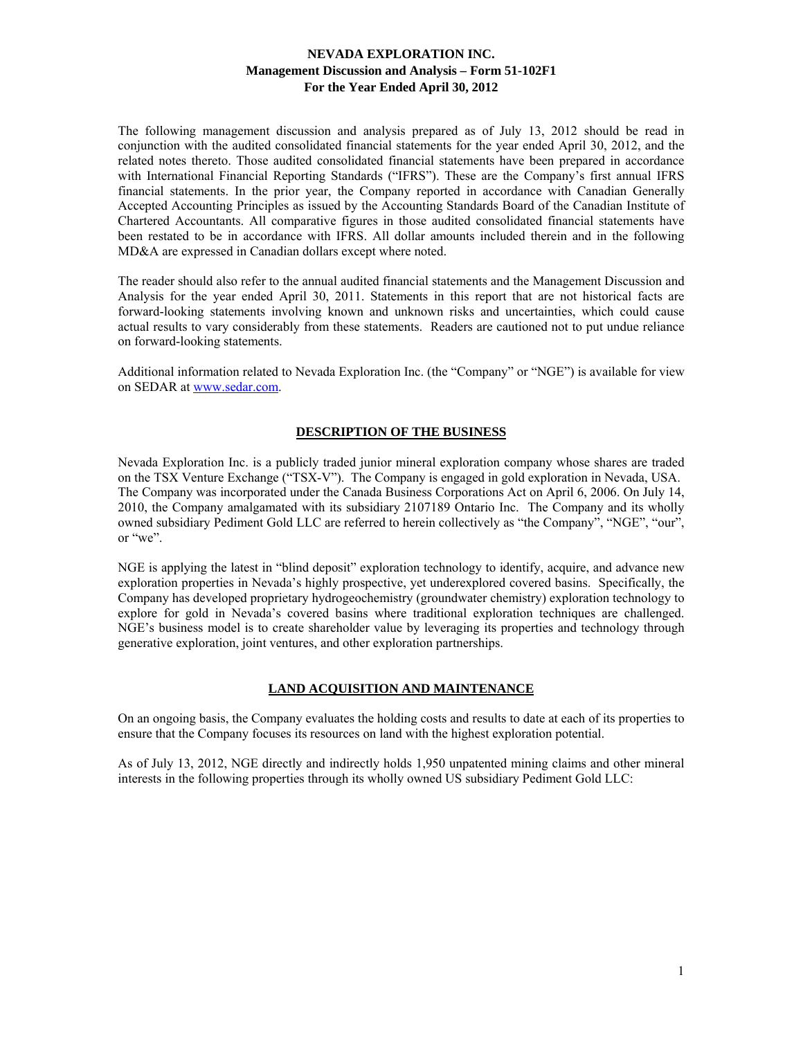# NEVADA EXPLORATION INC.
## Management Discussion and Analysis – Form 51-102F1
## For the Year Ended April 30, 2012

The following management discussion and analysis prepared as of July 13, 2012 should be read in conjunction with the audited consolidated financial statements for the year ended April 30, 2012, and the related notes thereto. Those audited consolidated financial statements have been prepared in accordance with International Financial Reporting Standards ("IFRS"). These are the Company's first annual IFRS financial statements. In the prior year, the Company reported in accordance with Canadian Generally Accepted Accounting Principles as issued by the Accounting Standards Board of the Canadian Institute of Chartered Accountants. All comparative figures in those audited consolidated financial statements have been restated to be in accordance with IFRS. All dollar amounts included therein and in the following MD&A are expressed in Canadian dollars except where noted.

The reader should also refer to the annual audited financial statements and the Management Discussion and Analysis for the year ended April 30, 2011. Statements in this report that are not historical facts are forward-looking statements involving known and unknown risks and uncertainties, which could cause actual results to vary considerably from these statements. Readers are cautioned not to put undue reliance on forward-looking statements.

Additional information related to Nevada Exploration Inc. (the "Company" or "NGE") is available for view on SEDAR at www.sedar.com.

## DESCRIPTION OF THE BUSINESS

Nevada Exploration Inc. is a publicly traded junior mineral exploration company whose shares are traded on the TSX Venture Exchange ("TSX-V"). The Company is engaged in gold exploration in Nevada, USA. The Company was incorporated under the Canada Business Corporations Act on April 6, 2006. On July 14, 2010, the Company amalgamated with its subsidiary 2107189 Ontario Inc. The Company and its wholly owned subsidiary Pediment Gold LLC are referred to herein collectively as "the Company", "NGE", "our", or "we".

NGE is applying the latest in "blind deposit" exploration technology to identify, acquire, and advance new exploration properties in Nevada's highly prospective, yet underexplored covered basins. Specifically, the Company has developed proprietary hydrogeochemistry (groundwater chemistry) exploration technology to explore for gold in Nevada's covered basins where traditional exploration techniques are challenged. NGE's business model is to create shareholder value by leveraging its properties and technology through generative exploration, joint ventures, and other exploration partnerships.

## LAND ACQUISITION AND MAINTENANCE

On an ongoing basis, the Company evaluates the holding costs and results to date at each of its properties to ensure that the Company focuses its resources on land with the highest exploration potential.

As of July 13, 2012, NGE directly and indirectly holds 1,950 unpatented mining claims and other mineral interests in the following properties through its wholly owned US subsidiary Pediment Gold LLC: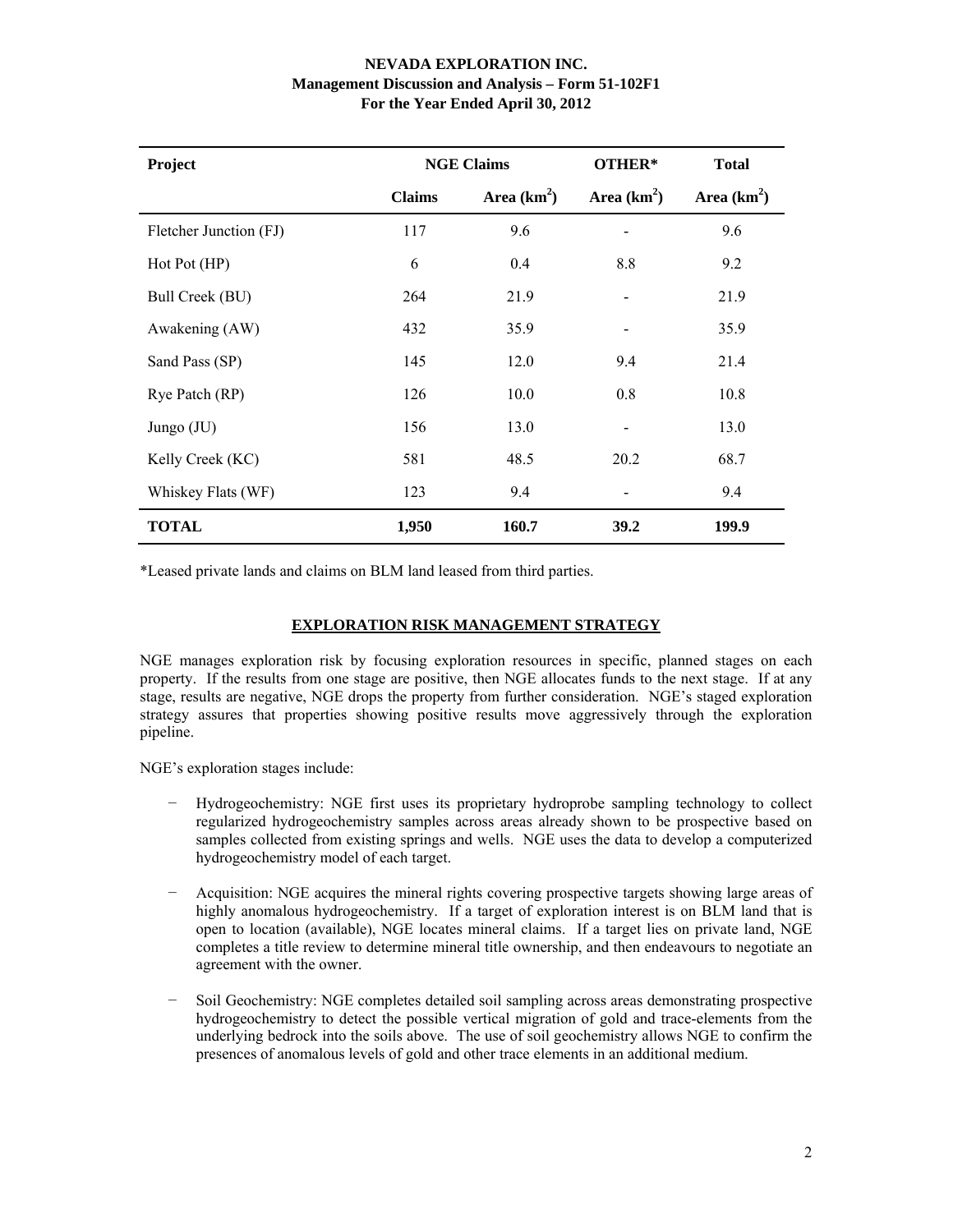| Project | NGE Claims | | OTHER* | Total |
|---|---|---|---|---|
| | Claims | Area ($km^2$) | Area ($km^2$) | Area ($km^2$) |
| Fletcher Junction (FJ) | 117 | 9.6 | - | 9.6 |
| Hot Pot (HP) | 6 | 0.4 | 8.8 | 9.2 |
| Bull Creek (BU) | 264 | 21.9 | - | 21.9 |
| Awakening (AW) | 432 | 35.9 | - | 35.9 |
| Sand Pass (SP) | 145 | 12.0 | 9.4 | 21.4 |
| Rye Patch (RP) | 126 | 10.0 | 0.8 | 10.8 |
| Jungo (JU) | 156 | 13.0 | - | 13.0 |
| Kelly Creek (KC) | 581 | 48.5 | 20.2 | 68.7 |
| Whiskey Flats (WF) | 123 | 9.4 | - | 9.4 |
| **TOTAL** | **1,950** | **160.7** | **39.2** | **199.9** |

*Leased private lands and claims on BLM land leased from third parties.

## EXPLORATION RISK MANAGEMENT STRATEGY

NGE manages exploration risk by focusing exploration resources in specific, planned stages on each property. If the results from one stage are positive, then NGE allocates funds to the next stage. If at any stage, results are negative, NGE drops the property from further consideration. NGE's staged exploration strategy assures that properties showing positive results move aggressively through the exploration pipeline.

NGE's exploration stages include:

- Hydrogeochemistry: NGE first uses its proprietary hydroprobe sampling technology to collect regularized hydrogeochemistry samples across areas already shown to be prospective based on samples collected from existing springs and wells. NGE uses the data to develop a computerized hydrogeochemistry model of each target.
- Acquisition: NGE acquires the mineral rights covering prospective targets showing large areas of highly anomalous hydrogeochemistry. If a target of exploration interest is on BLM land that is open to location (available), NGE locates mineral claims. If a target lies on private land, NGE completes a title review to determine mineral title ownership, and then endeavours to negotiate an agreement with the owner.
- Soil Geochemistry: NGE completes detailed soil sampling across areas demonstrating prospective hydrogeochemistry to detect the possible vertical migration of gold and trace-elements from the underlying bedrock into the soils above. The use of soil geochemistry allows NGE to confirm the presences of anomalous levels of gold and other trace elements in an additional medium.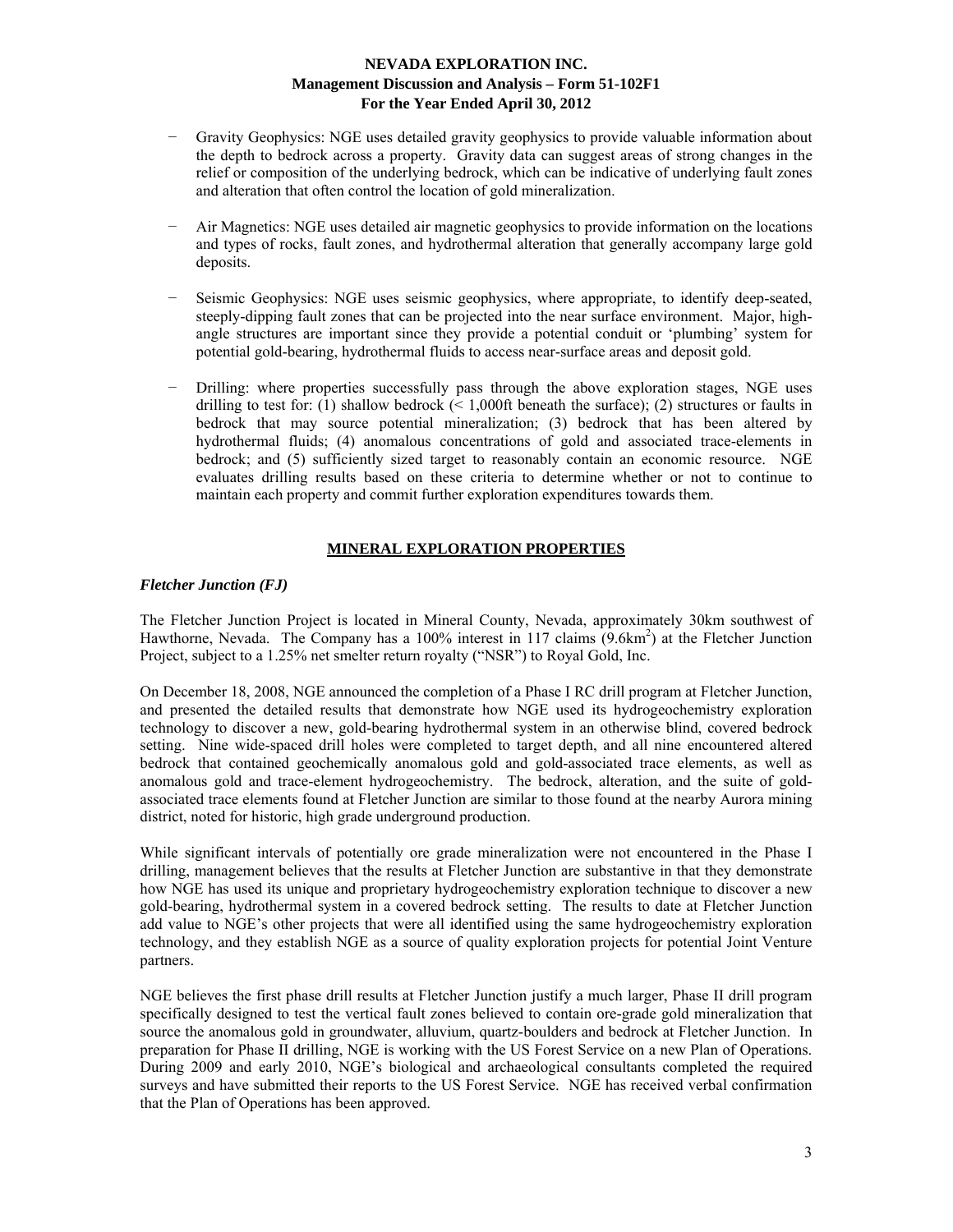- Gravity Geophysics: NGE uses detailed gravity geophysics to provide valuable information about the depth to bedrock across a property. Gravity data can suggest areas of strong changes in the relief or composition of the underlying bedrock, which can be indicative of underlying fault zones and alteration that often control the location of gold mineralization.

- Air Magnetics: NGE uses detailed air magnetic geophysics to provide information on the locations and types of rocks, fault zones, and hydrothermal alteration that generally accompany large gold deposits.

- Seismic Geophysics: NGE uses seismic geophysics, where appropriate, to identify deep-seated, steeply-dipping fault zones that can be projected into the near surface environment. Major, high-angle structures are important since they provide a potential conduit or 'plumbing' system for potential gold-bearing, hydrothermal fluids to access near-surface areas and deposit gold.

- Drilling: where properties successfully pass through the above exploration stages, NGE uses drilling to test for: (1) shallow bedrock (< 1,000ft beneath the surface); (2) structures or faults in bedrock that may source potential mineralization; (3) bedrock that has been altered by hydrothermal fluids; (4) anomalous concentrations of gold and associated trace-elements in bedrock; and (5) sufficiently sized target to reasonably contain an economic resource. NGE evaluates drilling results based on these criteria to determine whether or not to continue to maintain each property and commit further exploration expenditures towards them.

## MINERAL EXPLORATION PROPERTIES

### *Fletcher Junction (FJ)*

The Fletcher Junction Project is located in Mineral County, Nevada, approximately 30km southwest of Hawthorne, Nevada. The Company has a 100% interest in 117 claims (9.6km$^2$) at the Fletcher Junction Project, subject to a 1.25% net smelter return royalty ("NSR") to Royal Gold, Inc.

On December 18, 2008, NGE announced the completion of a Phase I RC drill program at Fletcher Junction, and presented the detailed results that demonstrate how NGE used its hydrogeochemistry exploration technology to discover a new, gold-bearing hydrothermal system in an otherwise blind, covered bedrock setting. Nine wide-spaced drill holes were completed to target depth, and all nine encountered altered bedrock that contained geochemically anomalous gold and gold-associated trace elements, as well as anomalous gold and trace-element hydrogeochemistry. The bedrock, alteration, and the suite of gold-associated trace elements found at Fletcher Junction are similar to those found at the nearby Aurora mining district, noted for historic, high grade underground production.

While significant intervals of potentially ore grade mineralization were not encountered in the Phase I drilling, management believes that the results at Fletcher Junction are substantive in that they demonstrate how NGE has used its unique and proprietary hydrogeochemistry exploration technique to discover a new gold-bearing, hydrothermal system in a covered bedrock setting. The results to date at Fletcher Junction add value to NGE's other projects that were all identified using the same hydrogeochemistry exploration technology, and they establish NGE as a source of quality exploration projects for potential Joint Venture partners.

NGE believes the first phase drill results at Fletcher Junction justify a much larger, Phase II drill program specifically designed to test the vertical fault zones believed to contain ore-grade gold mineralization that source the anomalous gold in groundwater, alluvium, quartz-boulders and bedrock at Fletcher Junction. In preparation for Phase II drilling, NGE is working with the US Forest Service on a new Plan of Operations. During 2009 and early 2010, NGE's biological and archaeological consultants completed the required surveys and have submitted their reports to the US Forest Service. NGE has received verbal confirmation that the Plan of Operations has been approved.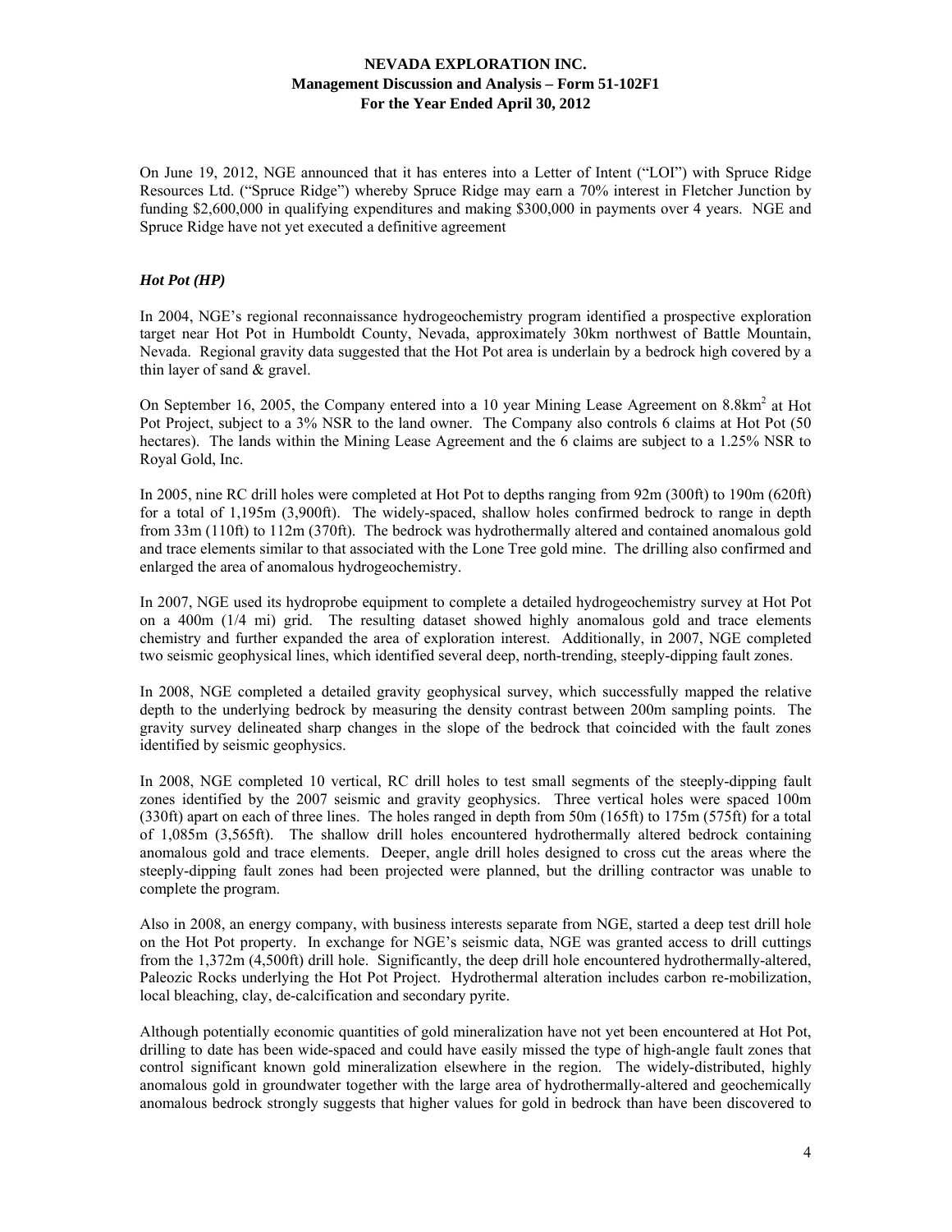On June 19, 2012, NGE announced that it has enteres into a Letter of Intent ("LOI") with Spruce Ridge Resources Ltd. ("Spruce Ridge") whereby Spruce Ridge may earn a 70% interest in Fletcher Junction by funding $2,600,000 in qualifying expenditures and making $300,000 in payments over 4 years. NGE and Spruce Ridge have not yet executed a definitive agreement

### *Hot Pot (HP)*

In 2004, NGE's regional reconnaissance hydrogeochemistry program identified a prospective exploration target near Hot Pot in Humboldt County, Nevada, approximately 30km northwest of Battle Mountain, Nevada. Regional gravity data suggested that the Hot Pot area is underlain by a bedrock high covered by a thin layer of sand & gravel.

On September 16, 2005, the Company entered into a 10 year Mining Lease Agreement on 8.8km$^2$ at Hot Pot Project, subject to a 3% NSR to the land owner. The Company also controls 6 claims at Hot Pot (50 hectares). The lands within the Mining Lease Agreement and the 6 claims are subject to a 1.25% NSR to Royal Gold, Inc.

In 2005, nine RC drill holes were completed at Hot Pot to depths ranging from 92m (300ft) to 190m (620ft) for a total of 1,195m (3,900ft). The widely-spaced, shallow holes confirmed bedrock to range in depth from 33m (110ft) to 112m (370ft). The bedrock was hydrothermally altered and contained anomalous gold and trace elements similar to that associated with the Lone Tree gold mine. The drilling also confirmed and enlarged the area of anomalous hydrogeochemistry.

In 2007, NGE used its hydroprobe equipment to complete a detailed hydrogeochemistry survey at Hot Pot on a 400m (1/4 mi) grid. The resulting dataset showed highly anomalous gold and trace elements chemistry and further expanded the area of exploration interest. Additionally, in 2007, NGE completed two seismic geophysical lines, which identified several deep, north-trending, steeply-dipping fault zones.

In 2008, NGE completed a detailed gravity geophysical survey, which successfully mapped the relative depth to the underlying bedrock by measuring the density contrast between 200m sampling points. The gravity survey delineated sharp changes in the slope of the bedrock that coincided with the fault zones identified by seismic geophysics.

In 2008, NGE completed 10 vertical, RC drill holes to test small segments of the steeply-dipping fault zones identified by the 2007 seismic and gravity geophysics. Three vertical holes were spaced 100m (330ft) apart on each of three lines. The holes ranged in depth from 50m (165ft) to 175m (575ft) for a total of 1,085m (3,565ft). The shallow drill holes encountered hydrothermally altered bedrock containing anomalous gold and trace elements. Deeper, angle drill holes designed to cross cut the areas where the steeply-dipping fault zones had been projected were planned, but the drilling contractor was unable to complete the program.

Also in 2008, an energy company, with business interests separate from NGE, started a deep test drill hole on the Hot Pot property. In exchange for NGE's seismic data, NGE was granted access to drill cuttings from the 1,372m (4,500ft) drill hole. Significantly, the deep drill hole encountered hydrothermally-altered, Paleozic Rocks underlying the Hot Pot Project. Hydrothermal alteration includes carbon re-mobilization, local bleaching, clay, de-calcification and secondary pyrite.

Although potentially economic quantities of gold mineralization have not yet been encountered at Hot Pot, drilling to date has been wide-spaced and could have easily missed the type of high-angle fault zones that control significant known gold mineralization elsewhere in the region. The widely-distributed, highly anomalous gold in groundwater together with the large area of hydrothermally-altered and geochemically anomalous bedrock strongly suggests that higher values for gold in bedrock than have been discovered to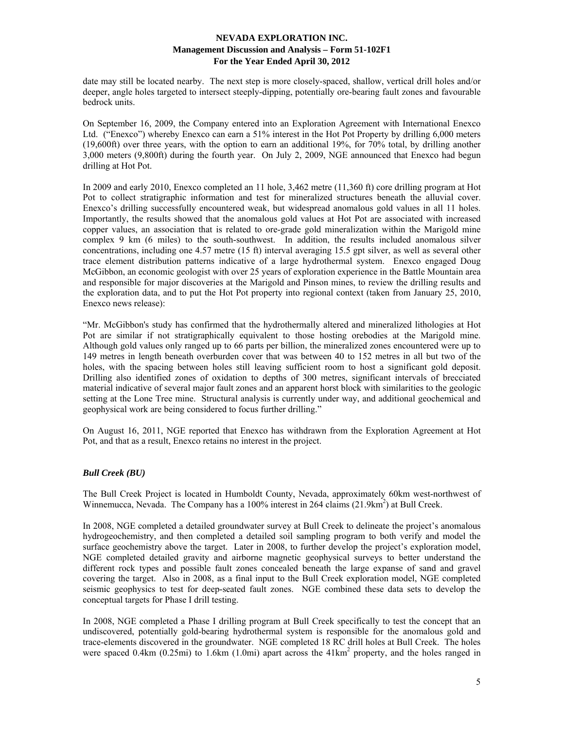date may still be located nearby. The next step is more closely-spaced, shallow, vertical drill holes and/or deeper, angle holes targeted to intersect steeply-dipping, potentially ore-bearing fault zones and favourable bedrock units.

On September 16, 2009, the Company entered into an Exploration Agreement with International Enexco Ltd. ("Enexco") whereby Enexco can earn a 51% interest in the Hot Pot Property by drilling 6,000 meters (19,600ft) over three years, with the option to earn an additional 19%, for 70% total, by drilling another 3,000 meters (9,800ft) during the fourth year. On July 2, 2009, NGE announced that Enexco had begun drilling at Hot Pot.

In 2009 and early 2010, Enexco completed an 11 hole, 3,462 metre (11,360 ft) core drilling program at Hot Pot to collect stratigraphic information and test for mineralized structures beneath the alluvial cover. Enexco's drilling successfully encountered weak, but widespread anomalous gold values in all 11 holes. Importantly, the results showed that the anomalous gold values at Hot Pot are associated with increased copper values, an association that is related to ore-grade gold mineralization within the Marigold mine complex 9 km (6 miles) to the south-southwest. In addition, the results included anomalous silver concentrations, including one 4.57 metre (15 ft) interval averaging 15.5 gpt silver, as well as several other trace element distribution patterns indicative of a large hydrothermal system. Enexco engaged Doug McGibbon, an economic geologist with over 25 years of exploration experience in the Battle Mountain area and responsible for major discoveries at the Marigold and Pinson mines, to review the drilling results and the exploration data, and to put the Hot Pot property into regional context (taken from January 25, 2010, Enexco news release):

"Mr. McGibbon's study has confirmed that the hydrothermally altered and mineralized lithologies at Hot Pot are similar if not stratigraphically equivalent to those hosting orebodies at the Marigold mine. Although gold values only ranged up to 66 parts per billion, the mineralized zones encountered were up to 149 metres in length beneath overburden cover that was between 40 to 152 metres in all but two of the holes, with the spacing between holes still leaving sufficient room to host a significant gold deposit. Drilling also identified zones of oxidation to depths of 300 metres, significant intervals of brecciated material indicative of several major fault zones and an apparent horst block with similarities to the geologic setting at the Lone Tree mine. Structural analysis is currently under way, and additional geochemical and geophysical work are being considered to focus further drilling."

On August 16, 2011, NGE reported that Enexco has withdrawn from the Exploration Agreement at Hot Pot, and that as a result, Enexco retains no interest in the project.

### *Bull Creek (BU)*

The Bull Creek Project is located in Humboldt County, Nevada, approximately 60km west-northwest of Winnemucca, Nevada. The Company has a 100% interest in 264 claims (21.9km$^2$) at Bull Creek.

In 2008, NGE completed a detailed groundwater survey at Bull Creek to delineate the project's anomalous hydrogeochemistry, and then completed a detailed soil sampling program to both verify and model the surface geochemistry above the target. Later in 2008, to further develop the project's exploration model, NGE completed detailed gravity and airborne magnetic geophysical surveys to better understand the different rock types and possible fault zones concealed beneath the large expanse of sand and gravel covering the target. Also in 2008, as a final input to the Bull Creek exploration model, NGE completed seismic geophysics to test for deep-seated fault zones. NGE combined these data sets to develop the conceptual targets for Phase I drill testing.

In 2008, NGE completed a Phase I drilling program at Bull Creek specifically to test the concept that an undiscovered, potentially gold-bearing hydrothermal system is responsible for the anomalous gold and trace-elements discovered in the groundwater. NGE completed 18 RC drill holes at Bull Creek. The holes were spaced 0.4km (0.25mi) to 1.6km (1.0mi) apart across the 41km$^2$ property, and the holes ranged in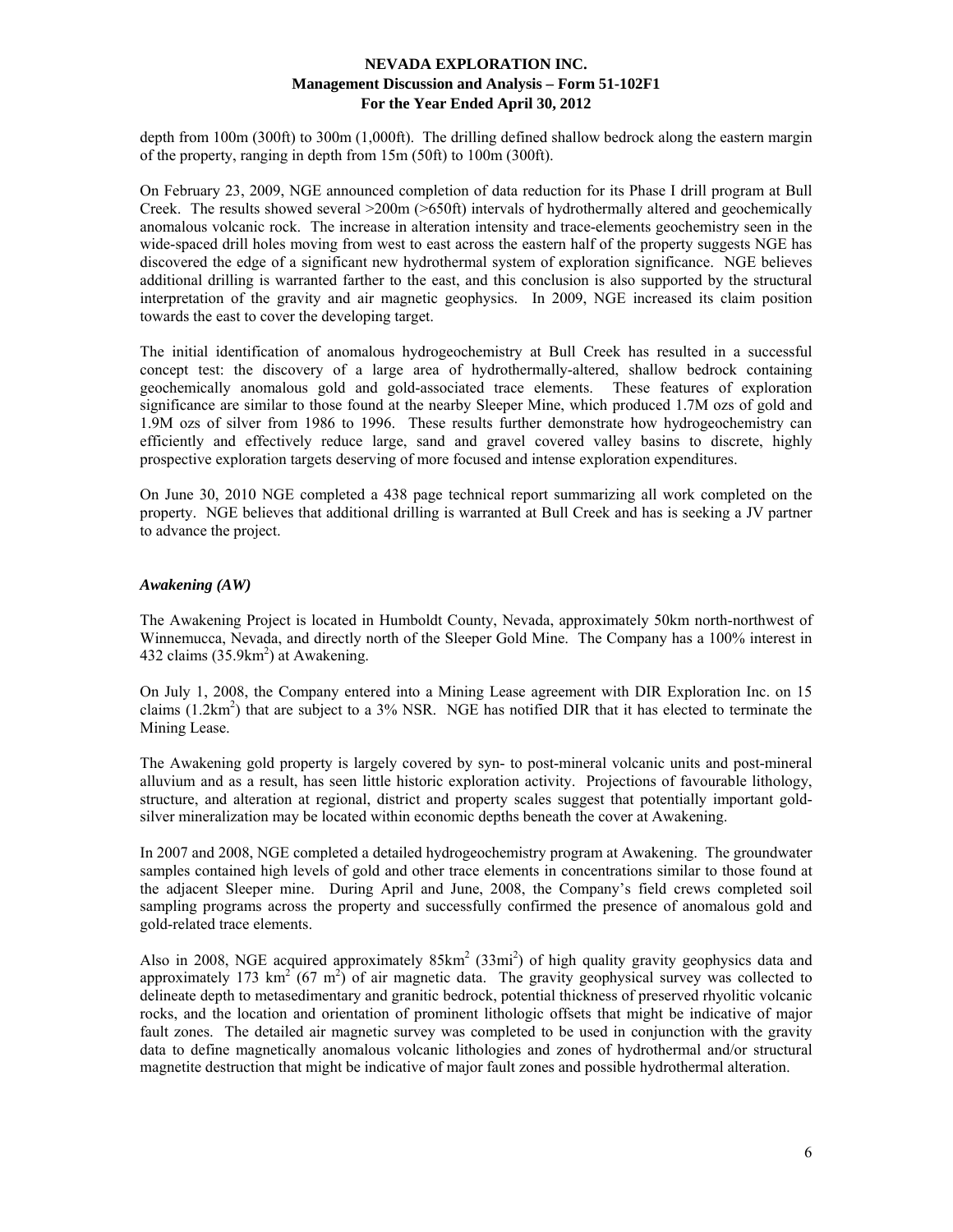depth from 100m (300ft) to 300m (1,000ft). The drilling defined shallow bedrock along the eastern margin of the property, ranging in depth from 15m (50ft) to 100m (300ft).

On February 23, 2009, NGE announced completion of data reduction for its Phase I drill program at Bull Creek. The results showed several >200m (>650ft) intervals of hydrothermally altered and geochemically anomalous volcanic rock. The increase in alteration intensity and trace-elements geochemistry seen in the wide-spaced drill holes moving from west to east across the eastern half of the property suggests NGE has discovered the edge of a significant new hydrothermal system of exploration significance. NGE believes additional drilling is warranted farther to the east, and this conclusion is also supported by the structural interpretation of the gravity and air magnetic geophysics. In 2009, NGE increased its claim position towards the east to cover the developing target.

The initial identification of anomalous hydrogeochemistry at Bull Creek has resulted in a successful concept test: the discovery of a large area of hydrothermally-altered, shallow bedrock containing geochemically anomalous gold and gold-associated trace elements. These features of exploration significance are similar to those found at the nearby Sleeper Mine, which produced 1.7M ozs of gold and 1.9M ozs of silver from 1986 to 1996. These results further demonstrate how hydrogeochemistry can efficiently and effectively reduce large, sand and gravel covered valley basins to discrete, highly prospective exploration targets deserving of more focused and intense exploration expenditures.

On June 30, 2010 NGE completed a 438 page technical report summarizing all work completed on the property. NGE believes that additional drilling is warranted at Bull Creek and has is seeking a JV partner to advance the project.

### *Awakening (AW)*

The Awakening Project is located in Humboldt County, Nevada, approximately 50km north-northwest of Winnemucca, Nevada, and directly north of the Sleeper Gold Mine. The Company has a 100% interest in 432 claims (35.9km$^2$) at Awakening.

On July 1, 2008, the Company entered into a Mining Lease agreement with DIR Exploration Inc. on 15 claims (1.2km$^2$) that are subject to a 3% NSR. NGE has notified DIR that it has elected to terminate the Mining Lease.

The Awakening gold property is largely covered by syn- to post-mineral volcanic units and post-mineral alluvium and as a result, has seen little historic exploration activity. Projections of favourable lithology, structure, and alteration at regional, district and property scales suggest that potentially important gold-silver mineralization may be located within economic depths beneath the cover at Awakening.

In 2007 and 2008, NGE completed a detailed hydrogeochemistry program at Awakening. The groundwater samples contained high levels of gold and other trace elements in concentrations similar to those found at the adjacent Sleeper mine. During April and June, 2008, the Company's field crews completed soil sampling programs across the property and successfully confirmed the presence of anomalous gold and gold-related trace elements.

Also in 2008, NGE acquired approximately 85km$^2$ (33mi$^2$) of high quality gravity geophysics data and approximately 173 km$^2$ (67 m$^2$) of air magnetic data. The gravity geophysical survey was collected to delineate depth to metasedimentary and granitic bedrock, potential thickness of preserved rhyolitic volcanic rocks, and the location and orientation of prominent lithologic offsets that might be indicative of major fault zones. The detailed air magnetic survey was completed to be used in conjunction with the gravity data to define magnetically anomalous volcanic lithologies and zones of hydrothermal and/or structural magnetite destruction that might be indicative of major fault zones and possible hydrothermal alteration.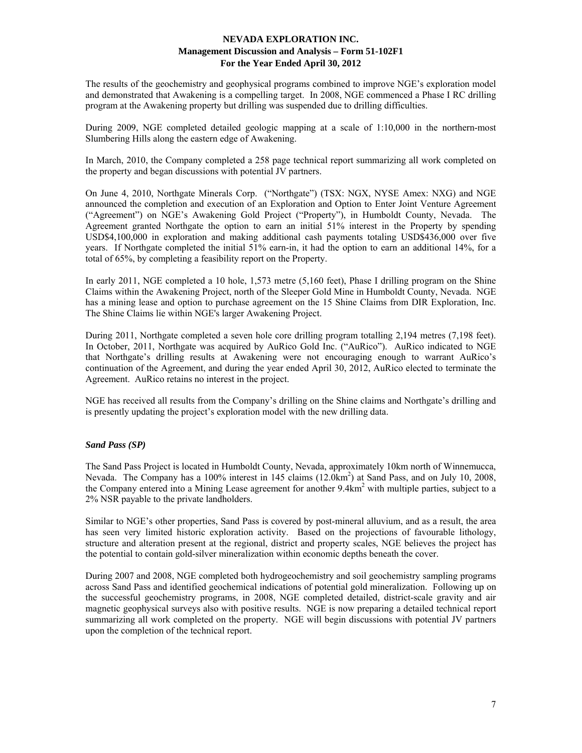The results of the geochemistry and geophysical programs combined to improve NGE's exploration model and demonstrated that Awakening is a compelling target. In 2008, NGE commenced a Phase I RC drilling program at the Awakening property but drilling was suspended due to drilling difficulties.

During 2009, NGE completed detailed geologic mapping at a scale of 1:10,000 in the northern-most Slumbering Hills along the eastern edge of Awakening.

In March, 2010, the Company completed a 258 page technical report summarizing all work completed on the property and began discussions with potential JV partners.

On June 4, 2010, Northgate Minerals Corp. ("Northgate") (TSX: NGX, NYSE Amex: NXG) and NGE announced the completion and execution of an Exploration and Option to Enter Joint Venture Agreement ("Agreement") on NGE's Awakening Gold Project ("Property"), in Humboldt County, Nevada. The Agreement granted Northgate the option to earn an initial 51% interest in the Property by spending USD$4,100,000 in exploration and making additional cash payments totaling USD$436,000 over five years. If Northgate completed the initial 51% earn-in, it had the option to earn an additional 14%, for a total of 65%, by completing a feasibility report on the Property.

In early 2011, NGE completed a 10 hole, 1,573 metre (5,160 feet), Phase I drilling program on the Shine Claims within the Awakening Project, north of the Sleeper Gold Mine in Humboldt County, Nevada. NGE has a mining lease and option to purchase agreement on the 15 Shine Claims from DIR Exploration, Inc. The Shine Claims lie within NGE's larger Awakening Project.

During 2011, Northgate completed a seven hole core drilling program totalling 2,194 metres (7,198 feet). In October, 2011, Northgate was acquired by AuRico Gold Inc. ("AuRico"). AuRico indicated to NGE that Northgate's drilling results at Awakening were not encouraging enough to warrant AuRico's continuation of the Agreement, and during the year ended April 30, 2012, AuRico elected to terminate the Agreement. AuRico retains no interest in the project.

NGE has received all results from the Company's drilling on the Shine claims and Northgate's drilling and is presently updating the project's exploration model with the new drilling data.

### *Sand Pass (SP)*

The Sand Pass Project is located in Humboldt County, Nevada, approximately 10km north of Winnemucca, Nevada. The Company has a 100% interest in 145 claims ($12.0km^2$) at Sand Pass, and on July 10, 2008, the Company entered into a Mining Lease agreement for another $9.4km^2$ with multiple parties, subject to a 2% NSR payable to the private landholders.

Similar to NGE's other properties, Sand Pass is covered by post-mineral alluvium, and as a result, the area has seen very limited historic exploration activity. Based on the projections of favourable lithology, structure and alteration present at the regional, district and property scales, NGE believes the project has the potential to contain gold-silver mineralization within economic depths beneath the cover.

During 2007 and 2008, NGE completed both hydrogeochemistry and soil geochemistry sampling programs across Sand Pass and identified geochemical indications of potential gold mineralization. Following up on the successful geochemistry programs, in 2008, NGE completed detailed, district-scale gravity and air magnetic geophysical surveys also with positive results. NGE is now preparing a detailed technical report summarizing all work completed on the property. NGE will begin discussions with potential JV partners upon the completion of the technical report.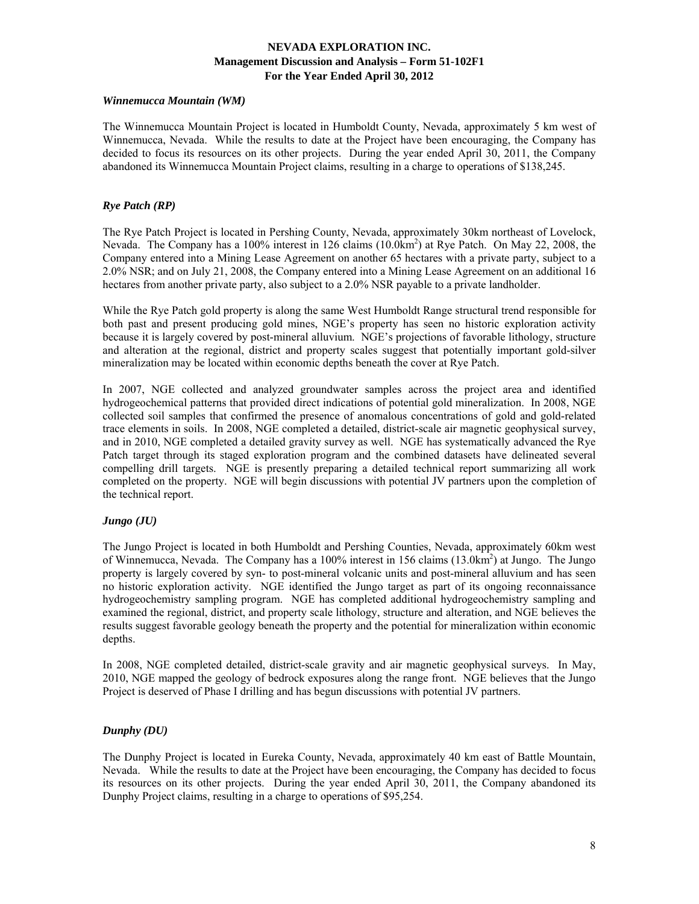### *Winnemucca Mountain (WM)*

The Winnemucca Mountain Project is located in Humboldt County, Nevada, approximately 5 km west of Winnemucca, Nevada. While the results to date at the Project have been encouraging, the Company has decided to focus its resources on its other projects. During the year ended April 30, 2011, the Company abandoned its Winnemucca Mountain Project claims, resulting in a charge to operations of $138,245.

### *Rye Patch (RP)*

The Rye Patch Project is located in Pershing County, Nevada, approximately 30km northeast of Lovelock, Nevada. The Company has a 100% interest in 126 claims ($10.0km^2$) at Rye Patch. On May 22, 2008, the Company entered into a Mining Lease Agreement on another 65 hectares with a private party, subject to a 2.0% NSR; and on July 21, 2008, the Company entered into a Mining Lease Agreement on an additional 16 hectares from another private party, also subject to a 2.0% NSR payable to a private landholder.

While the Rye Patch gold property is along the same West Humboldt Range structural trend responsible for both past and present producing gold mines, NGE's property has seen no historic exploration activity because it is largely covered by post-mineral alluvium. NGE's projections of favorable lithology, structure and alteration at the regional, district and property scales suggest that potentially important gold-silver mineralization may be located within economic depths beneath the cover at Rye Patch.

In 2007, NGE collected and analyzed groundwater samples across the project area and identified hydrogeochemical patterns that provided direct indications of potential gold mineralization. In 2008, NGE collected soil samples that confirmed the presence of anomalous concentrations of gold and gold-related trace elements in soils. In 2008, NGE completed a detailed, district-scale air magnetic geophysical survey, and in 2010, NGE completed a detailed gravity survey as well. NGE has systematically advanced the Rye Patch target through its staged exploration program and the combined datasets have delineated several compelling drill targets. NGE is presently preparing a detailed technical report summarizing all work completed on the property. NGE will begin discussions with potential JV partners upon the completion of the technical report.

### *Jungo (JU)*

The Jungo Project is located in both Humboldt and Pershing Counties, Nevada, approximately 60km west of Winnemucca, Nevada. The Company has a 100% interest in 156 claims ($13.0km^2$) at Jungo. The Jungo property is largely covered by syn- to post-mineral volcanic units and post-mineral alluvium and has seen no historic exploration activity. NGE identified the Jungo target as part of its ongoing reconnaissance hydrogeochemistry sampling program. NGE has completed additional hydrogeochemistry sampling and examined the regional, district, and property scale lithology, structure and alteration, and NGE believes the results suggest favorable geology beneath the property and the potential for mineralization within economic depths.

In 2008, NGE completed detailed, district-scale gravity and air magnetic geophysical surveys. In May, 2010, NGE mapped the geology of bedrock exposures along the range front. NGE believes that the Jungo Project is deserved of Phase I drilling and has begun discussions with potential JV partners.

### *Dunphy (DU)*

The Dunphy Project is located in Eureka County, Nevada, approximately 40 km east of Battle Mountain, Nevada. While the results to date at the Project have been encouraging, the Company has decided to focus its resources on its other projects. During the year ended April 30, 2011, the Company abandoned its Dunphy Project claims, resulting in a charge to operations of $95,254.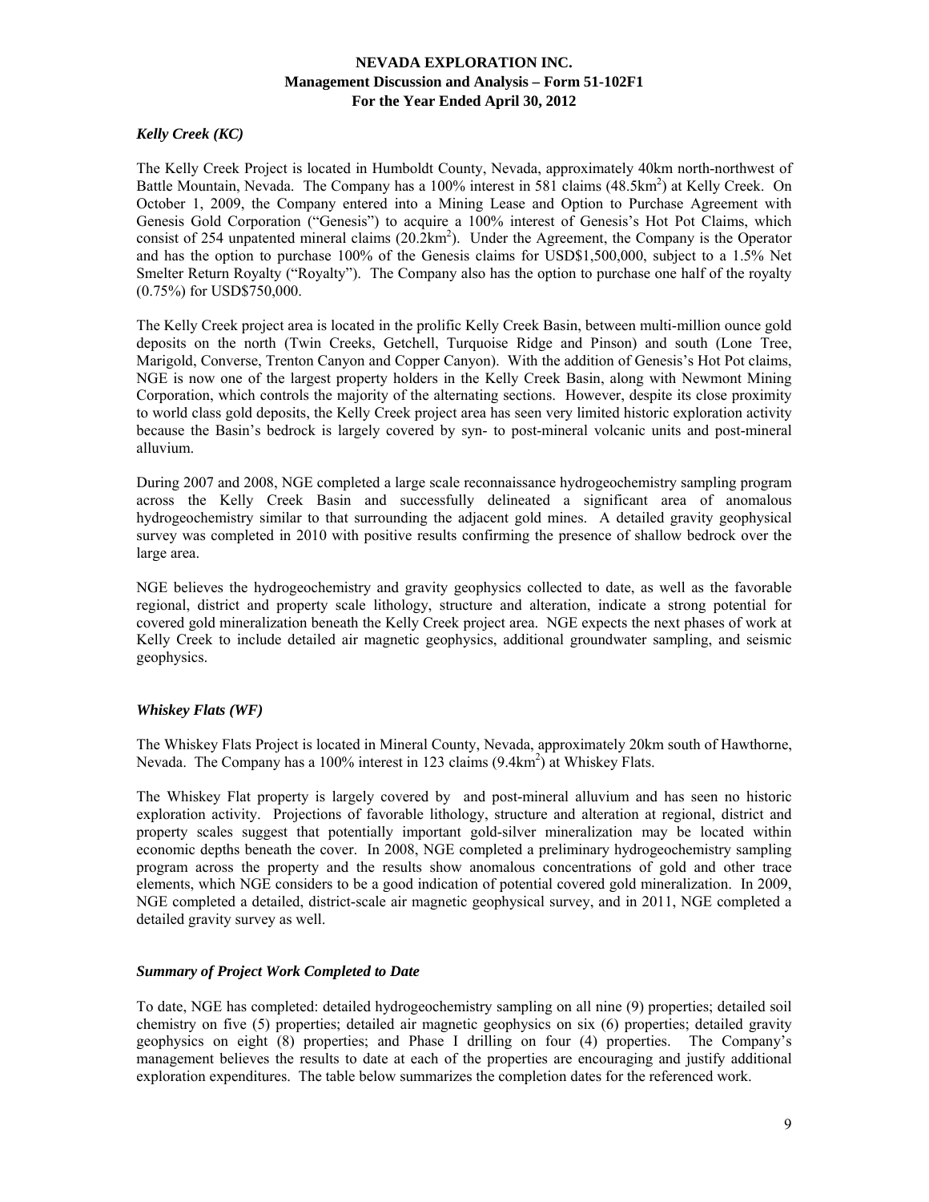### *Kelly Creek (KC)*

The Kelly Creek Project is located in Humboldt County, Nevada, approximately 40km north-northwest of Battle Mountain, Nevada. The Company has a 100% interest in 581 claims ($48.5km^2$) at Kelly Creek. On October 1, 2009, the Company entered into a Mining Lease and Option to Purchase Agreement with Genesis Gold Corporation ("Genesis") to acquire a 100% interest of Genesis's Hot Pot Claims, which consist of 254 unpatented mineral claims ($20.2km^2$). Under the Agreement, the Company is the Operator and has the option to purchase 100% of the Genesis claims for USD$1,500,000, subject to a 1.5% Net Smelter Return Royalty ("Royalty"). The Company also has the option to purchase one half of the royalty (0.75%) for USD$750,000.

The Kelly Creek project area is located in the prolific Kelly Creek Basin, between multi-million ounce gold deposits on the north (Twin Creeks, Getchell, Turquoise Ridge and Pinson) and south (Lone Tree, Marigold, Converse, Trenton Canyon and Copper Canyon). With the addition of Genesis's Hot Pot claims, NGE is now one of the largest property holders in the Kelly Creek Basin, along with Newmont Mining Corporation, which controls the majority of the alternating sections. However, despite its close proximity to world class gold deposits, the Kelly Creek project area has seen very limited historic exploration activity because the Basin's bedrock is largely covered by syn- to post-mineral volcanic units and post-mineral alluvium.

During 2007 and 2008, NGE completed a large scale reconnaissance hydrogeochemistry sampling program across the Kelly Creek Basin and successfully delineated a significant area of anomalous hydrogeochemistry similar to that surrounding the adjacent gold mines. A detailed gravity geophysical survey was completed in 2010 with positive results confirming the presence of shallow bedrock over the large area.

NGE believes the hydrogeochemistry and gravity geophysics collected to date, as well as the favorable regional, district and property scale lithology, structure and alteration, indicate a strong potential for covered gold mineralization beneath the Kelly Creek project area. NGE expects the next phases of work at Kelly Creek to include detailed air magnetic geophysics, additional groundwater sampling, and seismic geophysics.

### *Whiskey Flats (WF)*

The Whiskey Flats Project is located in Mineral County, Nevada, approximately 20km south of Hawthorne, Nevada. The Company has a 100% interest in 123 claims ($9.4km^2$) at Whiskey Flats.

The Whiskey Flat property is largely covered by and post-mineral alluvium and has seen no historic exploration activity. Projections of favorable lithology, structure and alteration at regional, district and property scales suggest that potentially important gold-silver mineralization may be located within economic depths beneath the cover. In 2008, NGE completed a preliminary hydrogeochemistry sampling program across the property and the results show anomalous concentrations of gold and other trace elements, which NGE considers to be a good indication of potential covered gold mineralization. In 2009, NGE completed a detailed, district-scale air magnetic geophysical survey, and in 2011, NGE completed a detailed gravity survey as well.

### *Summary of Project Work Completed to Date*

To date, NGE has completed: detailed hydrogeochemistry sampling on all nine (9) properties; detailed soil chemistry on five (5) properties; detailed air magnetic geophysics on six (6) properties; detailed gravity geophysics on eight (8) properties; and Phase I drilling on four (4) properties. The Company's management believes the results to date at each of the properties are encouraging and justify additional exploration expenditures. The table below summarizes the completion dates for the referenced work.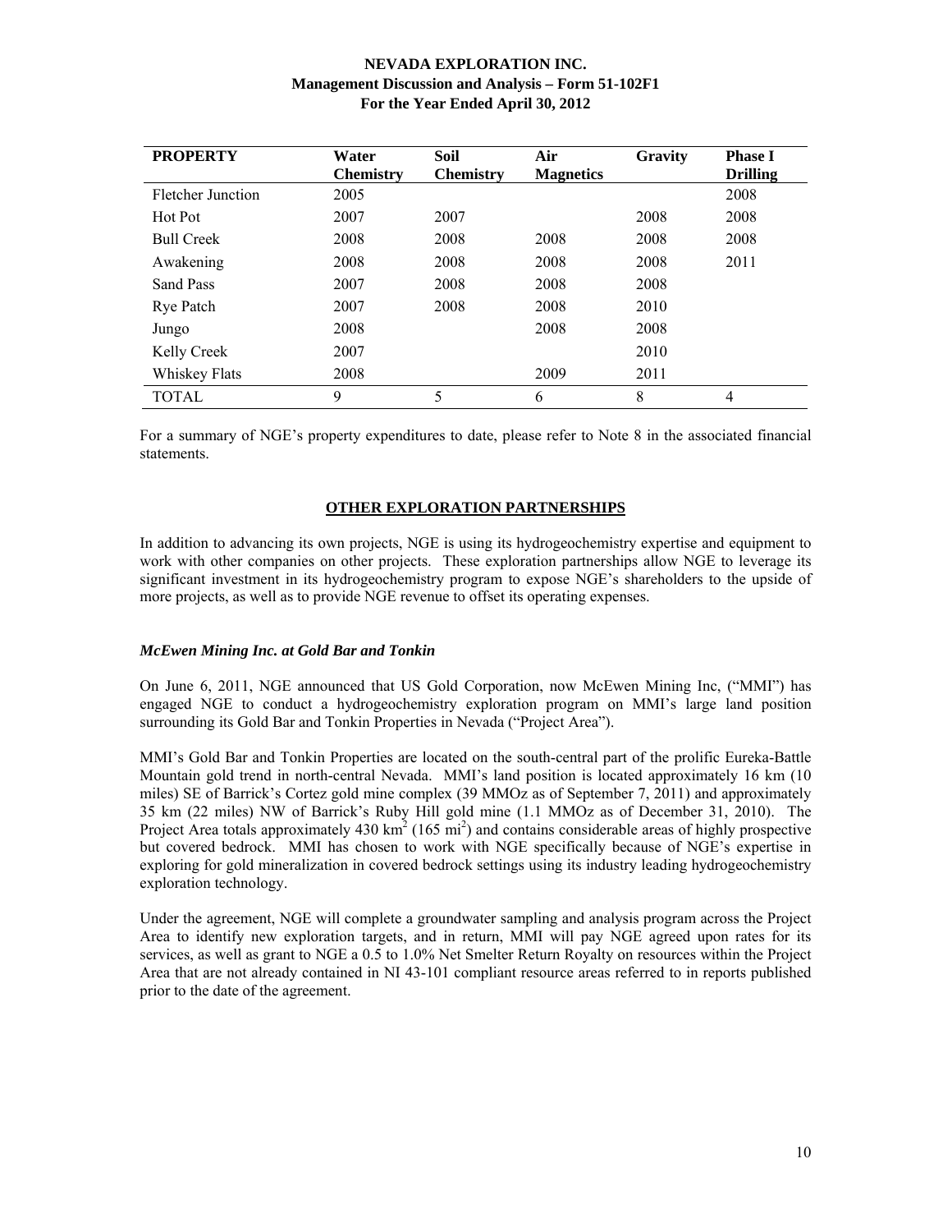| PROPERTY | Water Chemistry | Soil Chemistry | Air Magnetics | Gravity | Phase I Drilling |
|---|---|---|---|---|---|
| Fletcher Junction | 2005 | | | | 2008 |
| Hot Pot | 2007 | 2007 | | 2008 | 2008 |
| Bull Creek | 2008 | 2008 | 2008 | 2008 | 2008 |
| Awakening | 2008 | 2008 | 2008 | 2008 | 2011 |
| Sand Pass | 2007 | 2008 | 2008 | 2008 | |
| Rye Patch | 2007 | 2008 | 2008 | 2010 | |
| Jungo | 2008 | | 2008 | 2008 | |
| Kelly Creek | 2007 | | | 2010 | |
| Whiskey Flats | 2008 | | 2009 | 2011 | |
| TOTAL | 9 | 5 | 6 | 8 | 4 |

For a summary of NGE's property expenditures to date, please refer to Note 8 in the associated financial statements.

## OTHER EXPLORATION PARTNERSHIPS

In addition to advancing its own projects, NGE is using its hydrogeochemistry expertise and equipment to work with other companies on other projects. These exploration partnerships allow NGE to leverage its significant investment in its hydrogeochemistry program to expose NGE's shareholders to the upside of more projects, as well as to provide NGE revenue to offset its operating expenses.

### *McEwen Mining Inc. at Gold Bar and Tonkin*

On June 6, 2011, NGE announced that US Gold Corporation, now McEwen Mining Inc, ("MMI") has engaged NGE to conduct a hydrogeochemistry exploration program on MMI's large land position surrounding its Gold Bar and Tonkin Properties in Nevada ("Project Area").

MMI's Gold Bar and Tonkin Properties are located on the south-central part of the prolific Eureka-Battle Mountain gold trend in north-central Nevada. MMI's land position is located approximately 16 km (10 miles) SE of Barrick's Cortez gold mine complex (39 MMOz as of September 7, 2011) and approximately 35 km (22 miles) NW of Barrick's Ruby Hill gold mine (1.1 MMOz as of December 31, 2010). The Project Area totals approximately 430 $km^2$ (165 $mi^2$) and contains considerable areas of highly prospective but covered bedrock. MMI has chosen to work with NGE specifically because of NGE's expertise in exploring for gold mineralization in covered bedrock settings using its industry leading hydrogeochemistry exploration technology.

Under the agreement, NGE will complete a groundwater sampling and analysis program across the Project Area to identify new exploration targets, and in return, MMI will pay NGE agreed upon rates for its services, as well as grant to NGE a 0.5 to 1.0% Net Smelter Return Royalty on resources within the Project Area that are not already contained in NI 43-101 compliant resource areas referred to in reports published prior to the date of the agreement.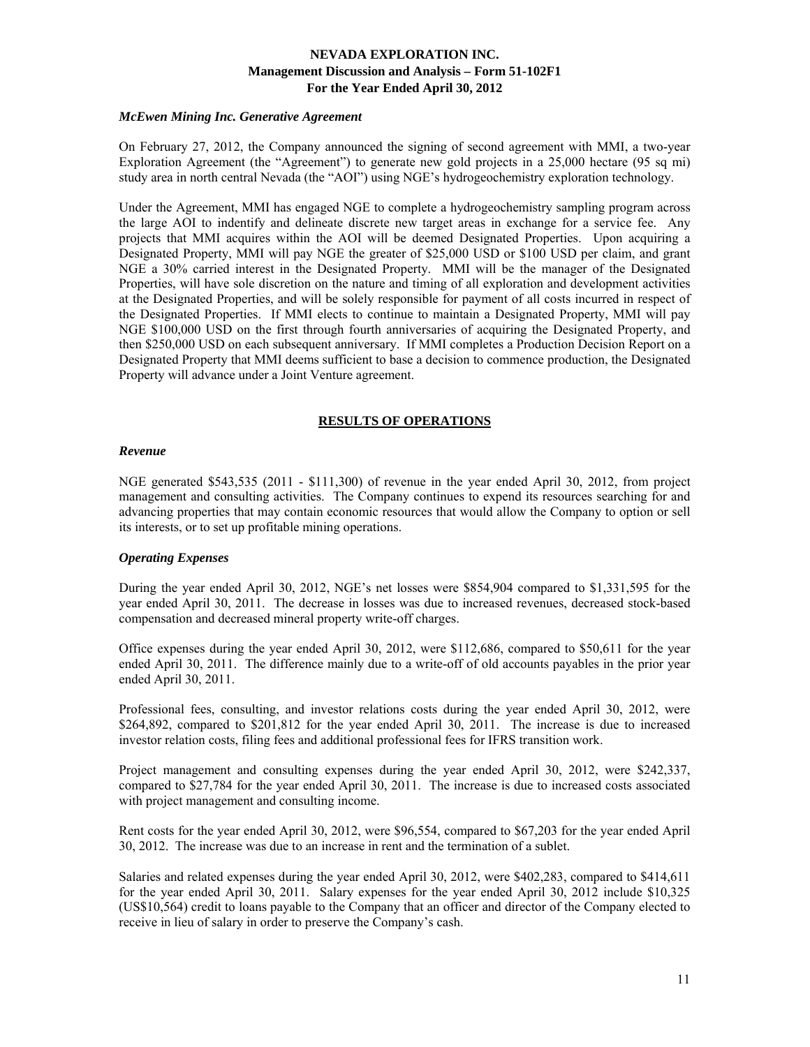*McEwen Mining Inc. Generative Agreement*

On February 27, 2012, the Company announced the signing of second agreement with MMI, a two-year Exploration Agreement (the "Agreement") to generate new gold projects in a 25,000 hectare (95 sq mi) study area in north central Nevada (the "AOI") using NGE's hydrogeochemistry exploration technology.

Under the Agreement, MMI has engaged NGE to complete a hydrogeochemistry sampling program across the large AOI to indentify and delineate discrete new target areas in exchange for a service fee. Any projects that MMI acquires within the AOI will be deemed Designated Properties. Upon acquiring a Designated Property, MMI will pay NGE the greater of $25,000 USD or $100 USD per claim, and grant NGE a 30% carried interest in the Designated Property. MMI will be the manager of the Designated Properties, will have sole discretion on the nature and timing of all exploration and development activities at the Designated Properties, and will be solely responsible for payment of all costs incurred in respect of the Designated Properties. If MMI elects to continue to maintain a Designated Property, MMI will pay NGE $100,000 USD on the first through fourth anniversaries of acquiring the Designated Property, and then $250,000 USD on each subsequent anniversary. If MMI completes a Production Decision Report on a Designated Property that MMI deems sufficient to base a decision to commence production, the Designated Property will advance under a Joint Venture agreement.

## RESULTS OF OPERATIONS

*Revenue*

NGE generated $543,535 (2011 - $111,300) of revenue in the year ended April 30, 2012, from project management and consulting activities. The Company continues to expend its resources searching for and advancing properties that may contain economic resources that would allow the Company to option or sell its interests, or to set up profitable mining operations.

*Operating Expenses*

During the year ended April 30, 2012, NGE's net losses were $854,904 compared to $1,331,595 for the year ended April 30, 2011. The decrease in losses was due to increased revenues, decreased stock-based compensation and decreased mineral property write-off charges.

Office expenses during the year ended April 30, 2012, were $112,686, compared to $50,611 for the year ended April 30, 2011. The difference mainly due to a write-off of old accounts payables in the prior year ended April 30, 2011.

Professional fees, consulting, and investor relations costs during the year ended April 30, 2012, were $264,892, compared to $201,812 for the year ended April 30, 2011. The increase is due to increased investor relation costs, filing fees and additional professional fees for IFRS transition work.

Project management and consulting expenses during the year ended April 30, 2012, were $242,337, compared to $27,784 for the year ended April 30, 2011. The increase is due to increased costs associated with project management and consulting income.

Rent costs for the year ended April 30, 2012, were $96,554, compared to $67,203 for the year ended April 30, 2012. The increase was due to an increase in rent and the termination of a sublet.

Salaries and related expenses during the year ended April 30, 2012, were $402,283, compared to $414,611 for the year ended April 30, 2011. Salary expenses for the year ended April 30, 2012 include $10,325 (US$10,564) credit to loans payable to the Company that an officer and director of the Company elected to receive in lieu of salary in order to preserve the Company's cash.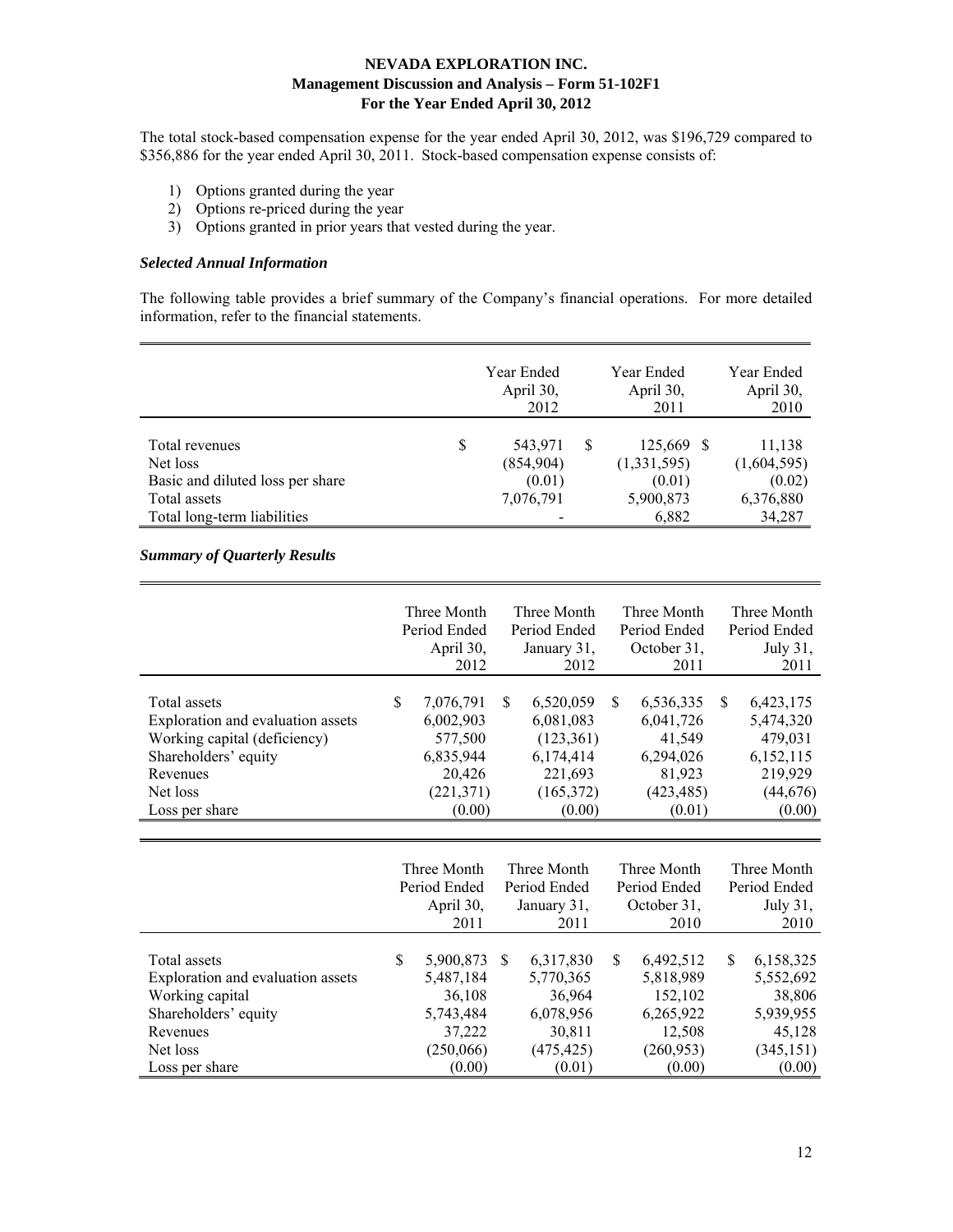The total stock-based compensation expense for the year ended April 30, 2012, was $196,729 compared to $356,886 for the year ended April 30, 2011. Stock-based compensation expense consists of:

1) Options granted during the year
2) Options re-priced during the year
3) Options granted in prior years that vested during the year.

### *Selected Annual Information*

The following table provides a brief summary of the Company's financial operations. For more detailed information, refer to the financial statements.

| | Year Ended April 30, 2012 | Year Ended April 30, 2011 | Year Ended April 30, 2010 |
|---|---|---|---|
| Total revenues | $ 543,971 | $ 125,669 | $ 11,138 |
| Net loss | (854,904) | (1,331,595) | (1,604,595) |
| Basic and diluted loss per share | (0.01) | (0.01) | (0.02) |
| Total assets | 7,076,791 | 5,900,873 | 6,376,880 |
| Total long-term liabilities | - | 6,882 | 34,287 |

### *Summary of Quarterly Results*

| | Three Month Period Ended April 30, 2012 | Three Month Period Ended January 31, 2012 | Three Month Period Ended October 31, 2011 | Three Month Period Ended July 31, 2011 |
|---|---|---|---|---|
| Total assets | $ 7,076,791 | $ 6,520,059 | $ 6,536,335 | $ 6,423,175 |
| Exploration and evaluation assets | 6,002,903 | 6,081,083 | 6,041,726 | 5,474,320 |
| Working capital (deficiency) | 577,500 | (123,361) | 41,549 | 479,031 |
| Shareholders' equity | 6,835,944 | 6,174,414 | 6,294,026 | 6,152,115 |
| Revenues | 20,426 | 221,693 | 81,923 | 219,929 |
| Net loss | (221,371) | (165,372) | (423,485) | (44,676) |
| Loss per share | (0.00) | (0.00) | (0.01) | (0.00) |

| | Three Month Period Ended April 30, 2011 | Three Month Period Ended January 31, 2011 | Three Month Period Ended October 31, 2010 | Three Month Period Ended July 31, 2010 |
|---|---|---|---|---|
| Total assets | $ 5,900,873 | $ 6,317,830 | $ 6,492,512 | $ 6,158,325 |
| Exploration and evaluation assets | 5,487,184 | 5,770,365 | 5,818,989 | 5,552,692 |
| Working capital | 36,108 | 36,964 | 152,102 | 38,806 |
| Shareholders' equity | 5,743,484 | 6,078,956 | 6,265,922 | 5,939,955 |
| Revenues | 37,222 | 30,811 | 12,508 | 45,128 |
| Net loss | (250,066) | (475,425) | (260,953) | (345,151) |
| Loss per share | (0.00) | (0.01) | (0.00) | (0.00) |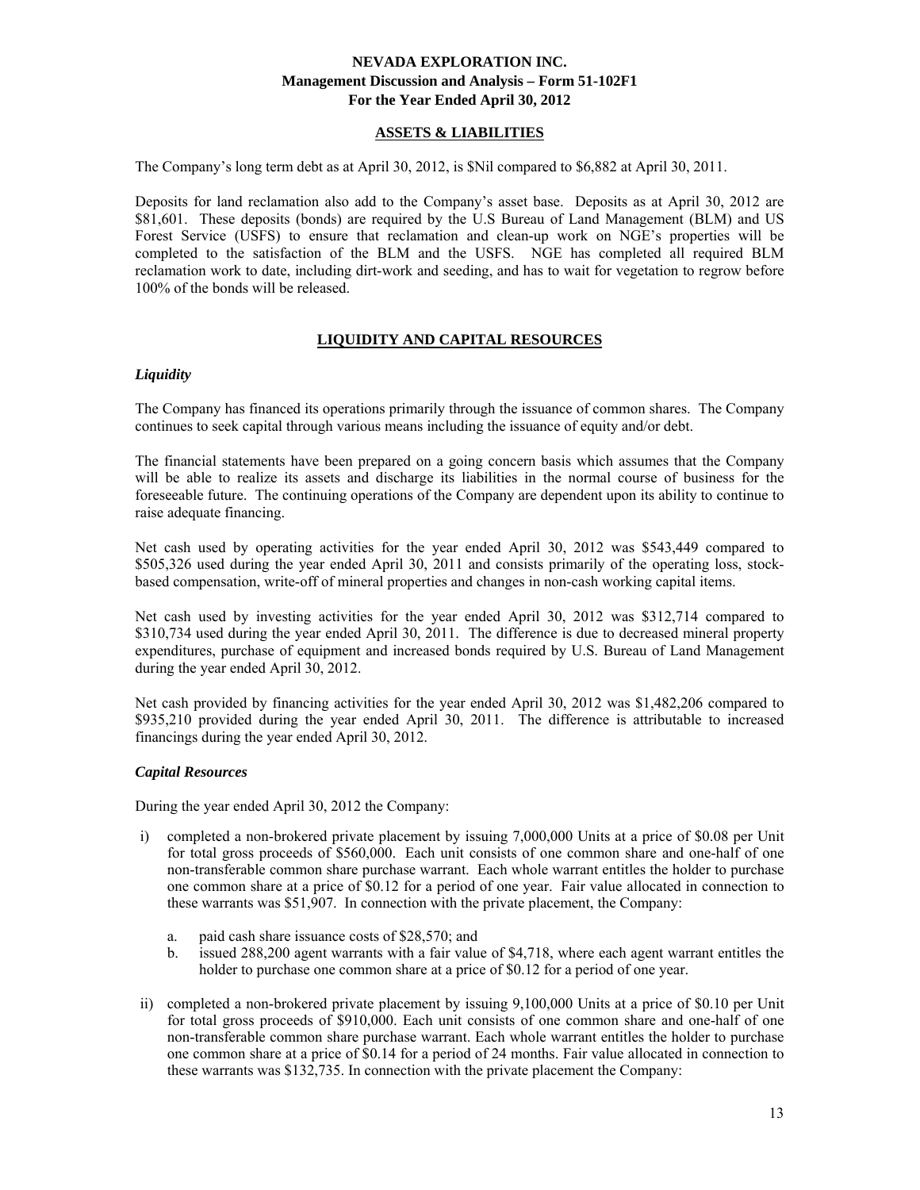## ASSETS & LIABILITIES

The Company's long term debt as at April 30, 2012, is $Nil compared to $6,882 at April 30, 2011.

Deposits for land reclamation also add to the Company's asset base. Deposits as at April 30, 2012 are $81,601. These deposits (bonds) are required by the U.S Bureau of Land Management (BLM) and US Forest Service (USFS) to ensure that reclamation and clean-up work on NGE's properties will be completed to the satisfaction of the BLM and the USFS. NGE has completed all required BLM reclamation work to date, including dirt-work and seeding, and has to wait for vegetation to regrow before 100% of the bonds will be released.

## LIQUIDITY AND CAPITAL RESOURCES

### *Liquidity*

The Company has financed its operations primarily through the issuance of common shares. The Company continues to seek capital through various means including the issuance of equity and/or debt.

The financial statements have been prepared on a going concern basis which assumes that the Company will be able to realize its assets and discharge its liabilities in the normal course of business for the foreseeable future. The continuing operations of the Company are dependent upon its ability to continue to raise adequate financing.

Net cash used by operating activities for the year ended April 30, 2012 was $543,449 compared to $505,326 used during the year ended April 30, 2011 and consists primarily of the operating loss, stock-based compensation, write-off of mineral properties and changes in non-cash working capital items.

Net cash used by investing activities for the year ended April 30, 2012 was $312,714 compared to $310,734 used during the year ended April 30, 2011. The difference is due to decreased mineral property expenditures, purchase of equipment and increased bonds required by U.S. Bureau of Land Management during the year ended April 30, 2012.

Net cash provided by financing activities for the year ended April 30, 2012 was $1,482,206 compared to $935,210 provided during the year ended April 30, 2011. The difference is attributable to increased financings during the year ended April 30, 2012.

### *Capital Resources*

During the year ended April 30, 2012 the Company:

i) completed a non-brokered private placement by issuing 7,000,000 Units at a price of $0.08 per Unit for total gross proceeds of $560,000. Each unit consists of one common share and one-half of one non-transferable common share purchase warrant. Each whole warrant entitles the holder to purchase one common share at a price of $0.12 for a period of one year. Fair value allocated in connection to these warrants was $51,907. In connection with the private placement, the Company:

   a. paid cash share issuance costs of $28,570; and
   b. issued 288,200 agent warrants with a fair value of $4,718, where each agent warrant entitles the holder to purchase one common share at a price of $0.12 for a period of one year.

ii) completed a non-brokered private placement by issuing 9,100,000 Units at a price of $0.10 per Unit for total gross proceeds of $910,000. Each unit consists of one common share and one-half of one non-transferable common share purchase warrant. Each whole warrant entitles the holder to purchase one common share at a price of $0.14 for a period of 24 months. Fair value allocated in connection to these warrants was $132,735. In connection with the private placement the Company: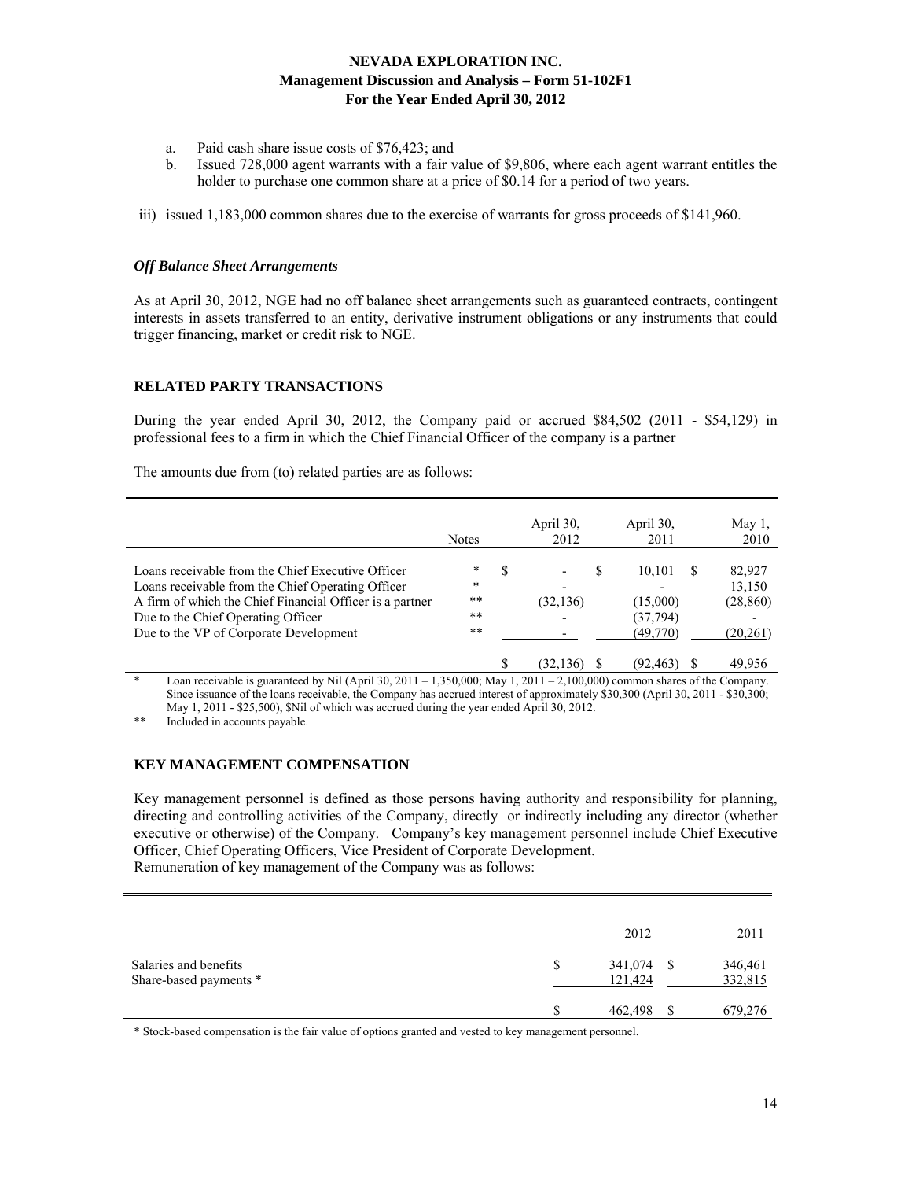a. Paid cash share issue costs of $76,423; and
b. Issued 728,000 agent warrants with a fair value of $9,806, where each agent warrant entitles the holder to purchase one common share at a price of $0.14 for a period of two years.

iii) issued 1,183,000 common shares due to the exercise of warrants for gross proceeds of $141,960.

### *Off Balance Sheet Arrangements*

As at April 30, 2012, NGE had no off balance sheet arrangements such as guaranteed contracts, contingent interests in assets transferred to an entity, derivative instrument obligations or any instruments that could trigger financing, market or credit risk to NGE.

## RELATED PARTY TRANSACTIONS

During the year ended April 30, 2012, the Company paid or accrued $84,502 (2011 - $54,129) in professional fees to a firm in which the Chief Financial Officer of the company is a partner

The amounts due from (to) related parties are as follows:

| | Notes | April 30, 2012 | April 30, 2011 | May 1, 2010 |
|---|---|---|---|---|
| Loans receivable from the Chief Executive Officer | * | $ - | $ 10,101 | $ 82,927 |
| Loans receivable from the Chief Operating Officer | * | - | - | 13,150 |
| A firm of which the Chief Financial Officer is a partner | ** | (32,136) | (15,000) | (28,860) |
| Due to the Chief Operating Officer | ** | - | (37,794) | - |
| Due to the VP of Corporate Development | ** | - | (49,770) | (20,261) |
| | | $ (32,136) | $ (92,463) | $ 49,956 |

\* Loan receivable is guaranteed by Nil (April 30, 2011 – 1,350,000; May 1, 2011 – 2,100,000) common shares of the Company. Since issuance of the loans receivable, the Company has accrued interest of approximately $30,300 (April 30, 2011 - $30,300; May 1, 2011 - $25,500), $Nil of which was accrued during the year ended April 30, 2012.

\*\* Included in accounts payable.

## KEY MANAGEMENT COMPENSATION

Key management personnel is defined as those persons having authority and responsibility for planning, directing and controlling activities of the Company, directly or indirectly including any director (whether executive or otherwise) of the Company. Company's key management personnel include Chief Executive Officer, Chief Operating Officers, Vice President of Corporate Development.
Remuneration of key management of the Company was as follows:

| | 2012 | 2011 |
|---|---|---|
| Salaries and benefits | $ 341,074 | $ 346,461 |
| Share-based payments * | 121,424 | 332,815 |
| | $ 462,498 | $ 679,276 |

\* Stock-based compensation is the fair value of options granted and vested to key management personnel.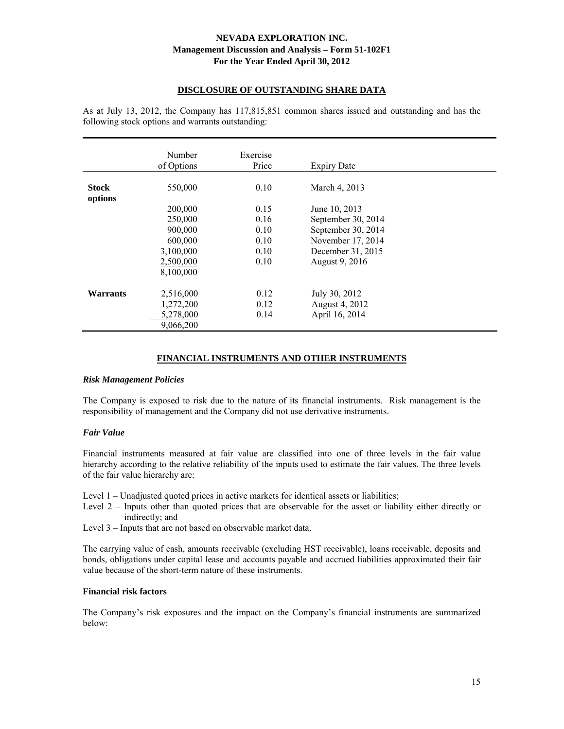## DISCLOSURE OF OUTSTANDING SHARE DATA

As at July 13, 2012, the Company has 117,815,851 common shares issued and outstanding and has the following stock options and warrants outstanding:

| | Number of Options | Exercise Price | Expiry Date |
|---|---|---|---|
| **Stock options** | 550,000 | 0.10 | March 4, 2013 |
| | 200,000 | 0.15 | June 10, 2013 |
| | 250,000 | 0.16 | September 30, 2014 |
| | 900,000 | 0.10 | September 30, 2014 |
| | 600,000 | 0.10 | November 17, 2014 |
| | 3,100,000 | 0.10 | December 31, 2015 |
| | 2,500,000 | 0.10 | August 9, 2016 |
| | 8,100,000 | | |
| **Warrants** | 2,516,000 | 0.12 | July 30, 2012 |
| | 1,272,200 | 0.12 | August 4, 2012 |
| | 5,278,000 | 0.14 | April 16, 2014 |
| | 9,066,200 | | |

## FINANCIAL INSTRUMENTS AND OTHER INSTRUMENTS

### *Risk Management Policies*

The Company is exposed to risk due to the nature of its financial instruments. Risk management is the responsibility of management and the Company did not use derivative instruments.

### *Fair Value*

Financial instruments measured at fair value are classified into one of three levels in the fair value hierarchy according to the relative reliability of the inputs used to estimate the fair values. The three levels of the fair value hierarchy are:

Level 1 – Unadjusted quoted prices in active markets for identical assets or liabilities;
Level 2 – Inputs other than quoted prices that are observable for the asset or liability either directly or indirectly; and
Level 3 – Inputs that are not based on observable market data.

The carrying value of cash, amounts receivable (excluding HST receivable), loans receivable, deposits and bonds, obligations under capital lease and accounts payable and accrued liabilities approximated their fair value because of the short-term nature of these instruments.

### Financial risk factors

The Company's risk exposures and the impact on the Company's financial instruments are summarized below: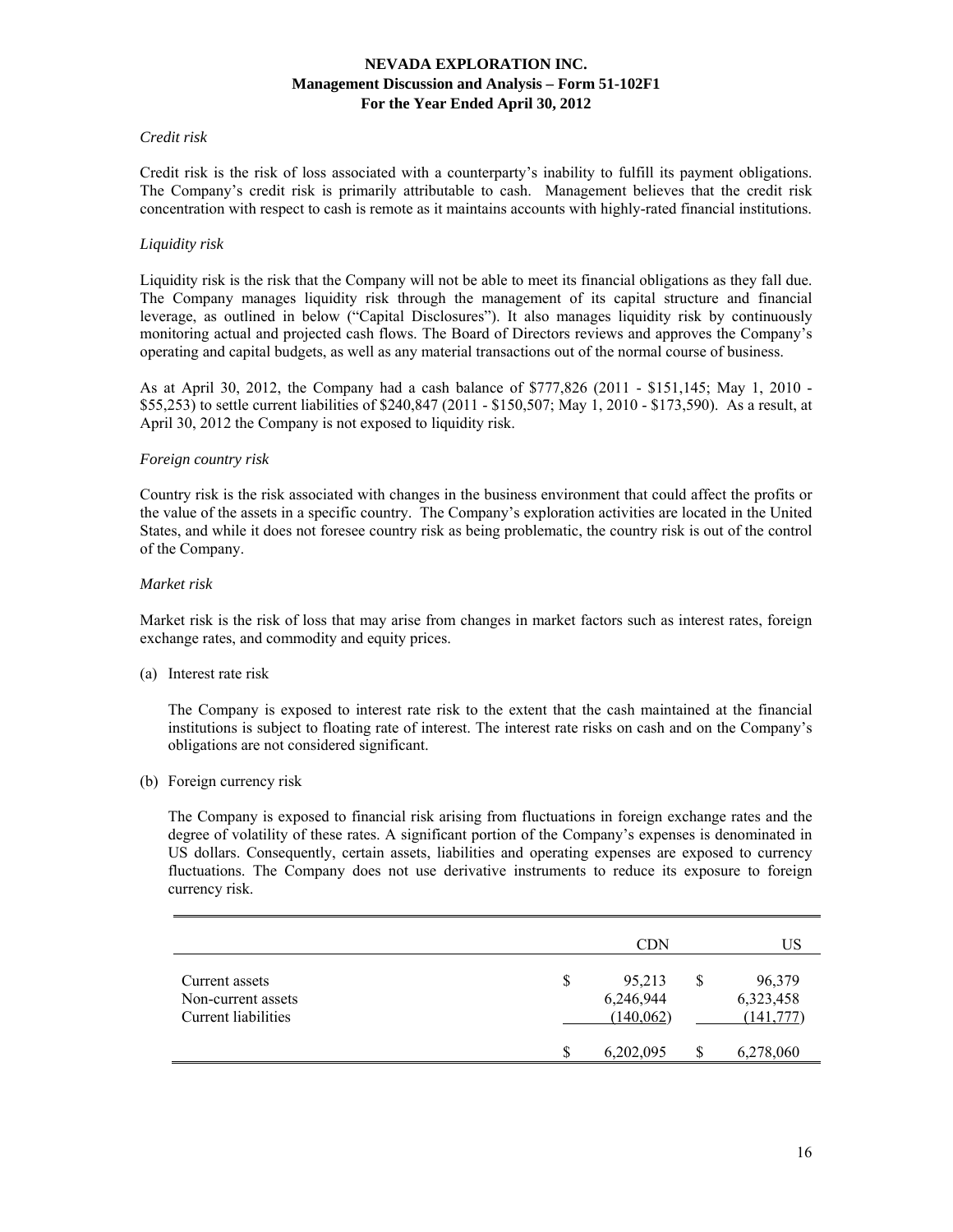*Credit risk*

Credit risk is the risk of loss associated with a counterparty's inability to fulfill its payment obligations. The Company's credit risk is primarily attributable to cash. Management believes that the credit risk concentration with respect to cash is remote as it maintains accounts with highly-rated financial institutions.

*Liquidity risk*

Liquidity risk is the risk that the Company will not be able to meet its financial obligations as they fall due. The Company manages liquidity risk through the management of its capital structure and financial leverage, as outlined in below ("Capital Disclosures"). It also manages liquidity risk by continuously monitoring actual and projected cash flows. The Board of Directors reviews and approves the Company's operating and capital budgets, as well as any material transactions out of the normal course of business.

As at April 30, 2012, the Company had a cash balance of $777,826 (2011 - $151,145; May 1, 2010 - $55,253) to settle current liabilities of $240,847 (2011 - $150,507; May 1, 2010 - $173,590). As a result, at April 30, 2012 the Company is not exposed to liquidity risk.

*Foreign country risk*

Country risk is the risk associated with changes in the business environment that could affect the profits or the value of the assets in a specific country. The Company's exploration activities are located in the United States, and while it does not foresee country risk as being problematic, the country risk is out of the control of the Company.

*Market risk*

Market risk is the risk of loss that may arise from changes in market factors such as interest rates, foreign exchange rates, and commodity and equity prices.

(a) Interest rate risk

The Company is exposed to interest rate risk to the extent that the cash maintained at the financial institutions is subject to floating rate of interest. The interest rate risks on cash and on the Company's obligations are not considered significant.

(b) Foreign currency risk

The Company is exposed to financial risk arising from fluctuations in foreign exchange rates and the degree of volatility of these rates. A significant portion of the Company's expenses is denominated in US dollars. Consequently, certain assets, liabilities and operating expenses are exposed to currency fluctuations. The Company does not use derivative instruments to reduce its exposure to foreign currency risk.

| | CDN | US |
|---|---|---|
| Current assets | $ 95,213 | $ 96,379 |
| Non-current assets | 6,246,944 | 6,323,458 |
| Current liabilities | (140,062) | (141,777) |
| | $ 6,202,095 | $ 6,278,060 |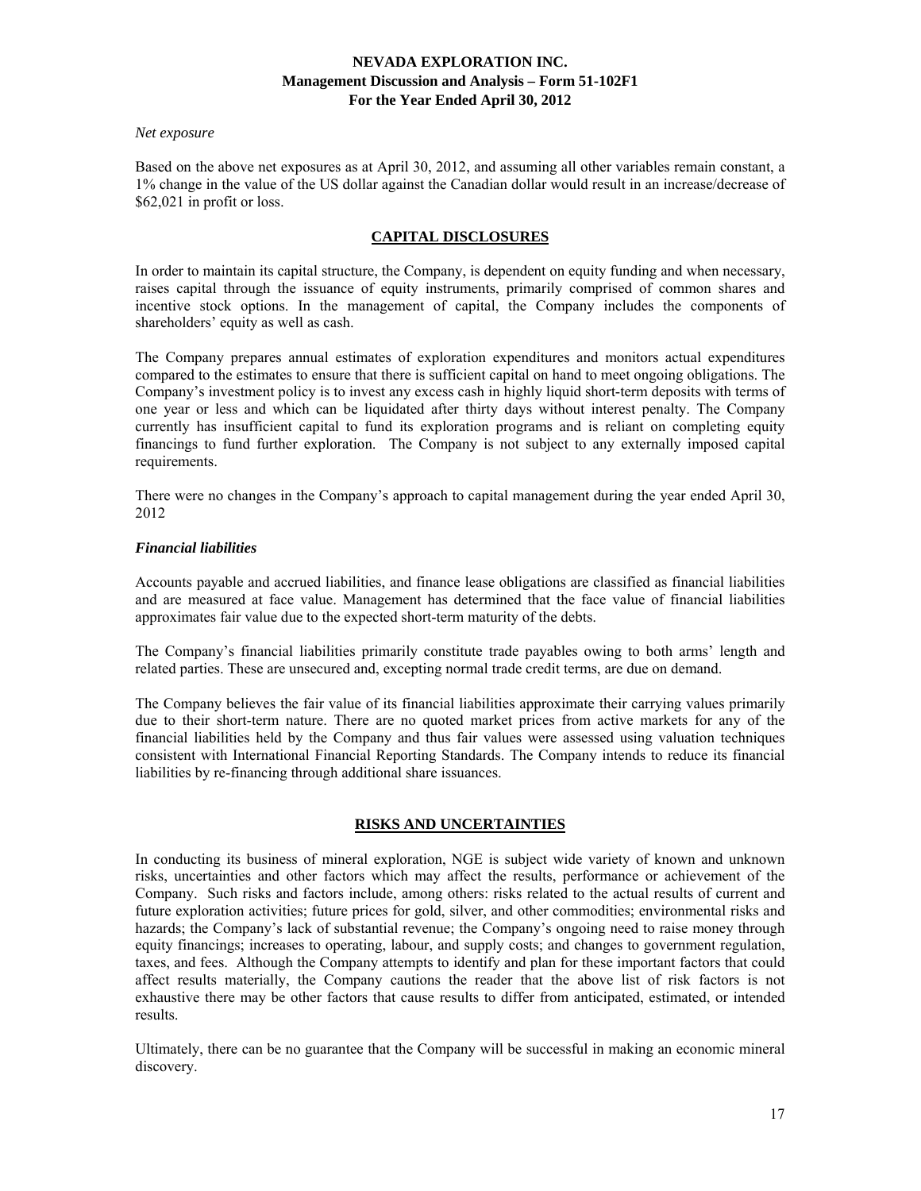*Net exposure*

Based on the above net exposures as at April 30, 2012, and assuming all other variables remain constant, a 1% change in the value of the US dollar against the Canadian dollar would result in an increase/decrease of $62,021 in profit or loss.

## CAPITAL DISCLOSURES

In order to maintain its capital structure, the Company, is dependent on equity funding and when necessary, raises capital through the issuance of equity instruments, primarily comprised of common shares and incentive stock options. In the management of capital, the Company includes the components of shareholders' equity as well as cash.

The Company prepares annual estimates of exploration expenditures and monitors actual expenditures compared to the estimates to ensure that there is sufficient capital on hand to meet ongoing obligations. The Company's investment policy is to invest any excess cash in highly liquid short-term deposits with terms of one year or less and which can be liquidated after thirty days without interest penalty. The Company currently has insufficient capital to fund its exploration programs and is reliant on completing equity financings to fund further exploration. The Company is not subject to any externally imposed capital requirements.

There were no changes in the Company's approach to capital management during the year ended April 30, 2012

***Financial liabilities***

Accounts payable and accrued liabilities, and finance lease obligations are classified as financial liabilities and are measured at face value. Management has determined that the face value of financial liabilities approximates fair value due to the expected short-term maturity of the debts.

The Company's financial liabilities primarily constitute trade payables owing to both arms' length and related parties. These are unsecured and, excepting normal trade credit terms, are due on demand.

The Company believes the fair value of its financial liabilities approximate their carrying values primarily due to their short-term nature. There are no quoted market prices from active markets for any of the financial liabilities held by the Company and thus fair values were assessed using valuation techniques consistent with International Financial Reporting Standards. The Company intends to reduce its financial liabilities by re-financing through additional share issuances.

## RISKS AND UNCERTAINTIES

In conducting its business of mineral exploration, NGE is subject wide variety of known and unknown risks, uncertainties and other factors which may affect the results, performance or achievement of the Company. Such risks and factors include, among others: risks related to the actual results of current and future exploration activities; future prices for gold, silver, and other commodities; environmental risks and hazards; the Company's lack of substantial revenue; the Company's ongoing need to raise money through equity financings; increases to operating, labour, and supply costs; and changes to government regulation, taxes, and fees. Although the Company attempts to identify and plan for these important factors that could affect results materially, the Company cautions the reader that the above list of risk factors is not exhaustive there may be other factors that cause results to differ from anticipated, estimated, or intended results.

Ultimately, there can be no guarantee that the Company will be successful in making an economic mineral discovery.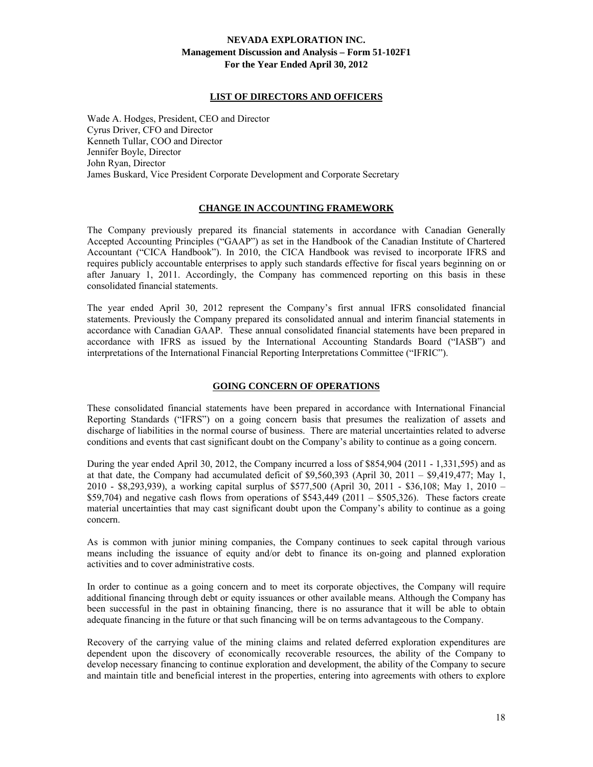## LIST OF DIRECTORS AND OFFICERS

Wade A. Hodges, President, CEO and Director
Cyrus Driver, CFO and Director
Kenneth Tullar, COO and Director
Jennifer Boyle, Director
John Ryan, Director
James Buskard, Vice President Corporate Development and Corporate Secretary

## CHANGE IN ACCOUNTING FRAMEWORK

The Company previously prepared its financial statements in accordance with Canadian Generally Accepted Accounting Principles ("GAAP") as set in the Handbook of the Canadian Institute of Chartered Accountant ("CICA Handbook"). In 2010, the CICA Handbook was revised to incorporate IFRS and requires publicly accountable enterprises to apply such standards effective for fiscal years beginning on or after January 1, 2011. Accordingly, the Company has commenced reporting on this basis in these consolidated financial statements.

The year ended April 30, 2012 represent the Company's first annual IFRS consolidated financial statements. Previously the Company prepared its consolidated annual and interim financial statements in accordance with Canadian GAAP. These annual consolidated financial statements have been prepared in accordance with IFRS as issued by the International Accounting Standards Board ("IASB") and interpretations of the International Financial Reporting Interpretations Committee ("IFRIC").

## GOING CONCERN OF OPERATIONS

These consolidated financial statements have been prepared in accordance with International Financial Reporting Standards ("IFRS") on a going concern basis that presumes the realization of assets and discharge of liabilities in the normal course of business. There are material uncertainties related to adverse conditions and events that cast significant doubt on the Company's ability to continue as a going concern.

During the year ended April 30, 2012, the Company incurred a loss of $854,904 (2011 - 1,331,595) and as at that date, the Company had accumulated deficit of $9,560,393 (April 30, 2011 – $9,419,477; May 1, 2010 - $8,293,939), a working capital surplus of $577,500 (April 30, 2011 - $36,108; May 1, 2010 – $59,704) and negative cash flows from operations of $543,449 (2011 – $505,326). These factors create material uncertainties that may cast significant doubt upon the Company's ability to continue as a going concern.

As is common with junior mining companies, the Company continues to seek capital through various means including the issuance of equity and/or debt to finance its on-going and planned exploration activities and to cover administrative costs.

In order to continue as a going concern and to meet its corporate objectives, the Company will require additional financing through debt or equity issuances or other available means. Although the Company has been successful in the past in obtaining financing, there is no assurance that it will be able to obtain adequate financing in the future or that such financing will be on terms advantageous to the Company.

Recovery of the carrying value of the mining claims and related deferred exploration expenditures are dependent upon the discovery of economically recoverable resources, the ability of the Company to develop necessary financing to continue exploration and development, the ability of the Company to secure and maintain title and beneficial interest in the properties, entering into agreements with others to explore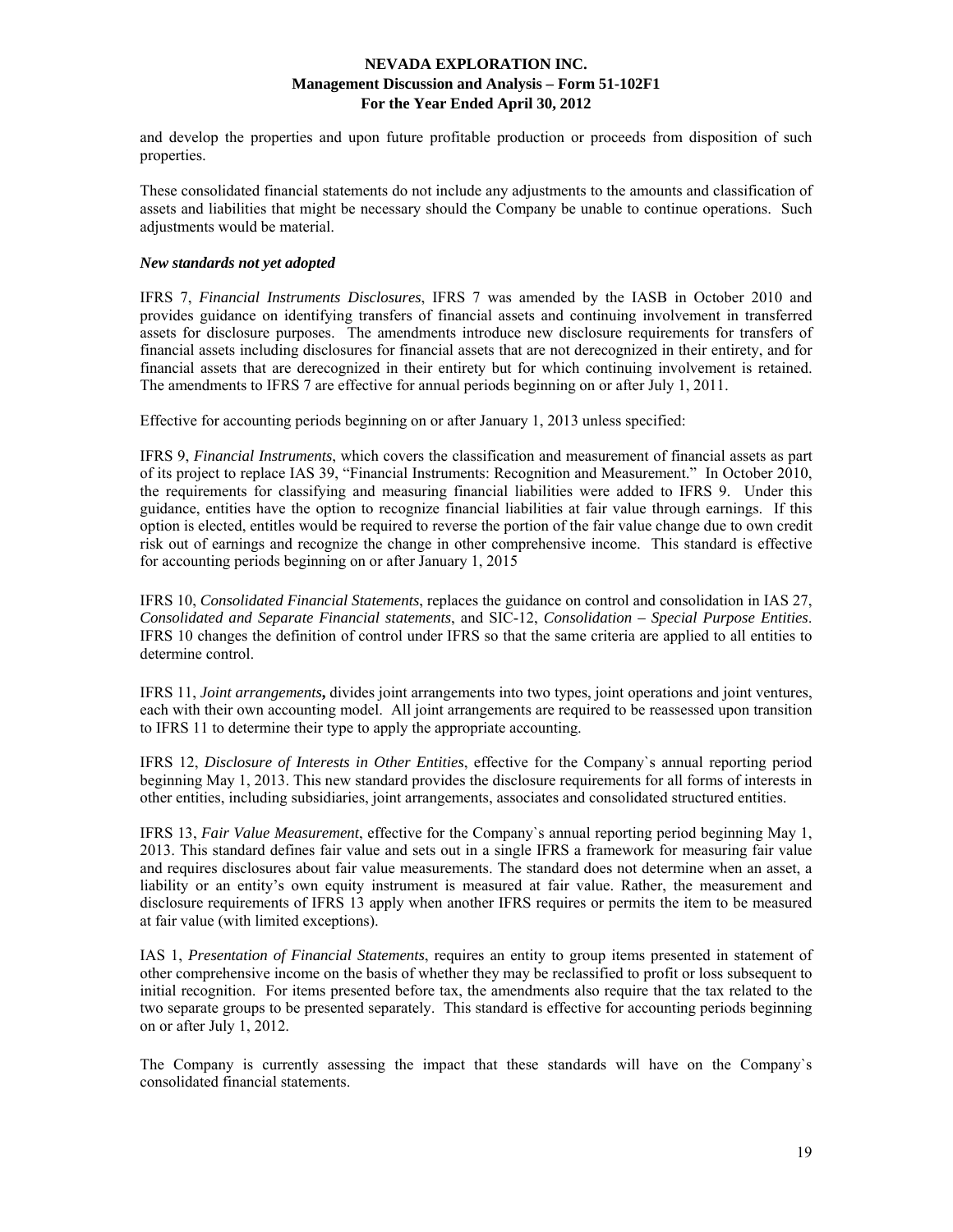and develop the properties and upon future profitable production or proceeds from disposition of such properties.

These consolidated financial statements do not include any adjustments to the amounts and classification of assets and liabilities that might be necessary should the Company be unable to continue operations. Such adjustments would be material.

***New standards not yet adopted***

IFRS 7, *Financial Instruments Disclosures*, IFRS 7 was amended by the IASB in October 2010 and provides guidance on identifying transfers of financial assets and continuing involvement in transferred assets for disclosure purposes. The amendments introduce new disclosure requirements for transfers of financial assets including disclosures for financial assets that are not derecognized in their entirety, and for financial assets that are derecognized in their entirety but for which continuing involvement is retained. The amendments to IFRS 7 are effective for annual periods beginning on or after July 1, 2011.

Effective for accounting periods beginning on or after January 1, 2013 unless specified:

IFRS 9, *Financial Instruments*, which covers the classification and measurement of financial assets as part of its project to replace IAS 39, "Financial Instruments: Recognition and Measurement." In October 2010, the requirements for classifying and measuring financial liabilities were added to IFRS 9. Under this guidance, entities have the option to recognize financial liabilities at fair value through earnings. If this option is elected, entitles would be required to reverse the portion of the fair value change due to own credit risk out of earnings and recognize the change in other comprehensive income. This standard is effective for accounting periods beginning on or after January 1, 2015

IFRS 10, *Consolidated Financial Statements*, replaces the guidance on control and consolidation in IAS 27, *Consolidated and Separate Financial statements*, and SIC-12, *Consolidation – Special Purpose Entities*. IFRS 10 changes the definition of control under IFRS so that the same criteria are applied to all entities to determine control.

IFRS 11, *Joint arrangements***,** divides joint arrangements into two types, joint operations and joint ventures, each with their own accounting model. All joint arrangements are required to be reassessed upon transition to IFRS 11 to determine their type to apply the appropriate accounting.

IFRS 12, *Disclosure of Interests in Other Entities*, effective for the Company`s annual reporting period beginning May 1, 2013. This new standard provides the disclosure requirements for all forms of interests in other entities, including subsidiaries, joint arrangements, associates and consolidated structured entities.

IFRS 13, *Fair Value Measurement*, effective for the Company`s annual reporting period beginning May 1, 2013. This standard defines fair value and sets out in a single IFRS a framework for measuring fair value and requires disclosures about fair value measurements. The standard does not determine when an asset, a liability or an entity's own equity instrument is measured at fair value. Rather, the measurement and disclosure requirements of IFRS 13 apply when another IFRS requires or permits the item to be measured at fair value (with limited exceptions).

IAS 1, *Presentation of Financial Statements*, requires an entity to group items presented in statement of other comprehensive income on the basis of whether they may be reclassified to profit or loss subsequent to initial recognition. For items presented before tax, the amendments also require that the tax related to the two separate groups to be presented separately. This standard is effective for accounting periods beginning on or after July 1, 2012.

The Company is currently assessing the impact that these standards will have on the Company`s consolidated financial statements.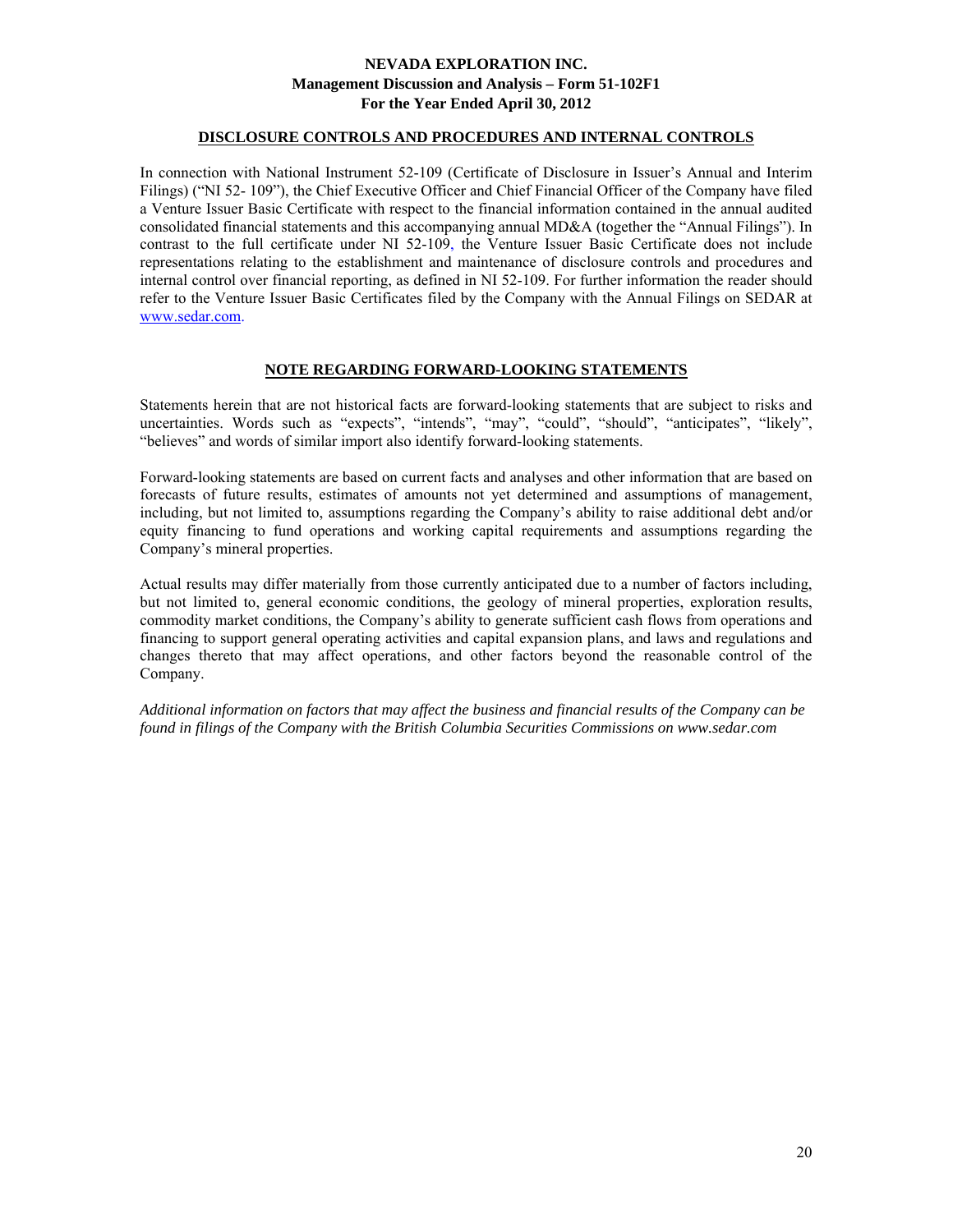## DISCLOSURE CONTROLS AND PROCEDURES AND INTERNAL CONTROLS

In connection with National Instrument 52-109 (Certificate of Disclosure in Issuer's Annual and Interim Filings) ("NI 52- 109"), the Chief Executive Officer and Chief Financial Officer of the Company have filed a Venture Issuer Basic Certificate with respect to the financial information contained in the annual audited consolidated financial statements and this accompanying annual MD&A (together the "Annual Filings"). In contrast to the full certificate under NI 52-109, the Venture Issuer Basic Certificate does not include representations relating to the establishment and maintenance of disclosure controls and procedures and internal control over financial reporting, as defined in NI 52-109. For further information the reader should refer to the Venture Issuer Basic Certificates filed by the Company with the Annual Filings on SEDAR at www.sedar.com.

## NOTE REGARDING FORWARD-LOOKING STATEMENTS

Statements herein that are not historical facts are forward-looking statements that are subject to risks and uncertainties. Words such as "expects", "intends", "may", "could", "should", "anticipates", "likely", "believes" and words of similar import also identify forward-looking statements.

Forward-looking statements are based on current facts and analyses and other information that are based on forecasts of future results, estimates of amounts not yet determined and assumptions of management, including, but not limited to, assumptions regarding the Company's ability to raise additional debt and/or equity financing to fund operations and working capital requirements and assumptions regarding the Company's mineral properties.

Actual results may differ materially from those currently anticipated due to a number of factors including, but not limited to, general economic conditions, the geology of mineral properties, exploration results, commodity market conditions, the Company's ability to generate sufficient cash flows from operations and financing to support general operating activities and capital expansion plans, and laws and regulations and changes thereto that may affect operations, and other factors beyond the reasonable control of the Company.

*Additional information on factors that may affect the business and financial results of the Company can be found in filings of the Company with the British Columbia Securities Commissions on www.sedar.com*